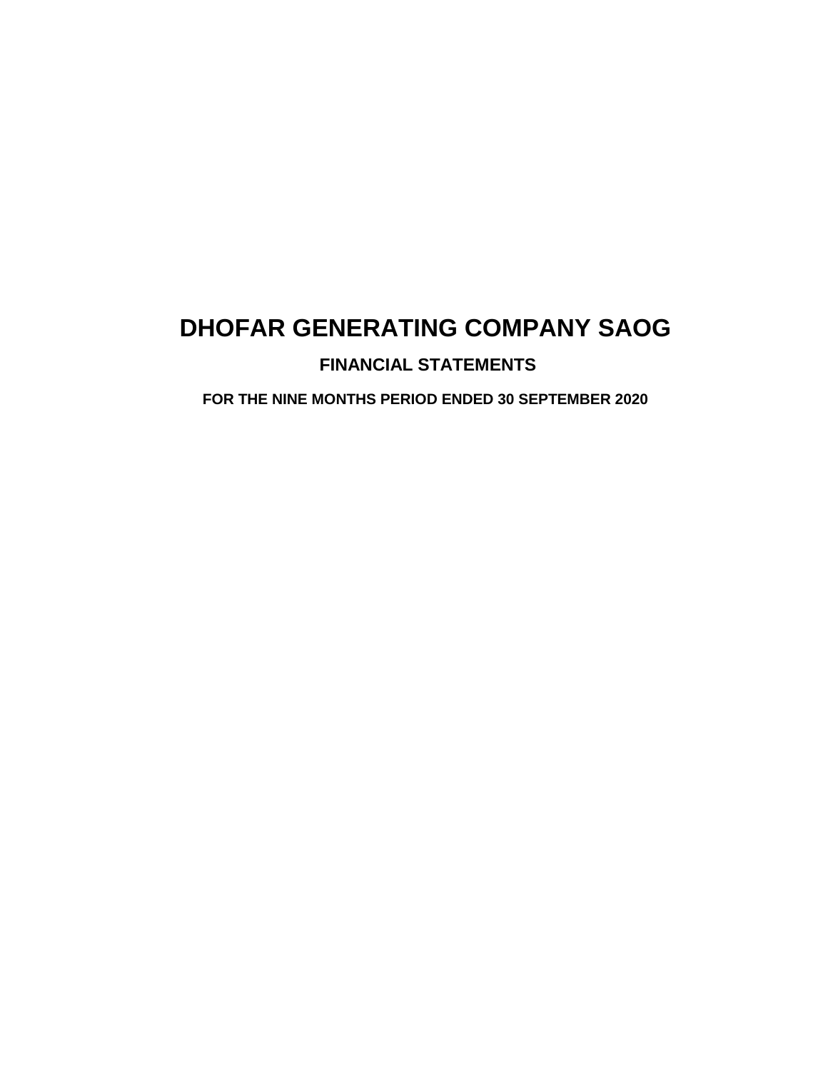# DHOFAR GENERATING COMPANY SAOG

## FINANCIAL STATEMENTS

### FOR THE NINE MONTHS PERIOD ENDED 30 SEPTEMBER 2020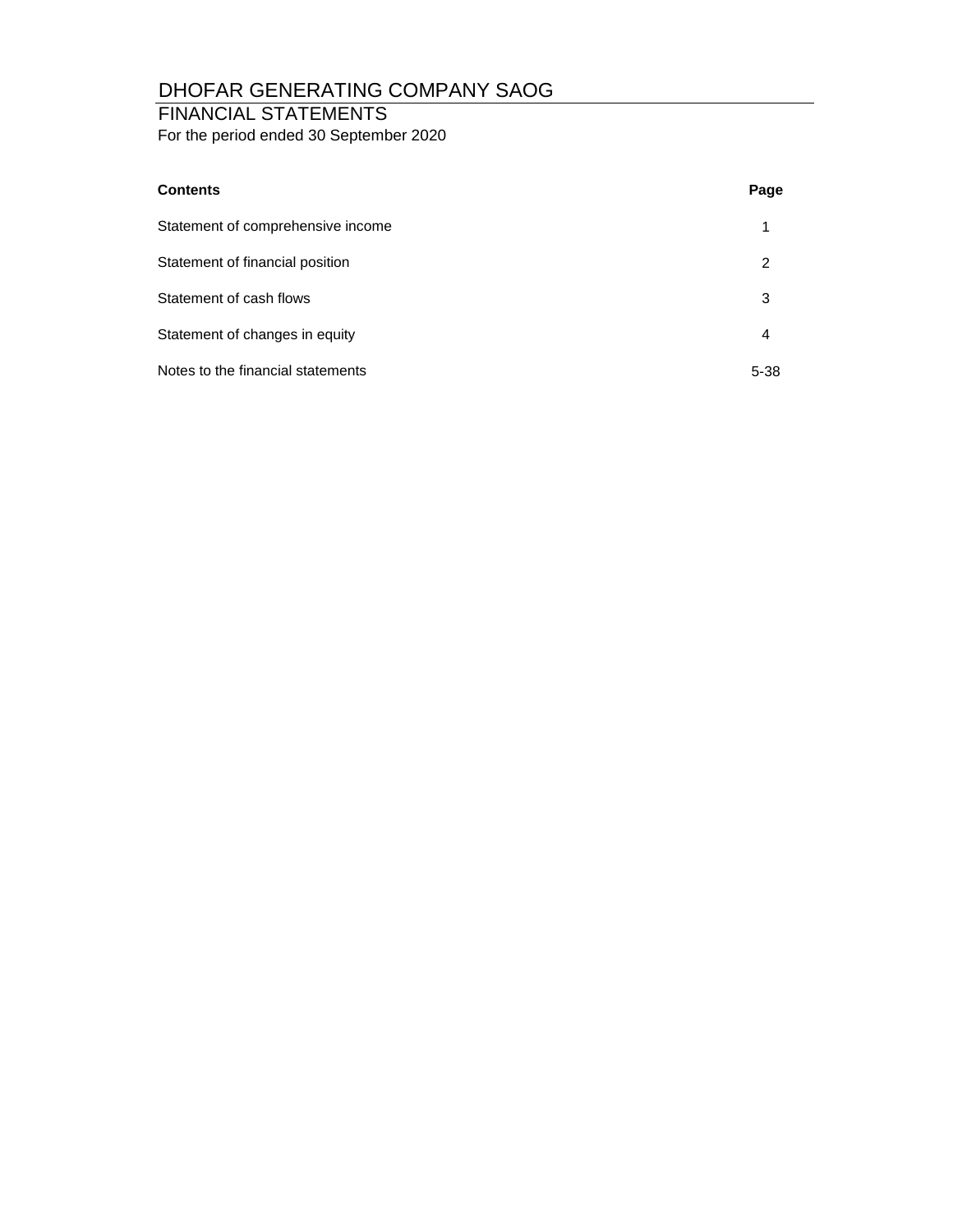# DHOFAR GENERATING COMPANY SAOG

## FINANCIAL STATEMENTS

For the period ended 30 September 2020

| **Contents** | **Page** |
| --- | --- |
| Statement of comprehensive income | 1 |
| Statement of financial position | 2 |
| Statement of cash flows | 3 |
| Statement of changes in equity | 4 |
| Notes to the financial statements | 5-38 |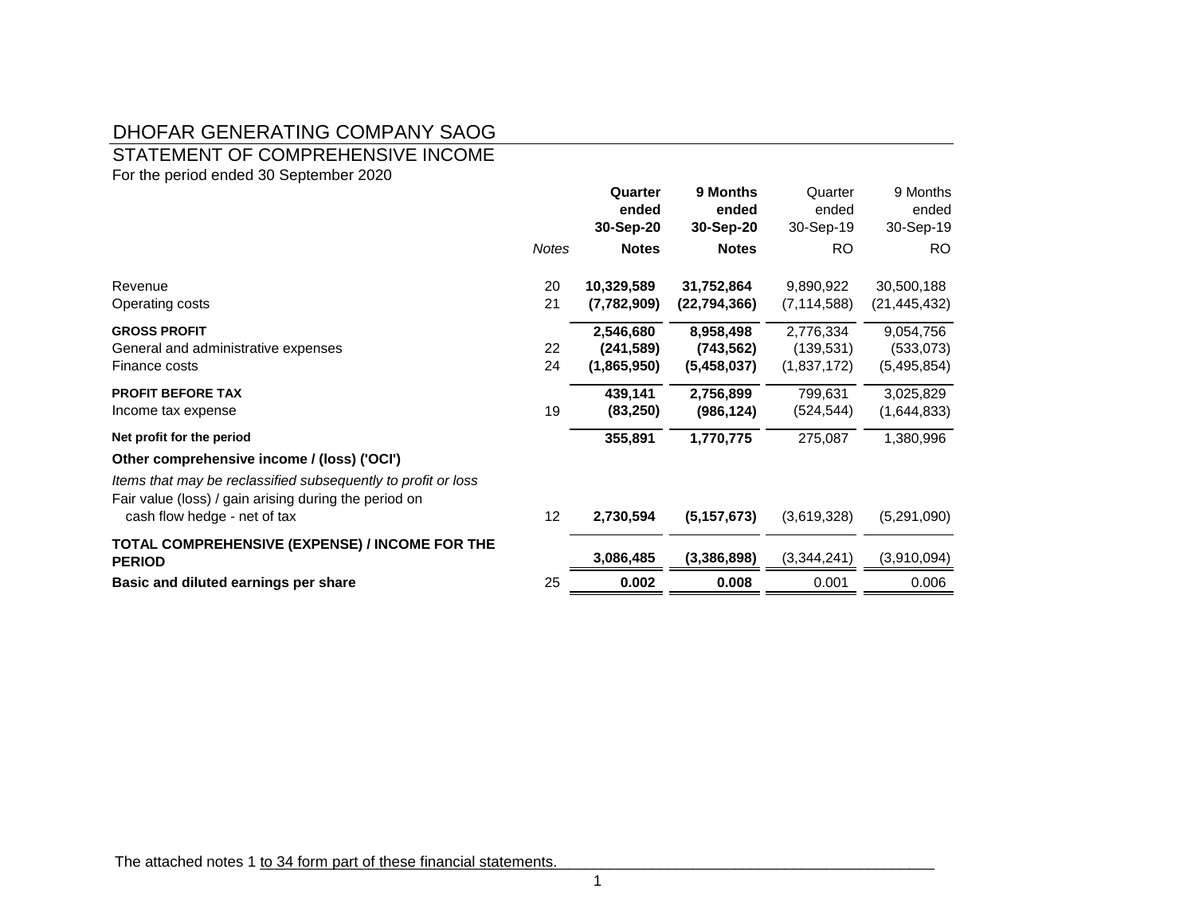# DHOFAR GENERATING COMPANY SAOG

## STATEMENT OF COMPREHENSIVE INCOME

For the period ended 30 September 2020

| | *Notes* | **Quarter ended 30-Sep-20** | **9 Months ended 30-Sep-20** | Quarter ended 30-Sep-19 | 9 Months ended 30-Sep-19 |
|---|---|---|---|---|---|
| | | **Notes** | **Notes** | RO | RO |
| Revenue | 20 | **10,329,589** | **31,752,864** | 9,890,922 | 30,500,188 |
| Operating costs | 21 | **(7,782,909)** | **(22,794,366)** | (7,114,588) | (21,445,432) |
| **GROSS PROFIT** | | **2,546,680** | **8,958,498** | 2,776,334 | 9,054,756 |
| General and administrative expenses | 22 | **(241,589)** | **(743,562)** | (139,531) | (533,073) |
| Finance costs | 24 | **(1,865,950)** | **(5,458,037)** | (1,837,172) | (5,495,854) |
| **PROFIT BEFORE TAX** | | **439,141** | **2,756,899** | 799,631 | 3,025,829 |
| Income tax expense | 19 | **(83,250)** | **(986,124)** | (524,544) | (1,644,833) |
| **Net profit for the period** | | **355,891** | **1,770,775** | 275,087 | 1,380,996 |
| **Other comprehensive income / (loss) ('OCI')** | | | | | |
| *Items that may be reclassified subsequently to profit or loss* | | | | | |
| Fair value (loss) / gain arising during the period on cash flow hedge - net of tax | 12 | **2,730,594** | **(5,157,673)** | (3,619,328) | (5,291,090) |
| **TOTAL COMPREHENSIVE (EXPENSE) / INCOME FOR THE PERIOD** | | **3,086,485** | **(3,386,898)** | (3,344,241) | (3,910,094) |
| **Basic and diluted earnings per share** | 25 | **0.002** | **0.008** | 0.001 | 0.006 |

The attached notes 1 to 34 form part of these financial statements.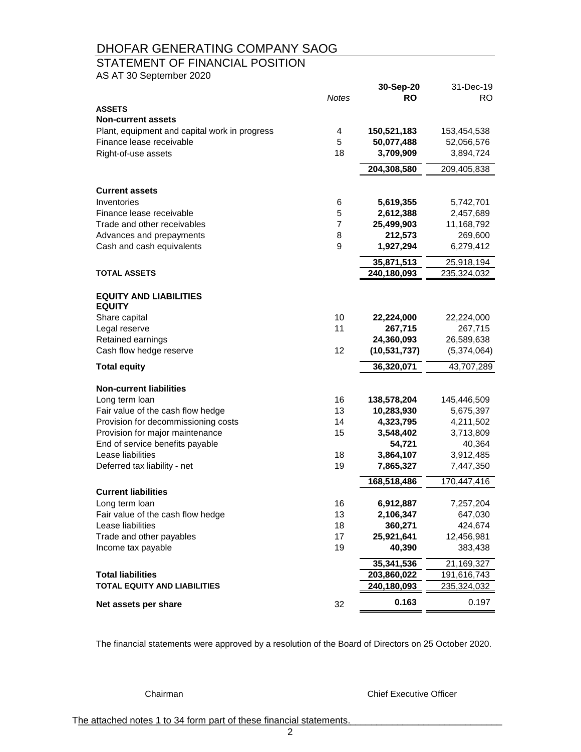# DHOFAR GENERATING COMPANY SAOG

## STATEMENT OF FINANCIAL POSITION

AS AT 30 September 2020

| | *Notes* | **30-Sep-20 RO** | 31-Dec-19 RO |
|---|---|---|---|
| **ASSETS** | | | |
| **Non-current assets** | | | |
| Plant, equipment and capital work in progress | 4 | **150,521,183** | 153,454,538 |
| Finance lease receivable | 5 | **50,077,488** | 52,056,576 |
| Right-of-use assets | 18 | **3,709,909** | 3,894,724 |
| | | **204,308,580** | 209,405,838 |
| **Current assets** | | | |
| Inventories | 6 | **5,619,355** | 5,742,701 |
| Finance lease receivable | 5 | **2,612,388** | 2,457,689 |
| Trade and other receivables | 7 | **25,499,903** | 11,168,792 |
| Advances and prepayments | 8 | **212,573** | 269,600 |
| Cash and cash equivalents | 9 | **1,927,294** | 6,279,412 |
| | | **35,871,513** | 25,918,194 |
| **TOTAL ASSETS** | | **240,180,093** | 235,324,032 |
| **EQUITY AND LIABILITIES** | | | |
| **EQUITY** | | | |
| Share capital | 10 | **22,224,000** | 22,224,000 |
| Legal reserve | 11 | **267,715** | 267,715 |
| Retained earnings | | **24,360,093** | 26,589,638 |
| Cash flow hedge reserve | 12 | **(10,531,737)** | (5,374,064) |
| **Total equity** | | **36,320,071** | 43,707,289 |
| **Non-current liabilities** | | | |
| Long term loan | 16 | **138,578,204** | 145,446,509 |
| Fair value of the cash flow hedge | 13 | **10,283,930** | 5,675,397 |
| Provision for decommissioning costs | 14 | **4,323,795** | 4,211,502 |
| Provision for major maintenance | 15 | **3,548,402** | 3,713,809 |
| End of service benefits payable | | **54,721** | 40,364 |
| Lease liabilities | 18 | **3,864,107** | 3,912,485 |
| Deferred tax liability - net | 19 | **7,865,327** | 7,447,350 |
| | | **168,518,486** | 170,447,416 |
| **Current liabilities** | | | |
| Long term loan | 16 | **6,912,887** | 7,257,204 |
| Fair value of the cash flow hedge | 13 | **2,106,347** | 647,030 |
| Lease liabilities | 18 | **360,271** | 424,674 |
| Trade and other payables | 17 | **25,921,641** | 12,456,981 |
| Income tax payable | 19 | **40,390** | 383,438 |
| | | **35,341,536** | 21,169,327 |
| **Total liabilities** | | **203,860,022** | 191,616,743 |
| **TOTAL EQUITY AND LIABILITIES** | | **240,180,093** | 235,324,032 |
| **Net assets per share** | 32 | **0.163** | 0.197 |

The financial statements were approved by a resolution of the Board of Directors on 25 October 2020.

Chairman

Chief Executive Officer

The attached notes 1 to 34 form part of these financial statements.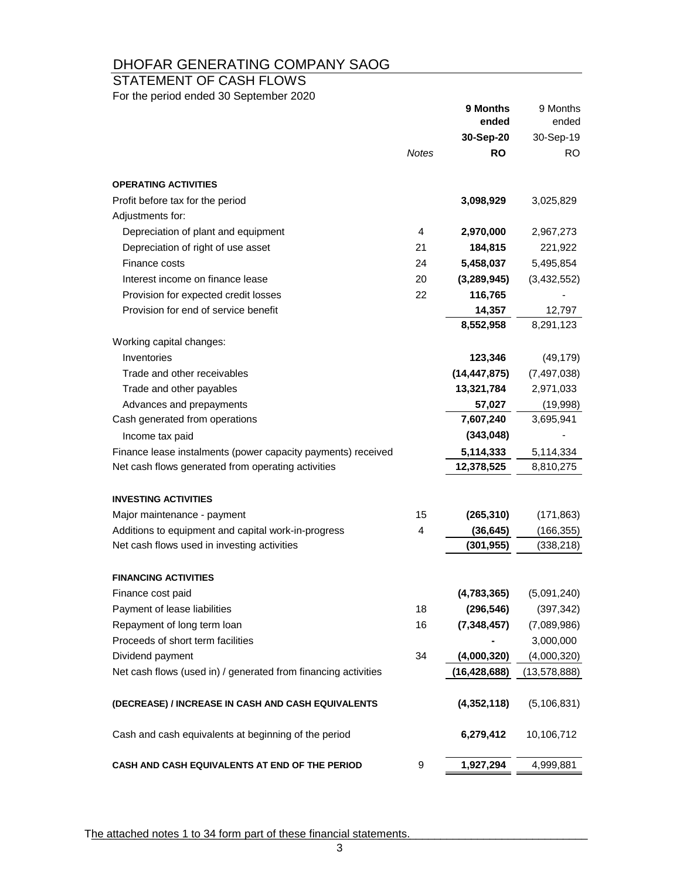# DHOFAR GENERATING COMPANY SAOG

## STATEMENT OF CASH FLOWS

For the period ended 30 September 2020

| | Notes | 9 Months ended 30-Sep-20 RO | 9 Months ended 30-Sep-19 RO |
|---|---|---|---|
| **OPERATING ACTIVITIES** | | | |
| Profit before tax for the period | | **3,098,929** | 3,025,829 |
| Adjustments for: | | | |
| Depreciation of plant and equipment | 4 | **2,970,000** | 2,967,273 |
| Depreciation of right of use asset | 21 | **184,815** | 221,922 |
| Finance costs | 24 | **5,458,037** | 5,495,854 |
| Interest income on finance lease | 20 | **(3,289,945)** | (3,432,552) |
| Provision for expected credit losses | 22 | **116,765** | - |
| Provision for end of service benefit | | **14,357** | 12,797 |
| | | **8,552,958** | 8,291,123 |
| Working capital changes: | | | |
| Inventories | | **123,346** | (49,179) |
| Trade and other receivables | | **(14,447,875)** | (7,497,038) |
| Trade and other payables | | **13,321,784** | 2,971,033 |
| Advances and prepayments | | **57,027** | (19,998) |
| Cash generated from operations | | **7,607,240** | 3,695,941 |
| Income tax paid | | **(343,048)** | - |
| Finance lease instalments (power capacity payments) received | | **5,114,333** | 5,114,334 |
| Net cash flows generated from operating activities | | **12,378,525** | 8,810,275 |
| **INVESTING ACTIVITIES** | | | |
| Major maintenance - payment | 15 | **(265,310)** | (171,863) |
| Additions to equipment and capital work-in-progress | 4 | **(36,645)** | (166,355) |
| Net cash flows used in investing activities | | **(301,955)** | (338,218) |
| **FINANCING ACTIVITIES** | | | |
| Finance cost paid | | **(4,783,365)** | (5,091,240) |
| Payment of lease liabilities | 18 | **(296,546)** | (397,342) |
| Repayment of long term loan | 16 | **(7,348,457)** | (7,089,986) |
| Proceeds of short term facilities | | **-** | 3,000,000 |
| Dividend payment | 34 | **(4,000,320)** | (4,000,320) |
| Net cash flows (used in) / generated from financing activities | | **(16,428,688)** | (13,578,888) |
| **(DECREASE) / INCREASE IN CASH AND CASH EQUIVALENTS** | | **(4,352,118)** | (5,106,831) |
| Cash and cash equivalents at beginning of the period | | **6,279,412** | 10,106,712 |
| **CASH AND CASH EQUIVALENTS AT END OF THE PERIOD** | 9 | **1,927,294** | 4,999,881 |

The attached notes 1 to 34 form part of these financial statements.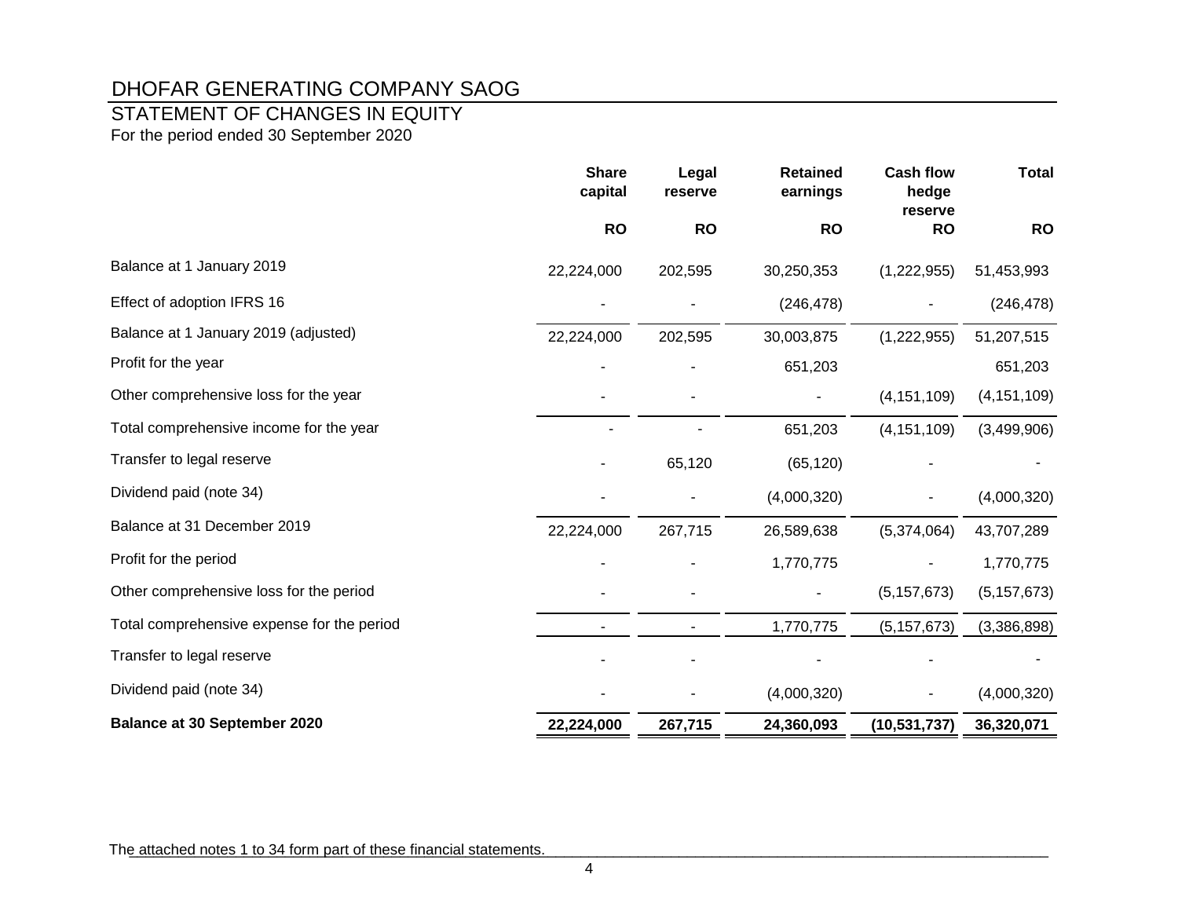# DHOFAR GENERATING COMPANY SAOG

## STATEMENT OF CHANGES IN EQUITY

For the period ended 30 September 2020

| | Share capital | Legal reserve | Retained earnings | Cash flow hedge reserve | Total |
|---|---|---|---|---|---|
| | RO | RO | RO | RO | RO |
| Balance at 1 January 2019 | 22,224,000 | 202,595 | 30,250,353 | (1,222,955) | 51,453,993 |
| Effect of adoption IFRS 16 | - | - | (246,478) | - | (246,478) |
| Balance at 1 January 2019 (adjusted) | 22,224,000 | 202,595 | 30,003,875 | (1,222,955) | 51,207,515 |
| Profit for the year | - | - | 651,203 | | 651,203 |
| Other comprehensive loss for the year | - | - | - | (4,151,109) | (4,151,109) |
| Total comprehensive income for the year | - | - | 651,203 | (4,151,109) | (3,499,906) |
| Transfer to legal reserve | - | 65,120 | (65,120) | - | - |
| Dividend paid (note 34) | - | - | (4,000,320) | - | (4,000,320) |
| Balance at 31 December 2019 | 22,224,000 | 267,715 | 26,589,638 | (5,374,064) | 43,707,289 |
| Profit for the period | - | - | 1,770,775 | - | 1,770,775 |
| Other comprehensive loss for the period | - | - | - | (5,157,673) | (5,157,673) |
| Total comprehensive expense for the period | - | - | 1,770,775 | (5,157,673) | (3,386,898) |
| Transfer to legal reserve | - | - | - | - | - |
| Dividend paid (note 34) | - | - | (4,000,320) | - | (4,000,320) |
| **Balance at 30 September 2020** | **22,224,000** | **267,715** | **24,360,093** | **(10,531,737)** | **36,320,071** |

The attached notes 1 to 34 form part of these financial statements.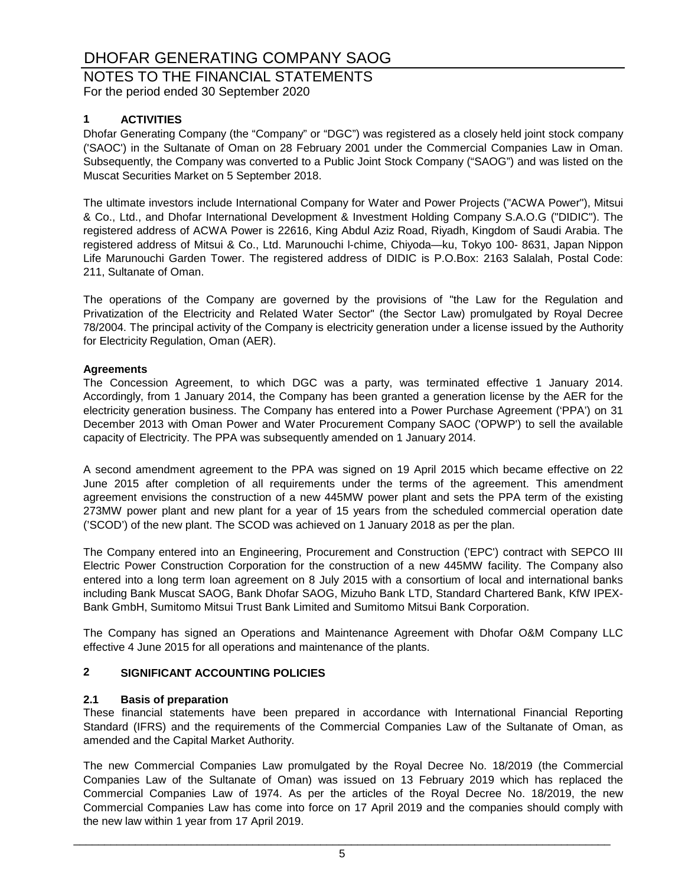# DHOFAR GENERATING COMPANY SAOG

## NOTES TO THE FINANCIAL STATEMENTS

For the period ended 30 September 2020

### 1 ACTIVITIES

Dhofar Generating Company (the "Company" or "DGC") was registered as a closely held joint stock company ('SAOC') in the Sultanate of Oman on 28 February 2001 under the Commercial Companies Law in Oman. Subsequently, the Company was converted to a Public Joint Stock Company ("SAOG") and was listed on the Muscat Securities Market on 5 September 2018.

The ultimate investors include International Company for Water and Power Projects ("ACWA Power"), Mitsui & Co., Ltd., and Dhofar International Development & Investment Holding Company S.A.O.G ("DIDIC"). The registered address of ACWA Power is 22616, King Abdul Aziz Road, Riyadh, Kingdom of Saudi Arabia. The registered address of Mitsui & Co., Ltd. Marunouchi l-chime, Chiyoda—ku, Tokyo 100- 8631, Japan Nippon Life Marunouchi Garden Tower. The registered address of DIDIC is P.O.Box: 2163 Salalah, Postal Code: 211, Sultanate of Oman.

The operations of the Company are governed by the provisions of "the Law for the Regulation and Privatization of the Electricity and Related Water Sector" (the Sector Law) promulgated by Royal Decree 78/2004. The principal activity of the Company is electricity generation under a license issued by the Authority for Electricity Regulation, Oman (AER).

**Agreements**

The Concession Agreement, to which DGC was a party, was terminated effective 1 January 2014. Accordingly, from 1 January 2014, the Company has been granted a generation license by the AER for the electricity generation business. The Company has entered into a Power Purchase Agreement ('PPA') on 31 December 2013 with Oman Power and Water Procurement Company SAOC ('OPWP') to sell the available capacity of Electricity. The PPA was subsequently amended on 1 January 2014.

A second amendment agreement to the PPA was signed on 19 April 2015 which became effective on 22 June 2015 after completion of all requirements under the terms of the agreement. This amendment agreement envisions the construction of a new 445MW power plant and sets the PPA term of the existing 273MW power plant and new plant for a year of 15 years from the scheduled commercial operation date ('SCOD') of the new plant. The SCOD was achieved on 1 January 2018 as per the plan.

The Company entered into an Engineering, Procurement and Construction ('EPC') contract with SEPCO III Electric Power Construction Corporation for the construction of a new 445MW facility. The Company also entered into a long term loan agreement on 8 July 2015 with a consortium of local and international banks including Bank Muscat SAOG, Bank Dhofar SAOG, Mizuho Bank LTD, Standard Chartered Bank, KfW IPEX-Bank GmbH, Sumitomo Mitsui Trust Bank Limited and Sumitomo Mitsui Bank Corporation.

The Company has signed an Operations and Maintenance Agreement with Dhofar O&M Company LLC effective 4 June 2015 for all operations and maintenance of the plants.

### 2 SIGNIFICANT ACCOUNTING POLICIES

#### 2.1 Basis of preparation

These financial statements have been prepared in accordance with International Financial Reporting Standard (IFRS) and the requirements of the Commercial Companies Law of the Sultanate of Oman, as amended and the Capital Market Authority.

The new Commercial Companies Law promulgated by the Royal Decree No. 18/2019 (the Commercial Companies Law of the Sultanate of Oman) was issued on 13 February 2019 which has replaced the Commercial Companies Law of 1974. As per the articles of the Royal Decree No. 18/2019, the new Commercial Companies Law has come into force on 17 April 2019 and the companies should comply with the new law within 1 year from 17 April 2019.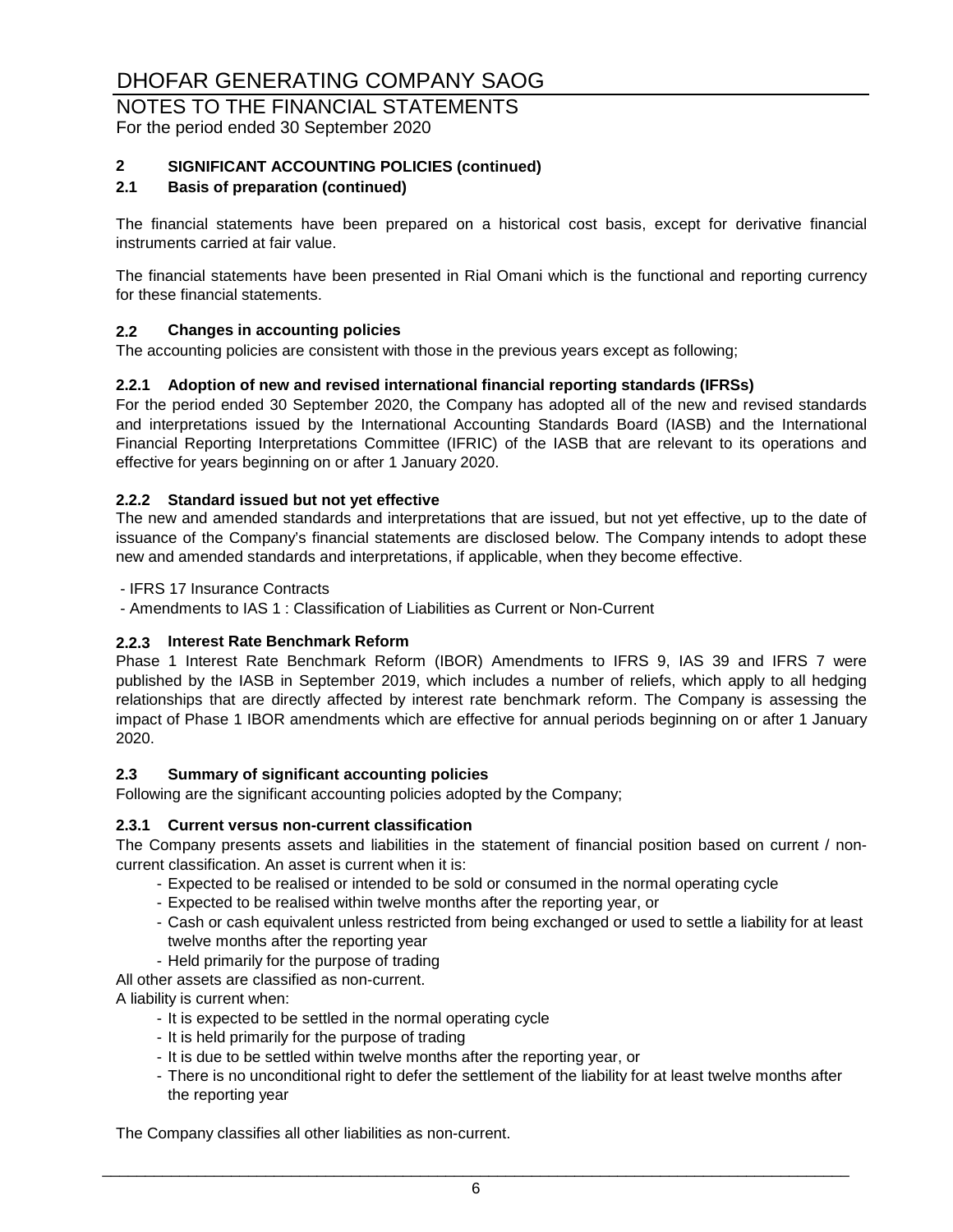# DHOFAR GENERATING COMPANY SAOG

## NOTES TO THE FINANCIAL STATEMENTS

For the period ended 30 September 2020

### 2 SIGNIFICANT ACCOUNTING POLICIES (continued)

### 2.1 Basis of preparation (continued)

The financial statements have been prepared on a historical cost basis, except for derivative financial instruments carried at fair value.

The financial statements have been presented in Rial Omani which is the functional and reporting currency for these financial statements.

### 2.2 Changes in accounting policies

The accounting policies are consistent with those in the previous years except as following;

#### 2.2.1 Adoption of new and revised international financial reporting standards (IFRSs)

For the period ended 30 September 2020, the Company has adopted all of the new and revised standards and interpretations issued by the International Accounting Standards Board (IASB) and the International Financial Reporting Interpretations Committee (IFRIC) of the IASB that are relevant to its operations and effective for years beginning on or after 1 January 2020.

#### 2.2.2 Standard issued but not yet effective

The new and amended standards and interpretations that are issued, but not yet effective, up to the date of issuance of the Company's financial statements are disclosed below. The Company intends to adopt these new and amended standards and interpretations, if applicable, when they become effective.

- IFRS 17 Insurance Contracts
- Amendments to IAS 1 : Classification of Liabilities as Current or Non-Current

#### 2.2.3 Interest Rate Benchmark Reform

Phase 1 Interest Rate Benchmark Reform (IBOR) Amendments to IFRS 9, IAS 39 and IFRS 7 were published by the IASB in September 2019, which includes a number of reliefs, which apply to all hedging relationships that are directly affected by interest rate benchmark reform. The Company is assessing the impact of Phase 1 IBOR amendments which are effective for annual periods beginning on or after 1 January 2020.

### 2.3 Summary of significant accounting policies

Following are the significant accounting policies adopted by the Company;

#### 2.3.1 Current versus non-current classification

The Company presents assets and liabilities in the statement of financial position based on current / non-current classification. An asset is current when it is:

- Expected to be realised or intended to be sold or consumed in the normal operating cycle
- Expected to be realised within twelve months after the reporting year, or
- Cash or cash equivalent unless restricted from being exchanged or used to settle a liability for at least twelve months after the reporting year
- Held primarily for the purpose of trading

All other assets are classified as non-current.

A liability is current when:

- It is expected to be settled in the normal operating cycle
- It is held primarily for the purpose of trading
- It is due to be settled within twelve months after the reporting year, or
- There is no unconditional right to defer the settlement of the liability for at least twelve months after the reporting year

The Company classifies all other liabilities as non-current.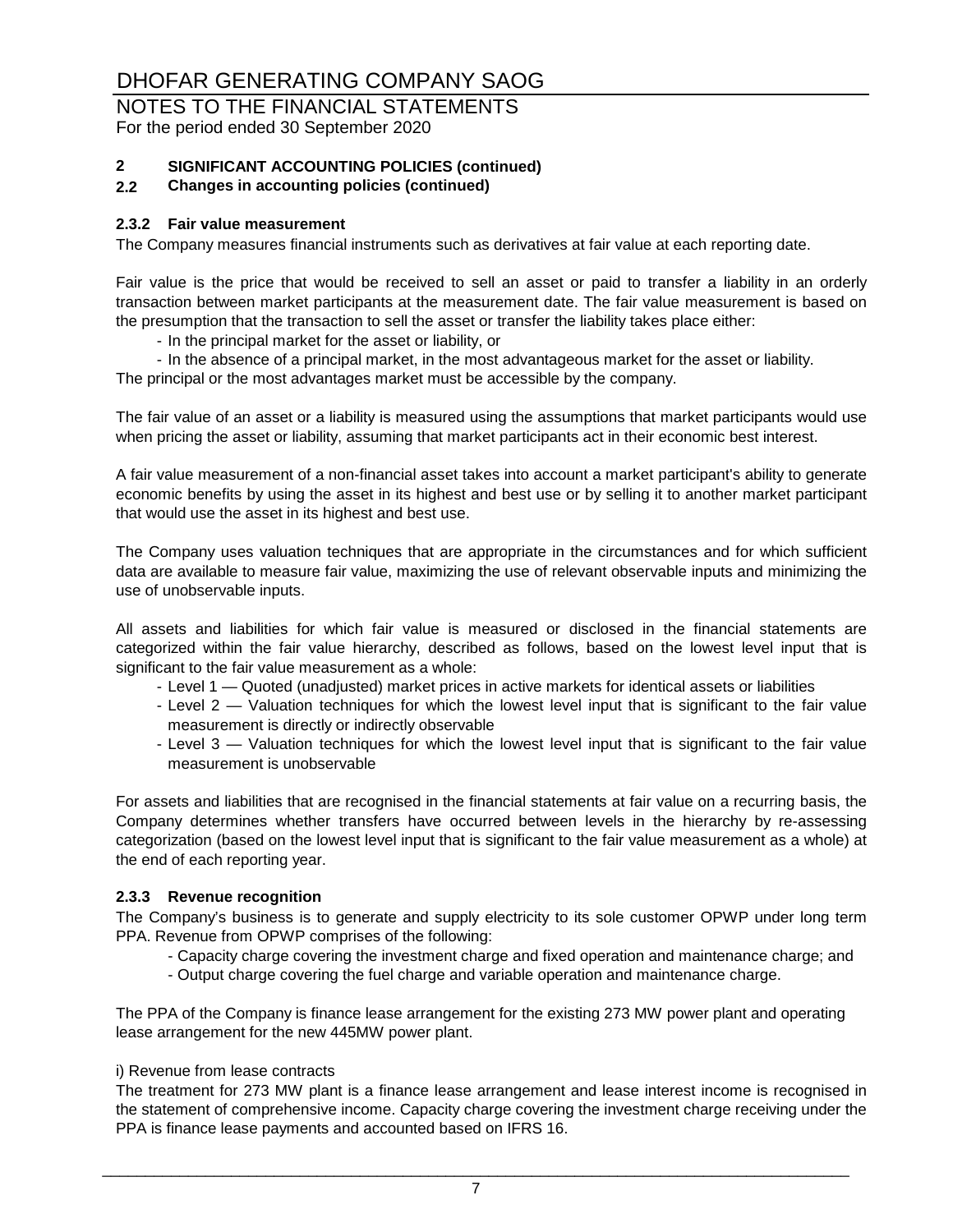# DHOFAR GENERATING COMPANY SAOG

## NOTES TO THE FINANCIAL STATEMENTS

For the period ended 30 September 2020

**2 SIGNIFICANT ACCOUNTING POLICIES (continued)**

**2.2 Changes in accounting policies (continued)**

### 2.3.2 Fair value measurement

The Company measures financial instruments such as derivatives at fair value at each reporting date.

Fair value is the price that would be received to sell an asset or paid to transfer a liability in an orderly transaction between market participants at the measurement date. The fair value measurement is based on the presumption that the transaction to sell the asset or transfer the liability takes place either:

- In the principal market for the asset or liability, or
- In the absence of a principal market, in the most advantageous market for the asset or liability.

The principal or the most advantages market must be accessible by the company.

The fair value of an asset or a liability is measured using the assumptions that market participants would use when pricing the asset or liability, assuming that market participants act in their economic best interest.

A fair value measurement of a non-financial asset takes into account a market participant's ability to generate economic benefits by using the asset in its highest and best use or by selling it to another market participant that would use the asset in its highest and best use.

The Company uses valuation techniques that are appropriate in the circumstances and for which sufficient data are available to measure fair value, maximizing the use of relevant observable inputs and minimizing the use of unobservable inputs.

All assets and liabilities for which fair value is measured or disclosed in the financial statements are categorized within the fair value hierarchy, described as follows, based on the lowest level input that is significant to the fair value measurement as a whole:

- Level 1 — Quoted (unadjusted) market prices in active markets for identical assets or liabilities
- Level 2 — Valuation techniques for which the lowest level input that is significant to the fair value measurement is directly or indirectly observable
- Level 3 — Valuation techniques for which the lowest level input that is significant to the fair value measurement is unobservable

For assets and liabilities that are recognised in the financial statements at fair value on a recurring basis, the Company determines whether transfers have occurred between levels in the hierarchy by re-assessing categorization (based on the lowest level input that is significant to the fair value measurement as a whole) at the end of each reporting year.

### 2.3.3 Revenue recognition

The Company's business is to generate and supply electricity to its sole customer OPWP under long term PPA. Revenue from OPWP comprises of the following:

- Capacity charge covering the investment charge and fixed operation and maintenance charge; and
- Output charge covering the fuel charge and variable operation and maintenance charge.

The PPA of the Company is finance lease arrangement for the existing 273 MW power plant and operating lease arrangement for the new 445MW power plant.

i) Revenue from lease contracts

The treatment for 273 MW plant is a finance lease arrangement and lease interest income is recognised in the statement of comprehensive income. Capacity charge covering the investment charge receiving under the PPA is finance lease payments and accounted based on IFRS 16.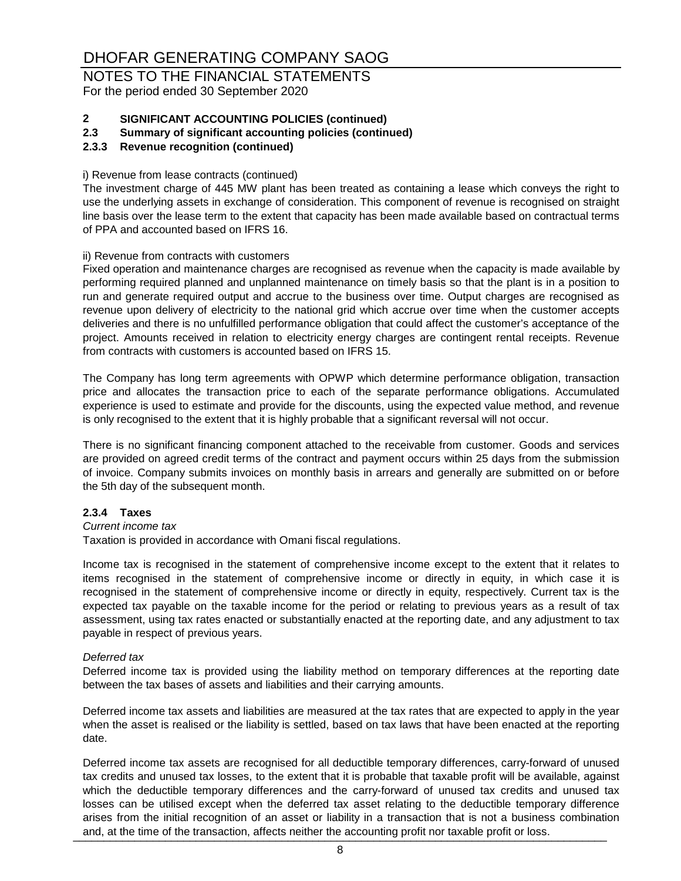## 2 SIGNIFICANT ACCOUNTING POLICIES (continued)

### 2.3 Summary of significant accounting policies (continued)

### 2.3.3 Revenue recognition (continued)

i) Revenue from lease contracts (continued)

The investment charge of 445 MW plant has been treated as containing a lease which conveys the right to use the underlying assets in exchange of consideration. This component of revenue is recognised on straight line basis over the lease term to the extent that capacity has been made available based on contractual terms of PPA and accounted based on IFRS 16.

ii) Revenue from contracts with customers

Fixed operation and maintenance charges are recognised as revenue when the capacity is made available by performing required planned and unplanned maintenance on timely basis so that the plant is in a position to run and generate required output and accrue to the business over time. Output charges are recognised as revenue upon delivery of electricity to the national grid which accrue over time when the customer accepts deliveries and there is no unfulfilled performance obligation that could affect the customer's acceptance of the project. Amounts received in relation to electricity energy charges are contingent rental receipts. Revenue from contracts with customers is accounted based on IFRS 15.

The Company has long term agreements with OPWP which determine performance obligation, transaction price and allocates the transaction price to each of the separate performance obligations. Accumulated experience is used to estimate and provide for the discounts, using the expected value method, and revenue is only recognised to the extent that it is highly probable that a significant reversal will not occur.

There is no significant financing component attached to the receivable from customer. Goods and services are provided on agreed credit terms of the contract and payment occurs within 25 days from the submission of invoice. Company submits invoices on monthly basis in arrears and generally are submitted on or before the 5th day of the subsequent month.

### 2.3.4 Taxes

*Current income tax*

Taxation is provided in accordance with Omani fiscal regulations.

Income tax is recognised in the statement of comprehensive income except to the extent that it relates to items recognised in the statement of comprehensive income or directly in equity, in which case it is recognised in the statement of comprehensive income or directly in equity, respectively. Current tax is the expected tax payable on the taxable income for the period or relating to previous years as a result of tax assessment, using tax rates enacted or substantially enacted at the reporting date, and any adjustment to tax payable in respect of previous years.

*Deferred tax*

Deferred income tax is provided using the liability method on temporary differences at the reporting date between the tax bases of assets and liabilities and their carrying amounts.

Deferred income tax assets and liabilities are measured at the tax rates that are expected to apply in the year when the asset is realised or the liability is settled, based on tax laws that have been enacted at the reporting date.

Deferred income tax assets are recognised for all deductible temporary differences, carry-forward of unused tax credits and unused tax losses, to the extent that it is probable that taxable profit will be available, against which the deductible temporary differences and the carry-forward of unused tax credits and unused tax losses can be utilised except when the deferred tax asset relating to the deductible temporary difference arises from the initial recognition of an asset or liability in a transaction that is not a business combination and, at the time of the transaction, affects neither the accounting profit nor taxable profit or loss.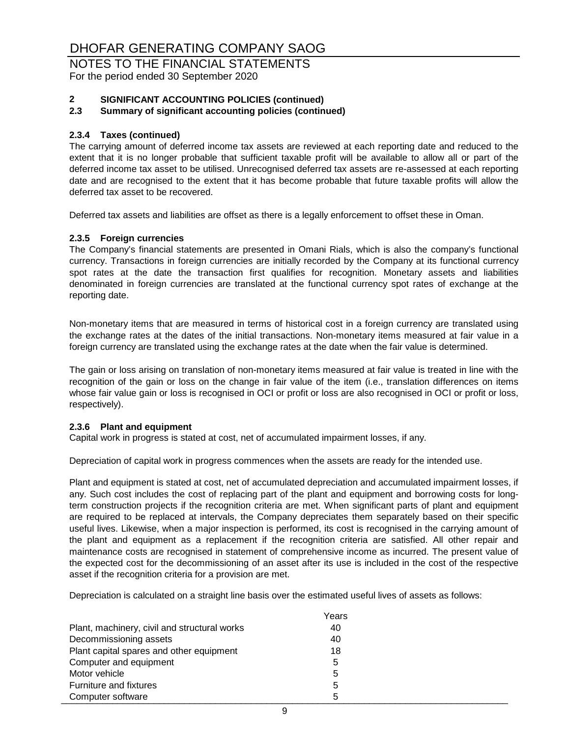# DHOFAR GENERATING COMPANY SAOG

NOTES TO THE FINANCIAL STATEMENTS
For the period ended 30 September 2020

## 2 SIGNIFICANT ACCOUNTING POLICIES (continued)

### 2.3 Summary of significant accounting policies (continued)

#### 2.3.4 Taxes (continued)

The carrying amount of deferred income tax assets are reviewed at each reporting date and reduced to the extent that it is no longer probable that sufficient taxable profit will be available to allow all or part of the deferred income tax asset to be utilised. Unrecognised deferred tax assets are re-assessed at each reporting date and are recognised to the extent that it has become probable that future taxable profits will allow the deferred tax asset to be recovered.

Deferred tax assets and liabilities are offset as there is a legally enforcement to offset these in Oman.

#### 2.3.5 Foreign currencies

The Company's financial statements are presented in Omani Rials, which is also the company's functional currency. Transactions in foreign currencies are initially recorded by the Company at its functional currency spot rates at the date the transaction first qualifies for recognition. Monetary assets and liabilities denominated in foreign currencies are translated at the functional currency spot rates of exchange at the reporting date.

Non-monetary items that are measured in terms of historical cost in a foreign currency are translated using the exchange rates at the dates of the initial transactions. Non-monetary items measured at fair value in a foreign currency are translated using the exchange rates at the date when the fair value is determined.

The gain or loss arising on translation of non-monetary items measured at fair value is treated in line with the recognition of the gain or loss on the change in fair value of the item (i.e., translation differences on items whose fair value gain or loss is recognised in OCI or profit or loss are also recognised in OCI or profit or loss, respectively).

#### 2.3.6 Plant and equipment

Capital work in progress is stated at cost, net of accumulated impairment losses, if any.

Depreciation of capital work in progress commences when the assets are ready for the intended use.

Plant and equipment is stated at cost, net of accumulated depreciation and accumulated impairment losses, if any. Such cost includes the cost of replacing part of the plant and equipment and borrowing costs for long-term construction projects if the recognition criteria are met. When significant parts of plant and equipment are required to be replaced at intervals, the Company depreciates them separately based on their specific useful lives. Likewise, when a major inspection is performed, its cost is recognised in the carrying amount of the plant and equipment as a replacement if the recognition criteria are satisfied. All other repair and maintenance costs are recognised in statement of comprehensive income as incurred. The present value of the expected cost for the decommissioning of an asset after its use is included in the cost of the respective asset if the recognition criteria for a provision are met.

Depreciation is calculated on a straight line basis over the estimated useful lives of assets as follows:

| | Years |
|---|---|
| Plant, machinery, civil and structural works | 40 |
| Decommissioning assets | 40 |
| Plant capital spares and other equipment | 18 |
| Computer and equipment | 5 |
| Motor vehicle | 5 |
| Furniture and fixtures | 5 |
| Computer software | 5 |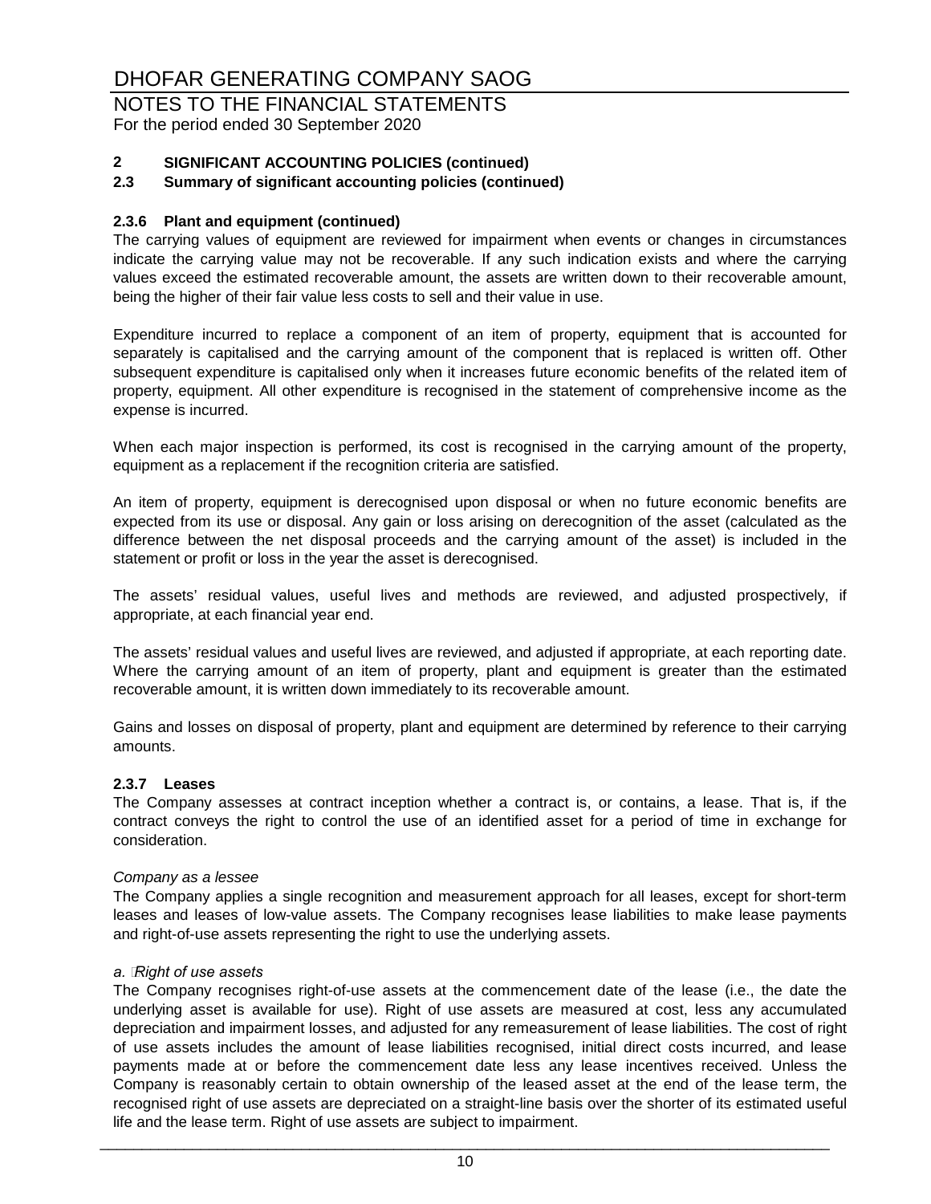# DHOFAR GENERATING COMPANY SAOG

NOTES TO THE FINANCIAL STATEMENTS
For the period ended 30 September 2020

## 2 SIGNIFICANT ACCOUNTING POLICIES (continued)

### 2.3 Summary of significant accounting policies (continued)

#### 2.3.6 Plant and equipment (continued)

The carrying values of equipment are reviewed for impairment when events or changes in circumstances indicate the carrying value may not be recoverable. If any such indication exists and where the carrying values exceed the estimated recoverable amount, the assets are written down to their recoverable amount, being the higher of their fair value less costs to sell and their value in use.

Expenditure incurred to replace a component of an item of property, equipment that is accounted for separately is capitalised and the carrying amount of the component that is replaced is written off. Other subsequent expenditure is capitalised only when it increases future economic benefits of the related item of property, equipment. All other expenditure is recognised in the statement of comprehensive income as the expense is incurred.

When each major inspection is performed, its cost is recognised in the carrying amount of the property, equipment as a replacement if the recognition criteria are satisfied.

An item of property, equipment is derecognised upon disposal or when no future economic benefits are expected from its use or disposal. Any gain or loss arising on derecognition of the asset (calculated as the difference between the net disposal proceeds and the carrying amount of the asset) is included in the statement or profit or loss in the year the asset is derecognised.

The assets' residual values, useful lives and methods are reviewed, and adjusted prospectively, if appropriate, at each financial year end.

The assets' residual values and useful lives are reviewed, and adjusted if appropriate, at each reporting date. Where the carrying amount of an item of property, plant and equipment is greater than the estimated recoverable amount, it is written down immediately to its recoverable amount.

Gains and losses on disposal of property, plant and equipment are determined by reference to their carrying amounts.

#### 2.3.7 Leases

The Company assesses at contract inception whether a contract is, or contains, a lease. That is, if the contract conveys the right to control the use of an identified asset for a period of time in exchange for consideration.

*Company as a lessee*

The Company applies a single recognition and measurement approach for all leases, except for short-term leases and leases of low-value assets. The Company recognises lease liabilities to make lease payments and right-of-use assets representing the right to use the underlying assets.

*a. Right of use assets*

The Company recognises right-of-use assets at the commencement date of the lease (i.e., the date the underlying asset is available for use). Right of use assets are measured at cost, less any accumulated depreciation and impairment losses, and adjusted for any remeasurement of lease liabilities. The cost of right of use assets includes the amount of lease liabilities recognised, initial direct costs incurred, and lease payments made at or before the commencement date less any lease incentives received. Unless the Company is reasonably certain to obtain ownership of the leased asset at the end of the lease term, the recognised right of use assets are depreciated on a straight-line basis over the shorter of its estimated useful life and the lease term. Right of use assets are subject to impairment.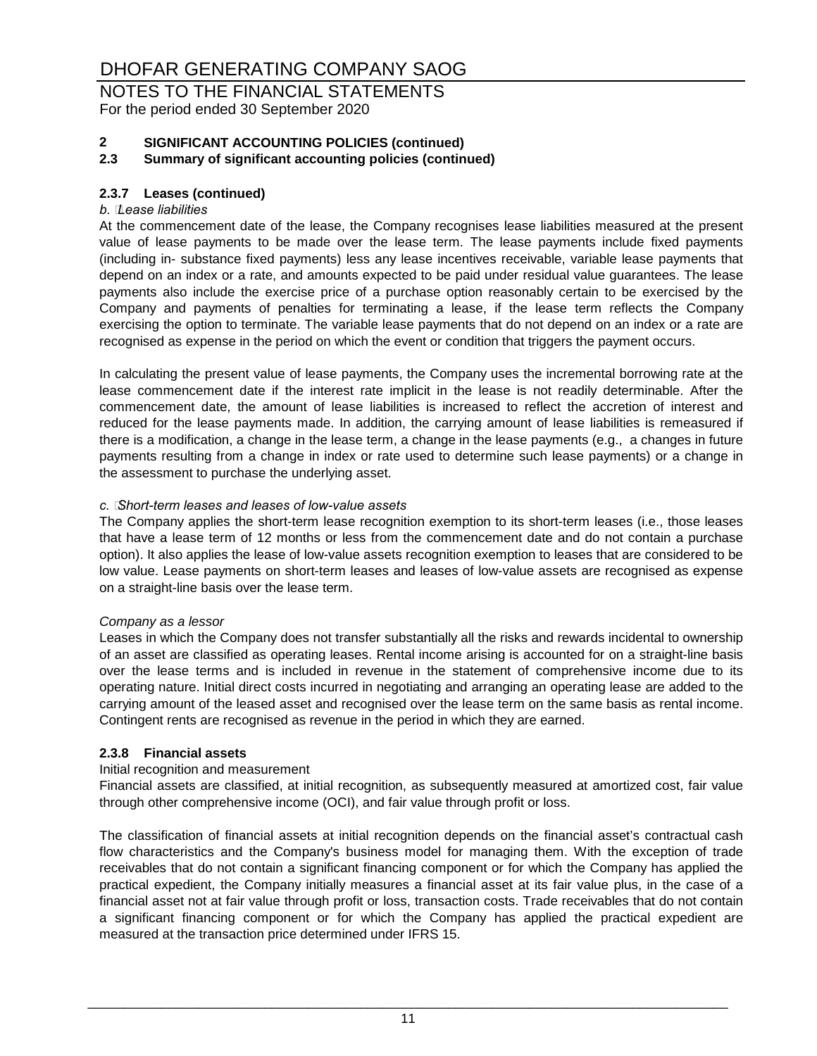# DHOFAR GENERATING COMPANY SAOG

## NOTES TO THE FINANCIAL STATEMENTS

For the period ended 30 September 2020

### 2 SIGNIFICANT ACCOUNTING POLICIES (continued)

### 2.3 Summary of significant accounting policies (continued)

#### 2.3.7 Leases (continued)

*b. Lease liabilities*

At the commencement date of the lease, the Company recognises lease liabilities measured at the present value of lease payments to be made over the lease term. The lease payments include fixed payments (including in- substance fixed payments) less any lease incentives receivable, variable lease payments that depend on an index or a rate, and amounts expected to be paid under residual value guarantees. The lease payments also include the exercise price of a purchase option reasonably certain to be exercised by the Company and payments of penalties for terminating a lease, if the lease term reflects the Company exercising the option to terminate. The variable lease payments that do not depend on an index or a rate are recognised as expense in the period on which the event or condition that triggers the payment occurs.

In calculating the present value of lease payments, the Company uses the incremental borrowing rate at the lease commencement date if the interest rate implicit in the lease is not readily determinable. After the commencement date, the amount of lease liabilities is increased to reflect the accretion of interest and reduced for the lease payments made. In addition, the carrying amount of lease liabilities is remeasured if there is a modification, a change in the lease term, a change in the lease payments (e.g., a changes in future payments resulting from a change in index or rate used to determine such lease payments) or a change in the assessment to purchase the underlying asset.

*c. Short-term leases and leases of low-value assets*

The Company applies the short-term lease recognition exemption to its short-term leases (i.e., those leases that have a lease term of 12 months or less from the commencement date and do not contain a purchase option). It also applies the lease of low-value assets recognition exemption to leases that are considered to be low value. Lease payments on short-term leases and leases of low-value assets are recognised as expense on a straight-line basis over the lease term.

*Company as a lessor*

Leases in which the Company does not transfer substantially all the risks and rewards incidental to ownership of an asset are classified as operating leases. Rental income arising is accounted for on a straight-line basis over the lease terms and is included in revenue in the statement of comprehensive income due to its operating nature. Initial direct costs incurred in negotiating and arranging an operating lease are added to the carrying amount of the leased asset and recognised over the lease term on the same basis as rental income. Contingent rents are recognised as revenue in the period in which they are earned.

#### 2.3.8 Financial assets

Initial recognition and measurement

Financial assets are classified, at initial recognition, as subsequently measured at amortized cost, fair value through other comprehensive income (OCI), and fair value through profit or loss.

The classification of financial assets at initial recognition depends on the financial asset's contractual cash flow characteristics and the Company's business model for managing them. With the exception of trade receivables that do not contain a significant financing component or for which the Company has applied the practical expedient, the Company initially measures a financial asset at its fair value plus, in the case of a financial asset not at fair value through profit or loss, transaction costs. Trade receivables that do not contain a significant financing component or for which the Company has applied the practical expedient are measured at the transaction price determined under IFRS 15.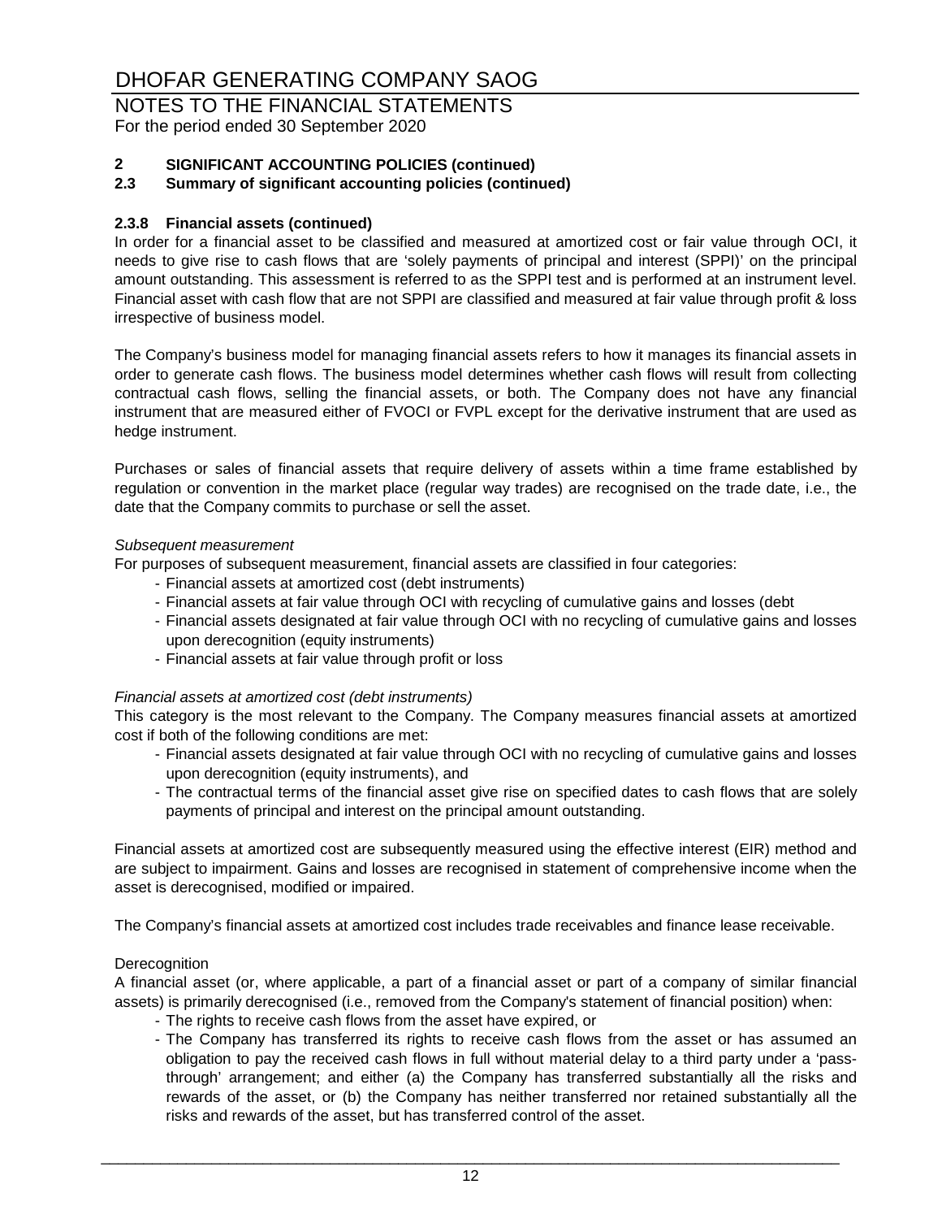# DHOFAR GENERATING COMPANY SAOG

## NOTES TO THE FINANCIAL STATEMENTS

For the period ended 30 September 2020

### 2 SIGNIFICANT ACCOUNTING POLICIES (continued)

### 2.3 Summary of significant accounting policies (continued)

#### 2.3.8 Financial assets (continued)

In order for a financial asset to be classified and measured at amortized cost or fair value through OCI, it needs to give rise to cash flows that are 'solely payments of principal and interest (SPPI)' on the principal amount outstanding. This assessment is referred to as the SPPI test and is performed at an instrument level. Financial asset with cash flow that are not SPPI are classified and measured at fair value through profit & loss irrespective of business model.

The Company's business model for managing financial assets refers to how it manages its financial assets in order to generate cash flows. The business model determines whether cash flows will result from collecting contractual cash flows, selling the financial assets, or both. The Company does not have any financial instrument that are measured either of FVOCI or FVPL except for the derivative instrument that are used as hedge instrument.

Purchases or sales of financial assets that require delivery of assets within a time frame established by regulation or convention in the market place (regular way trades) are recognised on the trade date, i.e., the date that the Company commits to purchase or sell the asset.

*Subsequent measurement*

For purposes of subsequent measurement, financial assets are classified in four categories:

- Financial assets at amortized cost (debt instruments)
- Financial assets at fair value through OCI with recycling of cumulative gains and losses (debt
- Financial assets designated at fair value through OCI with no recycling of cumulative gains and losses upon derecognition (equity instruments)
- Financial assets at fair value through profit or loss

*Financial assets at amortized cost (debt instruments)*

This category is the most relevant to the Company. The Company measures financial assets at amortized cost if both of the following conditions are met:

- Financial assets designated at fair value through OCI with no recycling of cumulative gains and losses upon derecognition (equity instruments), and
- The contractual terms of the financial asset give rise on specified dates to cash flows that are solely payments of principal and interest on the principal amount outstanding.

Financial assets at amortized cost are subsequently measured using the effective interest (EIR) method and are subject to impairment. Gains and losses are recognised in statement of comprehensive income when the asset is derecognised, modified or impaired.

The Company's financial assets at amortized cost includes trade receivables and finance lease receivable.

Derecognition

A financial asset (or, where applicable, a part of a financial asset or part of a company of similar financial assets) is primarily derecognised (i.e., removed from the Company's statement of financial position) when:

- The rights to receive cash flows from the asset have expired, or
- The Company has transferred its rights to receive cash flows from the asset or has assumed an obligation to pay the received cash flows in full without material delay to a third party under a 'pass-through' arrangement; and either (a) the Company has transferred substantially all the risks and rewards of the asset, or (b) the Company has neither transferred nor retained substantially all the risks and rewards of the asset, but has transferred control of the asset.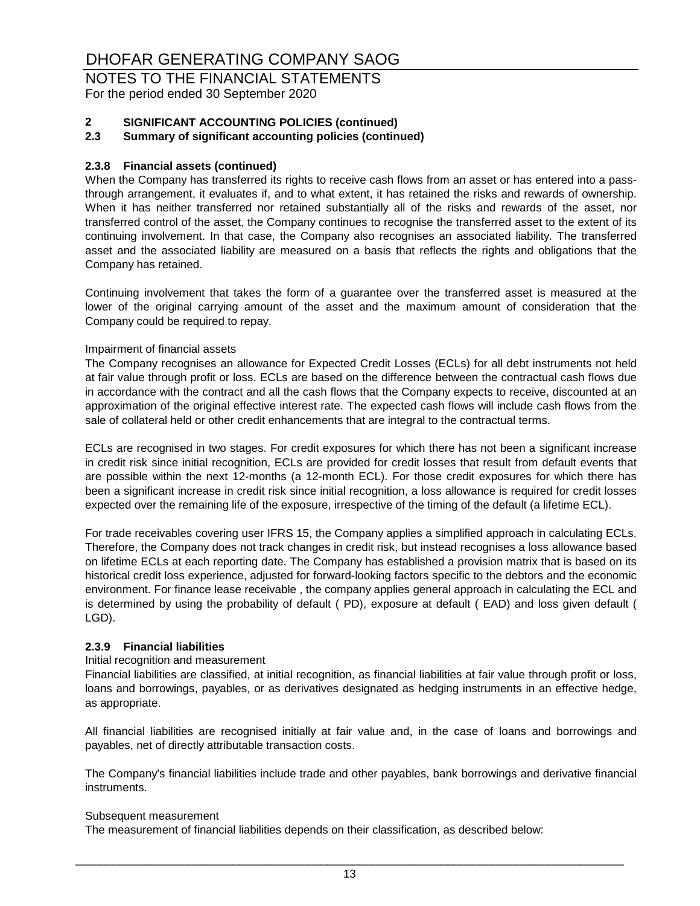## 2 SIGNIFICANT ACCOUNTING POLICIES (continued)

### 2.3 Summary of significant accounting policies (continued)

#### 2.3.8 Financial assets (continued)

When the Company has transferred its rights to receive cash flows from an asset or has entered into a pass-through arrangement, it evaluates if, and to what extent, it has retained the risks and rewards of ownership. When it has neither transferred nor retained substantially all of the risks and rewards of the asset, nor transferred control of the asset, the Company continues to recognise the transferred asset to the extent of its continuing involvement. In that case, the Company also recognises an associated liability. The transferred asset and the associated liability are measured on a basis that reflects the rights and obligations that the Company has retained.

Continuing involvement that takes the form of a guarantee over the transferred asset is measured at the lower of the original carrying amount of the asset and the maximum amount of consideration that the Company could be required to repay.

Impairment of financial assets

The Company recognises an allowance for Expected Credit Losses (ECLs) for all debt instruments not held at fair value through profit or loss. ECLs are based on the difference between the contractual cash flows due in accordance with the contract and all the cash flows that the Company expects to receive, discounted at an approximation of the original effective interest rate. The expected cash flows will include cash flows from the sale of collateral held or other credit enhancements that are integral to the contractual terms.

ECLs are recognised in two stages. For credit exposures for which there has not been a significant increase in credit risk since initial recognition, ECLs are provided for credit losses that result from default events that are possible within the next 12-months (a 12-month ECL). For those credit exposures for which there has been a significant increase in credit risk since initial recognition, a loss allowance is required for credit losses expected over the remaining life of the exposure, irrespective of the timing of the default (a lifetime ECL).

For trade receivables covering user IFRS 15, the Company applies a simplified approach in calculating ECLs. Therefore, the Company does not track changes in credit risk, but instead recognises a loss allowance based on lifetime ECLs at each reporting date. The Company has established a provision matrix that is based on its historical credit loss experience, adjusted for forward-looking factors specific to the debtors and the economic environment. For finance lease receivable , the company applies general approach in calculating the ECL and is determined by using the probability of default ( PD), exposure at default ( EAD) and loss given default ( LGD).

#### 2.3.9 Financial liabilities

Initial recognition and measurement

Financial liabilities are classified, at initial recognition, as financial liabilities at fair value through profit or loss, loans and borrowings, payables, or as derivatives designated as hedging instruments in an effective hedge, as appropriate.

All financial liabilities are recognised initially at fair value and, in the case of loans and borrowings and payables, net of directly attributable transaction costs.

The Company's financial liabilities include trade and other payables, bank borrowings and derivative financial instruments.

Subsequent measurement

The measurement of financial liabilities depends on their classification, as described below: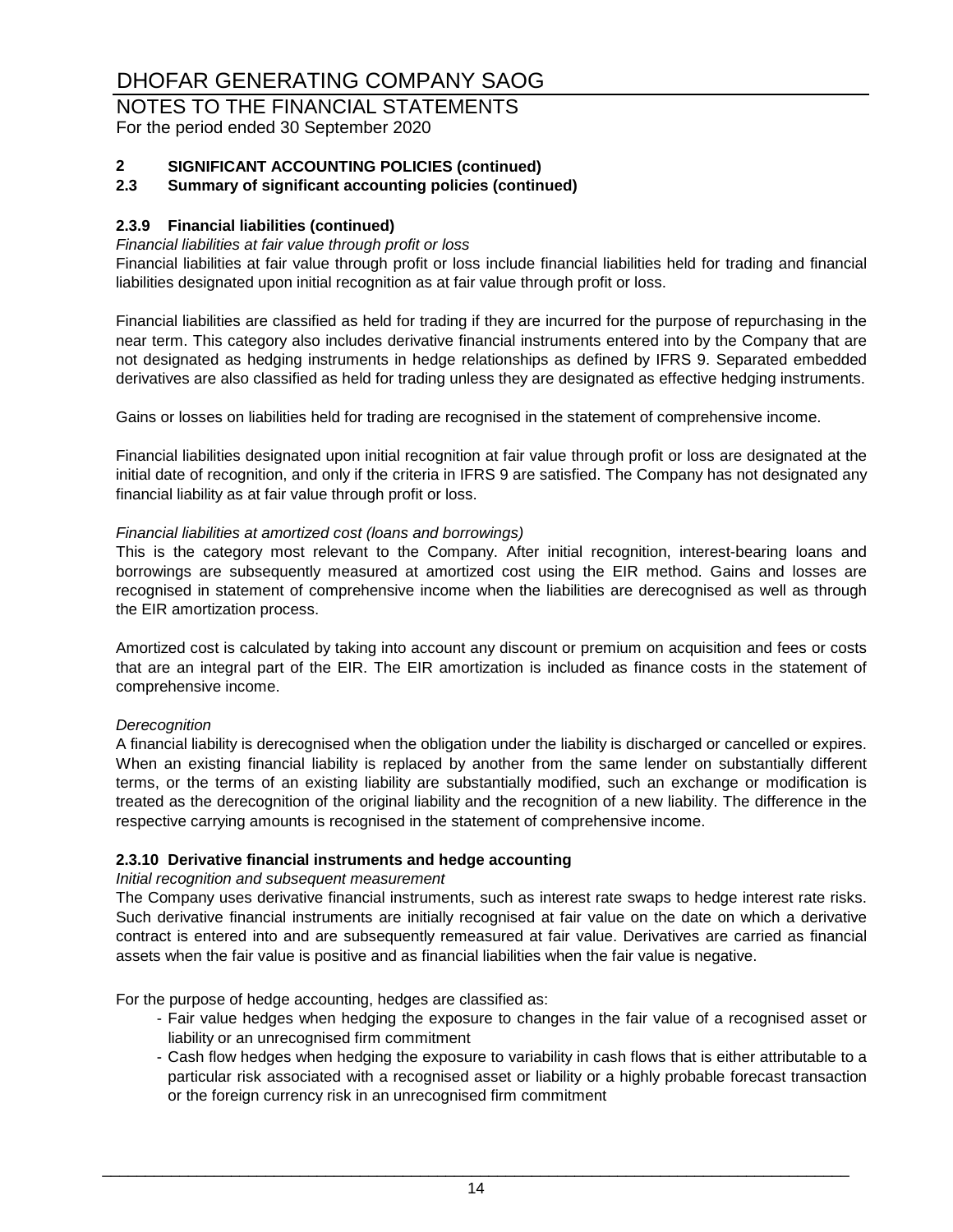# DHOFAR GENERATING COMPANY SAOG

NOTES TO THE FINANCIAL STATEMENTS
For the period ended 30 September 2020

## 2 SIGNIFICANT ACCOUNTING POLICIES (continued)

### 2.3 Summary of significant accounting policies (continued)

#### 2.3.9 Financial liabilities (continued)

*Financial liabilities at fair value through profit or loss*

Financial liabilities at fair value through profit or loss include financial liabilities held for trading and financial liabilities designated upon initial recognition as at fair value through profit or loss.

Financial liabilities are classified as held for trading if they are incurred for the purpose of repurchasing in the near term. This category also includes derivative financial instruments entered into by the Company that are not designated as hedging instruments in hedge relationships as defined by IFRS 9. Separated embedded derivatives are also classified as held for trading unless they are designated as effective hedging instruments.

Gains or losses on liabilities held for trading are recognised in the statement of comprehensive income.

Financial liabilities designated upon initial recognition at fair value through profit or loss are designated at the initial date of recognition, and only if the criteria in IFRS 9 are satisfied. The Company has not designated any financial liability as at fair value through profit or loss.

*Financial liabilities at amortized cost (loans and borrowings)*

This is the category most relevant to the Company. After initial recognition, interest-bearing loans and borrowings are subsequently measured at amortized cost using the EIR method. Gains and losses are recognised in statement of comprehensive income when the liabilities are derecognised as well as through the EIR amortization process.

Amortized cost is calculated by taking into account any discount or premium on acquisition and fees or costs that are an integral part of the EIR. The EIR amortization is included as finance costs in the statement of comprehensive income.

*Derecognition*

A financial liability is derecognised when the obligation under the liability is discharged or cancelled or expires. When an existing financial liability is replaced by another from the same lender on substantially different terms, or the terms of an existing liability are substantially modified, such an exchange or modification is treated as the derecognition of the original liability and the recognition of a new liability. The difference in the respective carrying amounts is recognised in the statement of comprehensive income.

#### 2.3.10 Derivative financial instruments and hedge accounting

*Initial recognition and subsequent measurement*

The Company uses derivative financial instruments, such as interest rate swaps to hedge interest rate risks. Such derivative financial instruments are initially recognised at fair value on the date on which a derivative contract is entered into and are subsequently remeasured at fair value. Derivatives are carried as financial assets when the fair value is positive and as financial liabilities when the fair value is negative.

For the purpose of hedge accounting, hedges are classified as:

- Fair value hedges when hedging the exposure to changes in the fair value of a recognised asset or liability or an unrecognised firm commitment
- Cash flow hedges when hedging the exposure to variability in cash flows that is either attributable to a particular risk associated with a recognised asset or liability or a highly probable forecast transaction or the foreign currency risk in an unrecognised firm commitment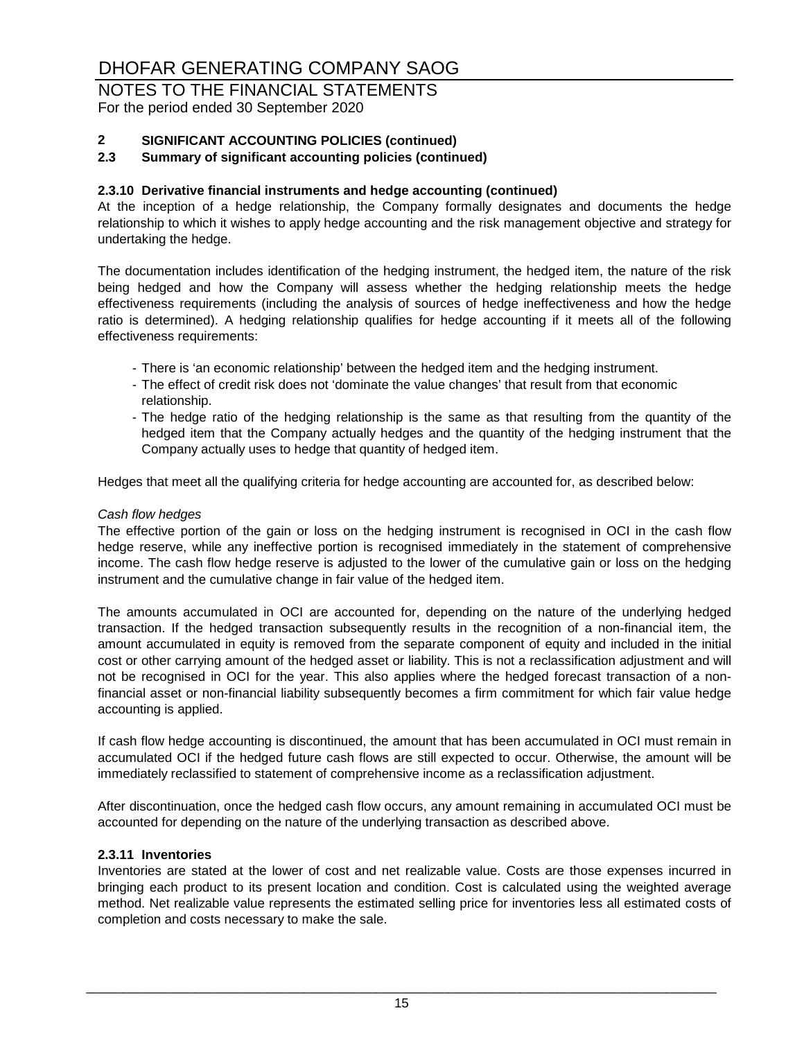## 2 SIGNIFICANT ACCOUNTING POLICIES (continued)

### 2.3 Summary of significant accounting policies (continued)

#### 2.3.10 Derivative financial instruments and hedge accounting (continued)

At the inception of a hedge relationship, the Company formally designates and documents the hedge relationship to which it wishes to apply hedge accounting and the risk management objective and strategy for undertaking the hedge.

The documentation includes identification of the hedging instrument, the hedged item, the nature of the risk being hedged and how the Company will assess whether the hedging relationship meets the hedge effectiveness requirements (including the analysis of sources of hedge ineffectiveness and how the hedge ratio is determined). A hedging relationship qualifies for hedge accounting if it meets all of the following effectiveness requirements:

- There is 'an economic relationship' between the hedged item and the hedging instrument.
- The effect of credit risk does not 'dominate the value changes' that result from that economic relationship.
- The hedge ratio of the hedging relationship is the same as that resulting from the quantity of the hedged item that the Company actually hedges and the quantity of the hedging instrument that the Company actually uses to hedge that quantity of hedged item.

Hedges that meet all the qualifying criteria for hedge accounting are accounted for, as described below:

*Cash flow hedges*

The effective portion of the gain or loss on the hedging instrument is recognised in OCI in the cash flow hedge reserve, while any ineffective portion is recognised immediately in the statement of comprehensive income. The cash flow hedge reserve is adjusted to the lower of the cumulative gain or loss on the hedging instrument and the cumulative change in fair value of the hedged item.

The amounts accumulated in OCI are accounted for, depending on the nature of the underlying hedged transaction. If the hedged transaction subsequently results in the recognition of a non-financial item, the amount accumulated in equity is removed from the separate component of equity and included in the initial cost or other carrying amount of the hedged asset or liability. This is not a reclassification adjustment and will not be recognised in OCI for the year. This also applies where the hedged forecast transaction of a non-financial asset or non-financial liability subsequently becomes a firm commitment for which fair value hedge accounting is applied.

If cash flow hedge accounting is discontinued, the amount that has been accumulated in OCI must remain in accumulated OCI if the hedged future cash flows are still expected to occur. Otherwise, the amount will be immediately reclassified to statement of comprehensive income as a reclassification adjustment.

After discontinuation, once the hedged cash flow occurs, any amount remaining in accumulated OCI must be accounted for depending on the nature of the underlying transaction as described above.

#### 2.3.11 Inventories

Inventories are stated at the lower of cost and net realizable value. Costs are those expenses incurred in bringing each product to its present location and condition. Cost is calculated using the weighted average method. Net realizable value represents the estimated selling price for inventories less all estimated costs of completion and costs necessary to make the sale.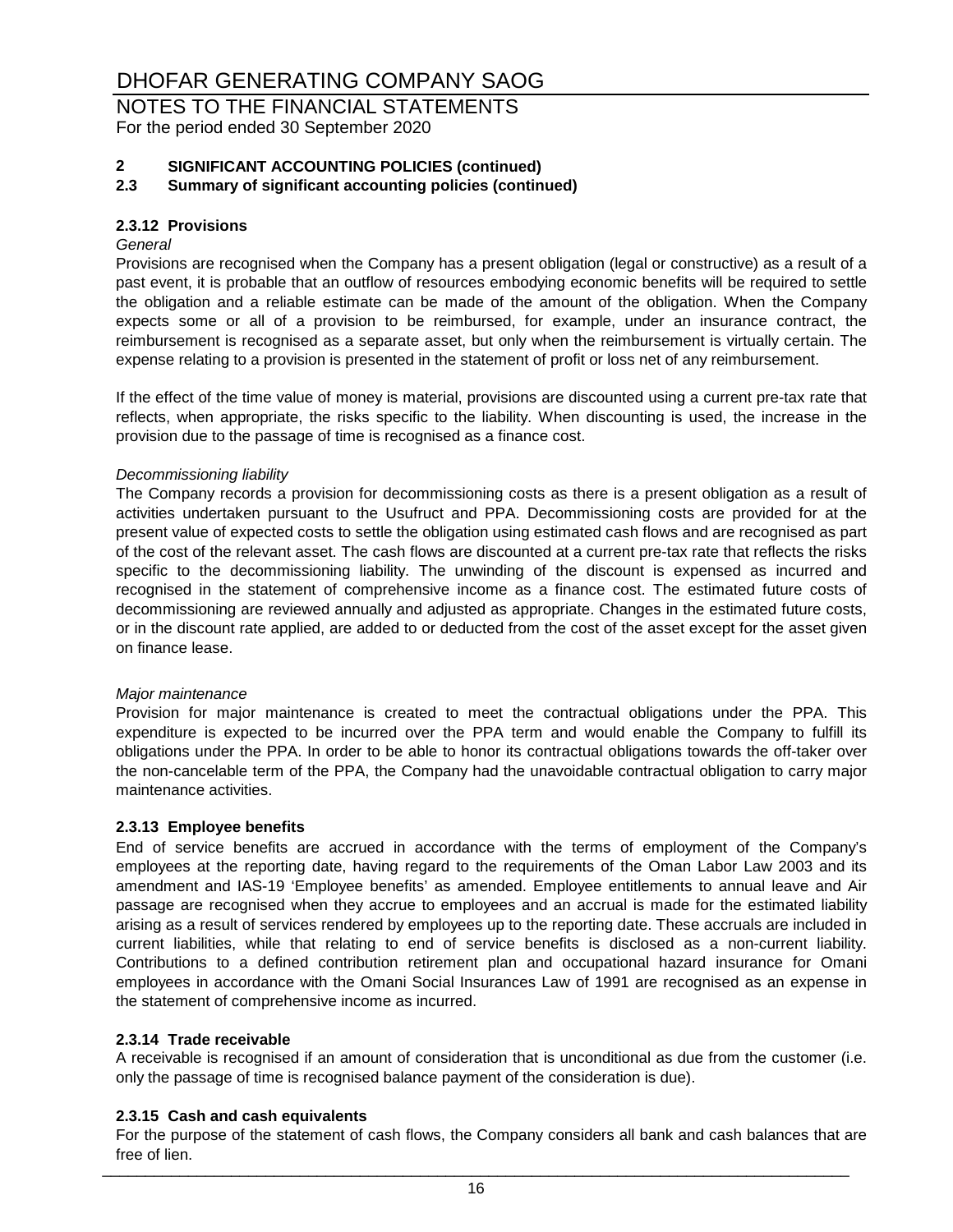# DHOFAR GENERATING COMPANY SAOG

## NOTES TO THE FINANCIAL STATEMENTS

For the period ended 30 September 2020

### 2 SIGNIFICANT ACCOUNTING POLICIES (continued)

### 2.3 Summary of significant accounting policies (continued)

#### 2.3.12 Provisions

*General*

Provisions are recognised when the Company has a present obligation (legal or constructive) as a result of a past event, it is probable that an outflow of resources embodying economic benefits will be required to settle the obligation and a reliable estimate can be made of the amount of the obligation. When the Company expects some or all of a provision to be reimbursed, for example, under an insurance contract, the reimbursement is recognised as a separate asset, but only when the reimbursement is virtually certain. The expense relating to a provision is presented in the statement of profit or loss net of any reimbursement.

If the effect of the time value of money is material, provisions are discounted using a current pre-tax rate that reflects, when appropriate, the risks specific to the liability. When discounting is used, the increase in the provision due to the passage of time is recognised as a finance cost.

*Decommissioning liability*

The Company records a provision for decommissioning costs as there is a present obligation as a result of activities undertaken pursuant to the Usufruct and PPA. Decommissioning costs are provided for at the present value of expected costs to settle the obligation using estimated cash flows and are recognised as part of the cost of the relevant asset. The cash flows are discounted at a current pre-tax rate that reflects the risks specific to the decommissioning liability. The unwinding of the discount is expensed as incurred and recognised in the statement of comprehensive income as a finance cost. The estimated future costs of decommissioning are reviewed annually and adjusted as appropriate. Changes in the estimated future costs, or in the discount rate applied, are added to or deducted from the cost of the asset except for the asset given on finance lease.

*Major maintenance*

Provision for major maintenance is created to meet the contractual obligations under the PPA. This expenditure is expected to be incurred over the PPA term and would enable the Company to fulfill its obligations under the PPA. In order to be able to honor its contractual obligations towards the off-taker over the non-cancelable term of the PPA, the Company had the unavoidable contractual obligation to carry major maintenance activities.

#### 2.3.13 Employee benefits

End of service benefits are accrued in accordance with the terms of employment of the Company's employees at the reporting date, having regard to the requirements of the Oman Labor Law 2003 and its amendment and IAS-19 'Employee benefits' as amended. Employee entitlements to annual leave and Air passage are recognised when they accrue to employees and an accrual is made for the estimated liability arising as a result of services rendered by employees up to the reporting date. These accruals are included in current liabilities, while that relating to end of service benefits is disclosed as a non-current liability. Contributions to a defined contribution retirement plan and occupational hazard insurance for Omani employees in accordance with the Omani Social Insurances Law of 1991 are recognised as an expense in the statement of comprehensive income as incurred.

#### 2.3.14 Trade receivable

A receivable is recognised if an amount of consideration that is unconditional as due from the customer (i.e. only the passage of time is recognised balance payment of the consideration is due).

#### 2.3.15 Cash and cash equivalents

For the purpose of the statement of cash flows, the Company considers all bank and cash balances that are free of lien.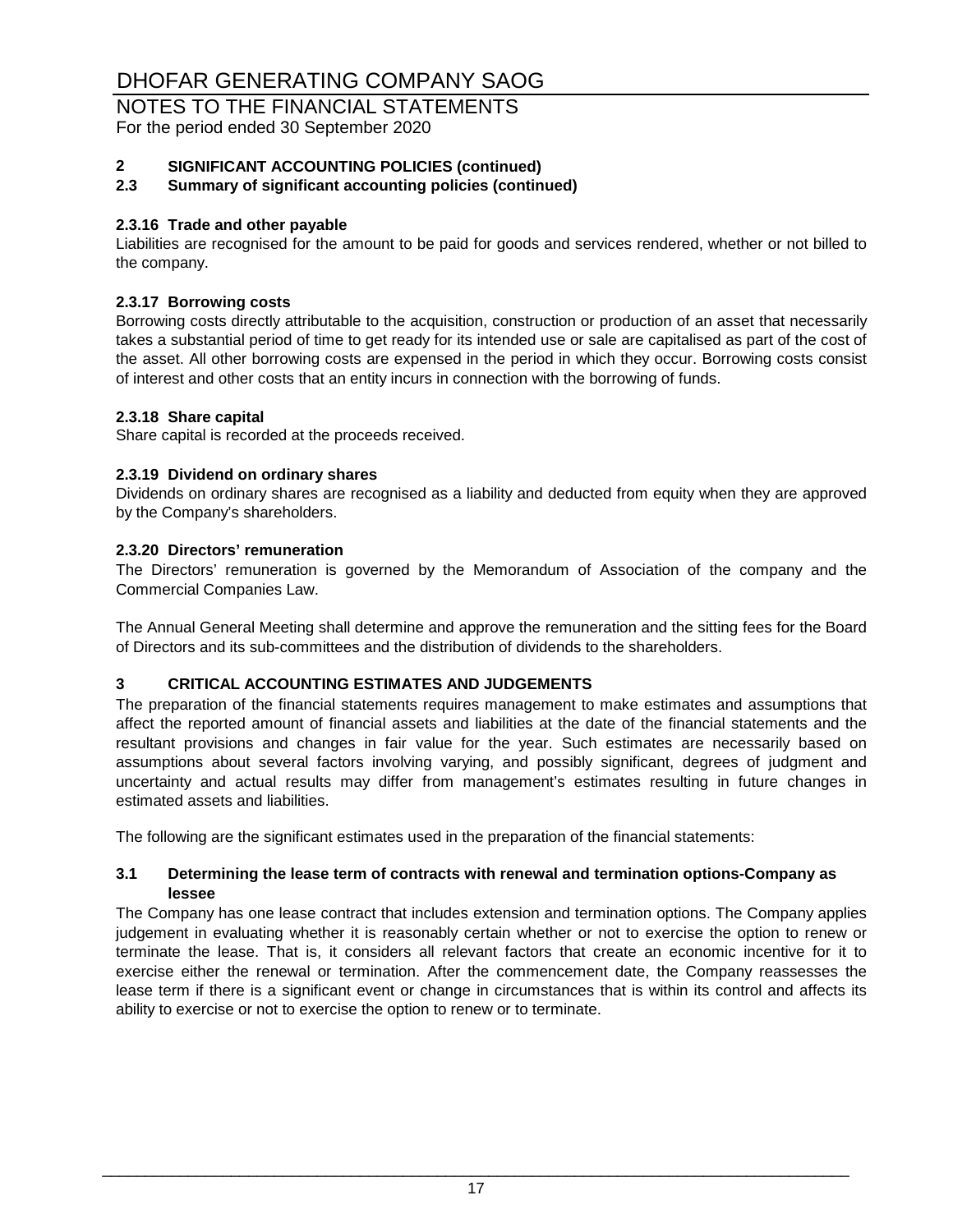# DHOFAR GENERATING COMPANY SAOG

## NOTES TO THE FINANCIAL STATEMENTS

For the period ended 30 September 2020

### 2 SIGNIFICANT ACCOUNTING POLICIES (continued)

### 2.3 Summary of significant accounting policies (continued)

**2.3.16 Trade and other payable**

Liabilities are recognised for the amount to be paid for goods and services rendered, whether or not billed to the company.

**2.3.17 Borrowing costs**

Borrowing costs directly attributable to the acquisition, construction or production of an asset that necessarily takes a substantial period of time to get ready for its intended use or sale are capitalised as part of the cost of the asset. All other borrowing costs are expensed in the period in which they occur. Borrowing costs consist of interest and other costs that an entity incurs in connection with the borrowing of funds.

**2.3.18 Share capital**

Share capital is recorded at the proceeds received.

**2.3.19 Dividend on ordinary shares**

Dividends on ordinary shares are recognised as a liability and deducted from equity when they are approved by the Company's shareholders.

**2.3.20 Directors' remuneration**

The Directors' remuneration is governed by the Memorandum of Association of the company and the Commercial Companies Law.

The Annual General Meeting shall determine and approve the remuneration and the sitting fees for the Board of Directors and its sub-committees and the distribution of dividends to the shareholders.

### 3 CRITICAL ACCOUNTING ESTIMATES AND JUDGEMENTS

The preparation of the financial statements requires management to make estimates and assumptions that affect the reported amount of financial assets and liabilities at the date of the financial statements and the resultant provisions and changes in fair value for the year. Such estimates are necessarily based on assumptions about several factors involving varying, and possibly significant, degrees of judgment and uncertainty and actual results may differ from management's estimates resulting in future changes in estimated assets and liabilities.

The following are the significant estimates used in the preparation of the financial statements:

**3.1 Determining the lease term of contracts with renewal and termination options-Company as lessee**

The Company has one lease contract that includes extension and termination options. The Company applies judgement in evaluating whether it is reasonably certain whether or not to exercise the option to renew or terminate the lease. That is, it considers all relevant factors that create an economic incentive for it to exercise either the renewal or termination. After the commencement date, the Company reassesses the lease term if there is a significant event or change in circumstances that is within its control and affects its ability to exercise or not to exercise the option to renew or to terminate.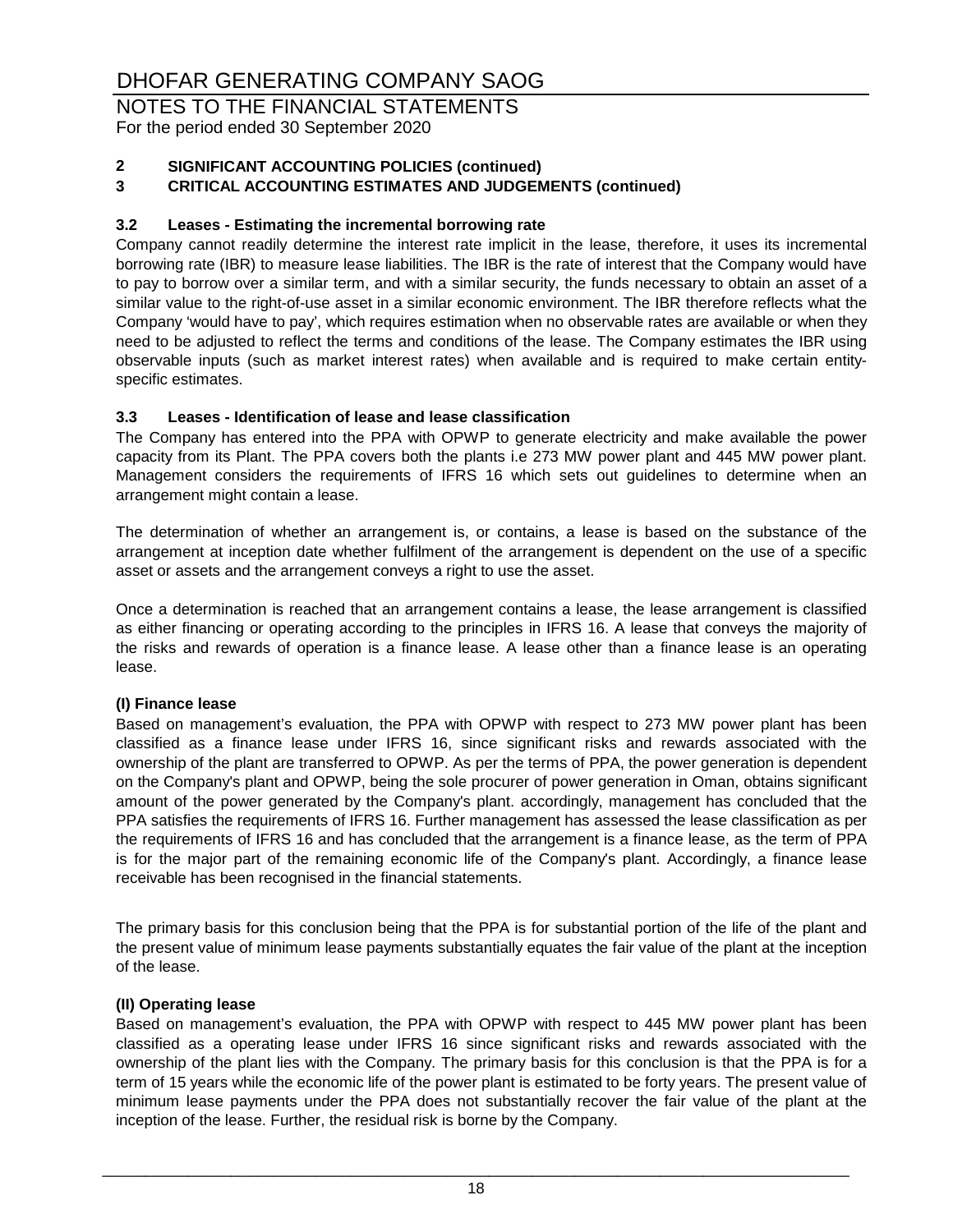# DHOFAR GENERATING COMPANY SAOG

## NOTES TO THE FINANCIAL STATEMENTS

For the period ended 30 September 2020

**2 SIGNIFICANT ACCOUNTING POLICIES (continued)**

**3 CRITICAL ACCOUNTING ESTIMATES AND JUDGEMENTS (continued)**

### 3.2 Leases - Estimating the incremental borrowing rate

Company cannot readily determine the interest rate implicit in the lease, therefore, it uses its incremental borrowing rate (IBR) to measure lease liabilities. The IBR is the rate of interest that the Company would have to pay to borrow over a similar term, and with a similar security, the funds necessary to obtain an asset of a similar value to the right-of-use asset in a similar economic environment. The IBR therefore reflects what the Company 'would have to pay', which requires estimation when no observable rates are available or when they need to be adjusted to reflect the terms and conditions of the lease. The Company estimates the IBR using observable inputs (such as market interest rates) when available and is required to make certain entity-specific estimates.

### 3.3 Leases - Identification of lease and lease classification

The Company has entered into the PPA with OPWP to generate electricity and make available the power capacity from its Plant. The PPA covers both the plants i.e 273 MW power plant and 445 MW power plant. Management considers the requirements of IFRS 16 which sets out guidelines to determine when an arrangement might contain a lease.

The determination of whether an arrangement is, or contains, a lease is based on the substance of the arrangement at inception date whether fulfilment of the arrangement is dependent on the use of a specific asset or assets and the arrangement conveys a right to use the asset.

Once a determination is reached that an arrangement contains a lease, the lease arrangement is classified as either financing or operating according to the principles in IFRS 16. A lease that conveys the majority of the risks and rewards of operation is a finance lease. A lease other than a finance lease is an operating lease.

**(I) Finance lease**

Based on management's evaluation, the PPA with OPWP with respect to 273 MW power plant has been classified as a finance lease under IFRS 16, since significant risks and rewards associated with the ownership of the plant are transferred to OPWP. As per the terms of PPA, the power generation is dependent on the Company's plant and OPWP, being the sole procurer of power generation in Oman, obtains significant amount of the power generated by the Company's plant. accordingly, management has concluded that the PPA satisfies the requirements of IFRS 16. Further management has assessed the lease classification as per the requirements of IFRS 16 and has concluded that the arrangement is a finance lease, as the term of PPA is for the major part of the remaining economic life of the Company's plant. Accordingly, a finance lease receivable has been recognised in the financial statements.

The primary basis for this conclusion being that the PPA is for substantial portion of the life of the plant and the present value of minimum lease payments substantially equates the fair value of the plant at the inception of the lease.

**(II) Operating lease**

Based on management's evaluation, the PPA with OPWP with respect to 445 MW power plant has been classified as a operating lease under IFRS 16 since significant risks and rewards associated with the ownership of the plant lies with the Company. The primary basis for this conclusion is that the PPA is for a term of 15 years while the economic life of the power plant is estimated to be forty years. The present value of minimum lease payments under the PPA does not substantially recover the fair value of the plant at the inception of the lease. Further, the residual risk is borne by the Company.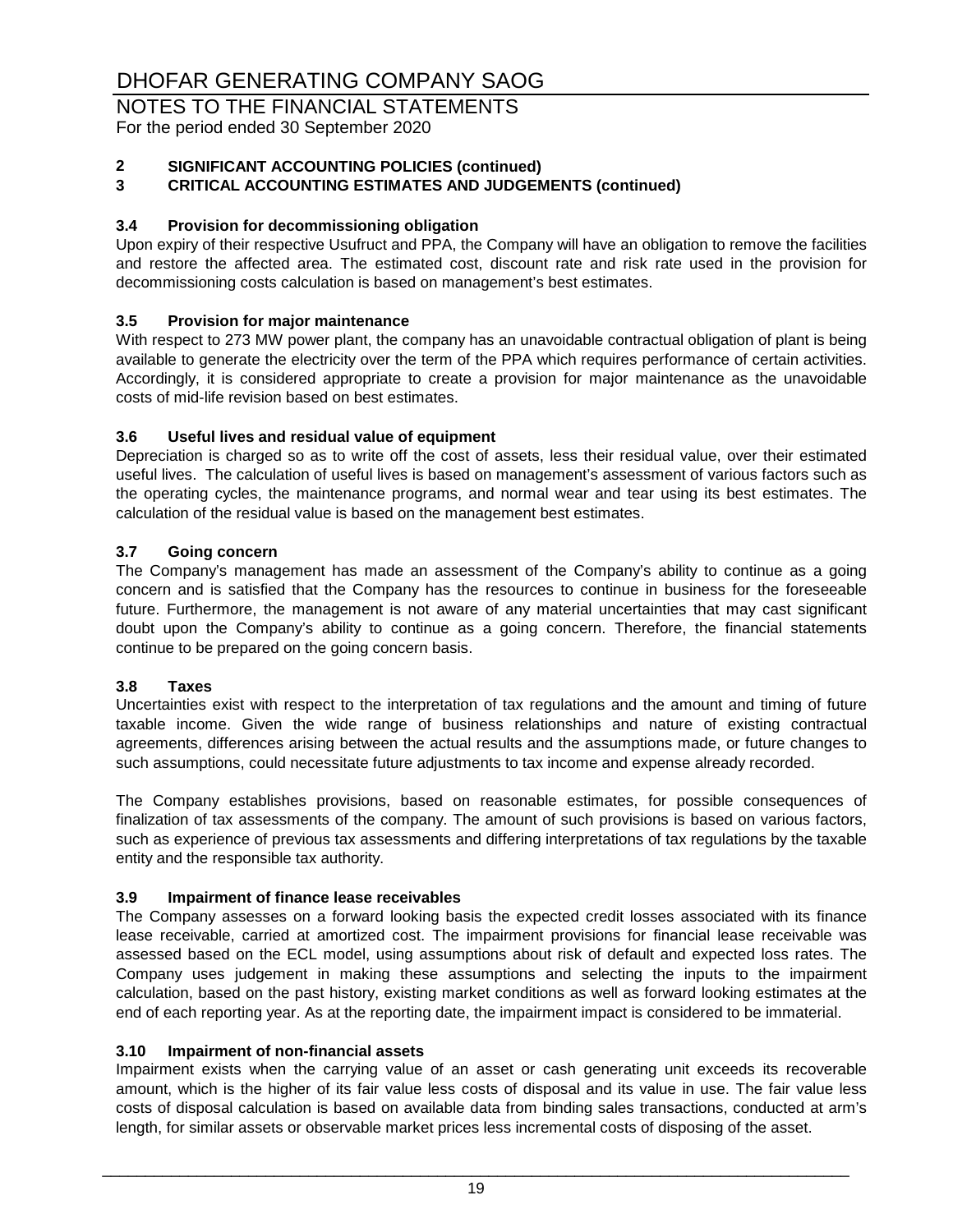## 2 SIGNIFICANT ACCOUNTING POLICIES (continued)
## 3 CRITICAL ACCOUNTING ESTIMATES AND JUDGEMENTS (continued)

### 3.4 Provision for decommissioning obligation

Upon expiry of their respective Usufruct and PPA, the Company will have an obligation to remove the facilities and restore the affected area. The estimated cost, discount rate and risk rate used in the provision for decommissioning costs calculation is based on management's best estimates.

### 3.5 Provision for major maintenance

With respect to 273 MW power plant, the company has an unavoidable contractual obligation of plant is being available to generate the electricity over the term of the PPA which requires performance of certain activities. Accordingly, it is considered appropriate to create a provision for major maintenance as the unavoidable costs of mid-life revision based on best estimates.

### 3.6 Useful lives and residual value of equipment

Depreciation is charged so as to write off the cost of assets, less their residual value, over their estimated useful lives. The calculation of useful lives is based on management's assessment of various factors such as the operating cycles, the maintenance programs, and normal wear and tear using its best estimates. The calculation of the residual value is based on the management best estimates.

### 3.7 Going concern

The Company's management has made an assessment of the Company's ability to continue as a going concern and is satisfied that the Company has the resources to continue in business for the foreseeable future. Furthermore, the management is not aware of any material uncertainties that may cast significant doubt upon the Company's ability to continue as a going concern. Therefore, the financial statements continue to be prepared on the going concern basis.

### 3.8 Taxes

Uncertainties exist with respect to the interpretation of tax regulations and the amount and timing of future taxable income. Given the wide range of business relationships and nature of existing contractual agreements, differences arising between the actual results and the assumptions made, or future changes to such assumptions, could necessitate future adjustments to tax income and expense already recorded.

The Company establishes provisions, based on reasonable estimates, for possible consequences of finalization of tax assessments of the company. The amount of such provisions is based on various factors, such as experience of previous tax assessments and differing interpretations of tax regulations by the taxable entity and the responsible tax authority.

### 3.9 Impairment of finance lease receivables

The Company assesses on a forward looking basis the expected credit losses associated with its finance lease receivable, carried at amortized cost. The impairment provisions for financial lease receivable was assessed based on the ECL model, using assumptions about risk of default and expected loss rates. The Company uses judgement in making these assumptions and selecting the inputs to the impairment calculation, based on the past history, existing market conditions as well as forward looking estimates at the end of each reporting year. As at the reporting date, the impairment impact is considered to be immaterial.

### 3.10 Impairment of non-financial assets

Impairment exists when the carrying value of an asset or cash generating unit exceeds its recoverable amount, which is the higher of its fair value less costs of disposal and its value in use. The fair value less costs of disposal calculation is based on available data from binding sales transactions, conducted at arm's length, for similar assets or observable market prices less incremental costs of disposing of the asset.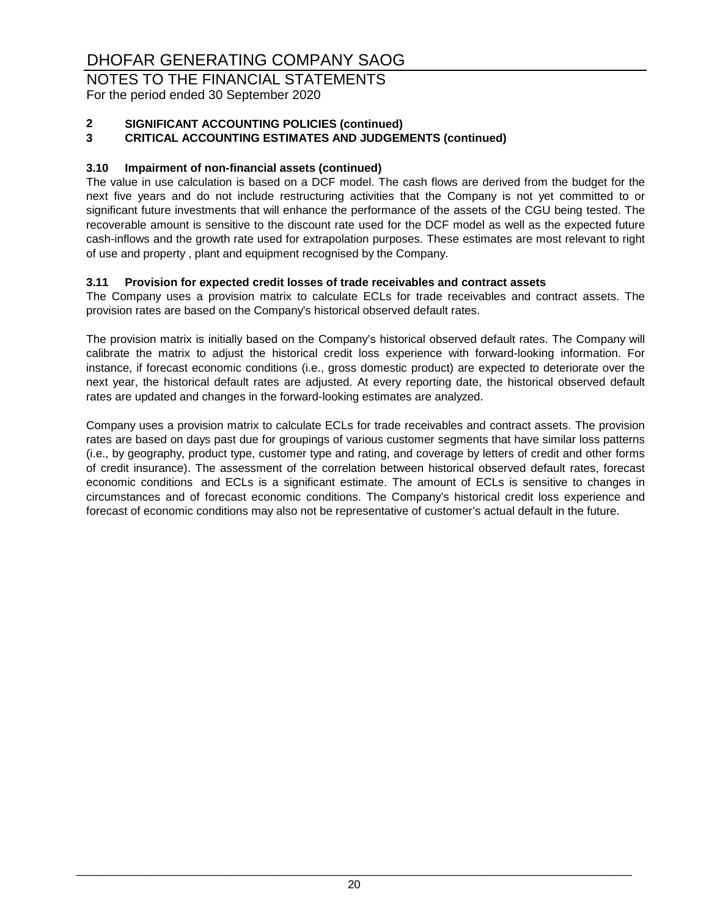## 2 SIGNIFICANT ACCOUNTING POLICIES (continued)

## 3 CRITICAL ACCOUNTING ESTIMATES AND JUDGEMENTS (continued)

### 3.10 Impairment of non-financial assets (continued)

The value in use calculation is based on a DCF model. The cash flows are derived from the budget for the next five years and do not include restructuring activities that the Company is not yet committed to or significant future investments that will enhance the performance of the assets of the CGU being tested. The recoverable amount is sensitive to the discount rate used for the DCF model as well as the expected future cash-inflows and the growth rate used for extrapolation purposes. These estimates are most relevant to right of use and property , plant and equipment recognised by the Company.

### 3.11 Provision for expected credit losses of trade receivables and contract assets

The Company uses a provision matrix to calculate ECLs for trade receivables and contract assets. The provision rates are based on the Company's historical observed default rates.

The provision matrix is initially based on the Company's historical observed default rates. The Company will calibrate the matrix to adjust the historical credit loss experience with forward-looking information. For instance, if forecast economic conditions (i.e., gross domestic product) are expected to deteriorate over the next year, the historical default rates are adjusted. At every reporting date, the historical observed default rates are updated and changes in the forward-looking estimates are analyzed.

Company uses a provision matrix to calculate ECLs for trade receivables and contract assets. The provision rates are based on days past due for groupings of various customer segments that have similar loss patterns (i.e., by geography, product type, customer type and rating, and coverage by letters of credit and other forms of credit insurance). The assessment of the correlation between historical observed default rates, forecast economic conditions and ECLs is a significant estimate. The amount of ECLs is sensitive to changes in circumstances and of forecast economic conditions. The Company's historical credit loss experience and forecast of economic conditions may also not be representative of customer's actual default in the future.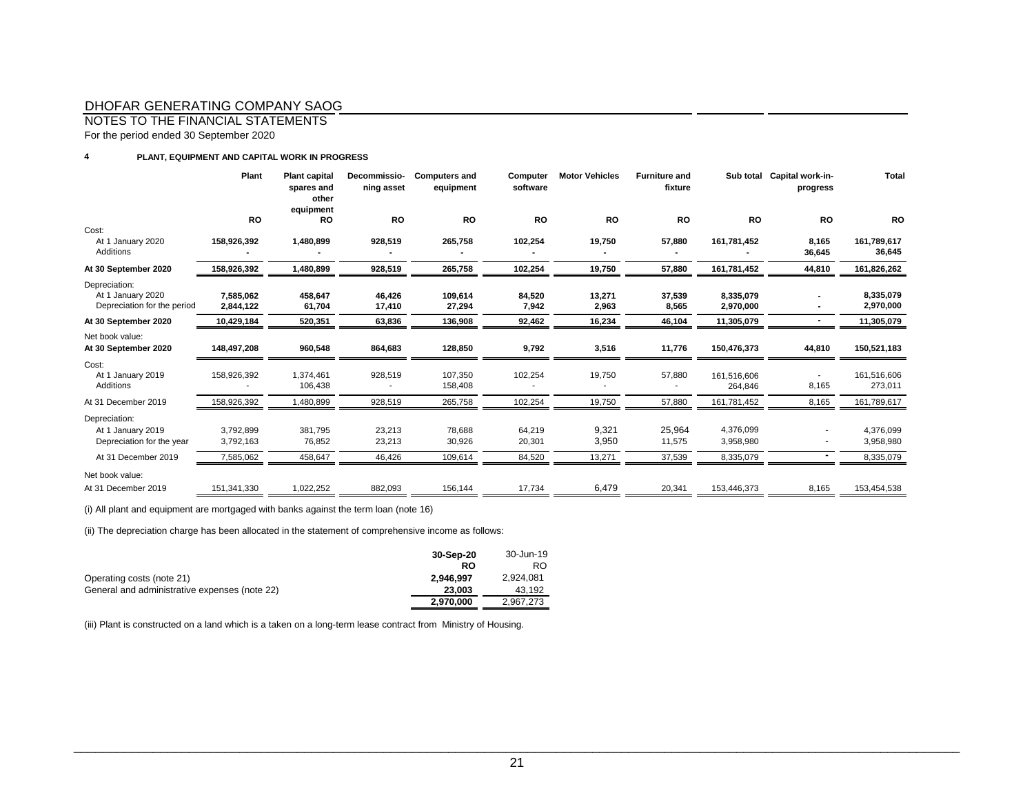DHOFAR GENERATING COMPANY SAOG

NOTES TO THE FINANCIAL STATEMENTS

For the period ended 30 September 2020

## 4 PLANT, EQUIPMENT AND CAPITAL WORK IN PROGRESS

| | Plant | Plant capital spares and other equipment | Decommissio-ning asset | Computers and equipment | Computer software | Motor Vehicles | Furniture and fixture | Sub total | Capital work-in-progress | Total |
|---|---|---|---|---|---|---|---|---|---|---|
| | RO | RO | RO | RO | RO | RO | RO | RO | RO | RO |
| Cost: | | | | | | | | | | |
| At 1 January 2020 | **158,926,392** | **1,480,899** | **928,519** | **265,758** | **102,254** | **19,750** | **57,880** | **161,781,452** | **8,165** | **161,789,617** |
| Additions | **-** | **-** | **-** | **-** | **-** | **-** | **-** | **-** | **36,645** | **36,645** |
| **At 30 September 2020** | **158,926,392** | **1,480,899** | **928,519** | **265,758** | **102,254** | **19,750** | **57,880** | **161,781,452** | **44,810** | **161,826,262** |
| Depreciation: | | | | | | | | | | |
| At 1 January 2020 | **7,585,062** | **458,647** | **46,426** | **109,614** | **84,520** | **13,271** | **37,539** | **8,335,079** | **-** | **8,335,079** |
| Depreciation for the period | **2,844,122** | **61,704** | **17,410** | **27,294** | **7,942** | **2,963** | **8,565** | **2,970,000** | **-** | **2,970,000** |
| **At 30 September 2020** | **10,429,184** | **520,351** | **63,836** | **136,908** | **92,462** | **16,234** | **46,104** | **11,305,079** | **-** | **11,305,079** |
| Net book value: | | | | | | | | | | |
| **At 30 September 2020** | **148,497,208** | **960,548** | **864,683** | **128,850** | **9,792** | **3,516** | **11,776** | **150,476,373** | **44,810** | **150,521,183** |
| Cost: | | | | | | | | | | |
| At 1 January 2019 | 158,926,392 | 1,374,461 | 928,519 | 107,350 | 102,254 | 19,750 | 57,880 | 161,516,606 | - | 161,516,606 |
| Additions | - | 106,438 | - | 158,408 | - | - | - | 264,846 | 8,165 | 273,011 |
| At 31 December 2019 | 158,926,392 | 1,480,899 | 928,519 | 265,758 | 102,254 | 19,750 | 57,880 | 161,781,452 | 8,165 | 161,789,617 |
| Depreciation: | | | | | | | | | | |
| At 1 January 2019 | 3,792,899 | 381,795 | 23,213 | 78,688 | 64,219 | 9,321 | 25,964 | 4,376,099 | - | 4,376,099 |
| Depreciation for the year | 3,792,163 | 76,852 | 23,213 | 30,926 | 20,301 | 3,950 | 11,575 | 3,958,980 | - | 3,958,980 |
| At 31 December 2019 | 7,585,062 | 458,647 | 46,426 | 109,614 | 84,520 | 13,271 | 37,539 | 8,335,079 | - | 8,335,079 |
| Net book value: | | | | | | | | | | |
| At 31 December 2019 | 151,341,330 | 1,022,252 | 882,093 | 156,144 | 17,734 | 6,479 | 20,341 | 153,446,373 | 8,165 | 153,454,538 |

(i) All plant and equipment are mortgaged with banks against the term loan (note 16)

(ii) The depreciation charge has been allocated in the statement of comprehensive income as follows:

| | 30-Sep-20 | 30-Jun-19 |
|---|---|---|
| | **RO** | RO |
| Operating costs (note 21) | **2,946,997** | 2,924,081 |
| General and administrative expenses (note 22) | **23,003** | 43,192 |
| | **2,970,000** | 2,967,273 |

(iii) Plant is constructed on a land which is a taken on a long-term lease contract from Ministry of Housing.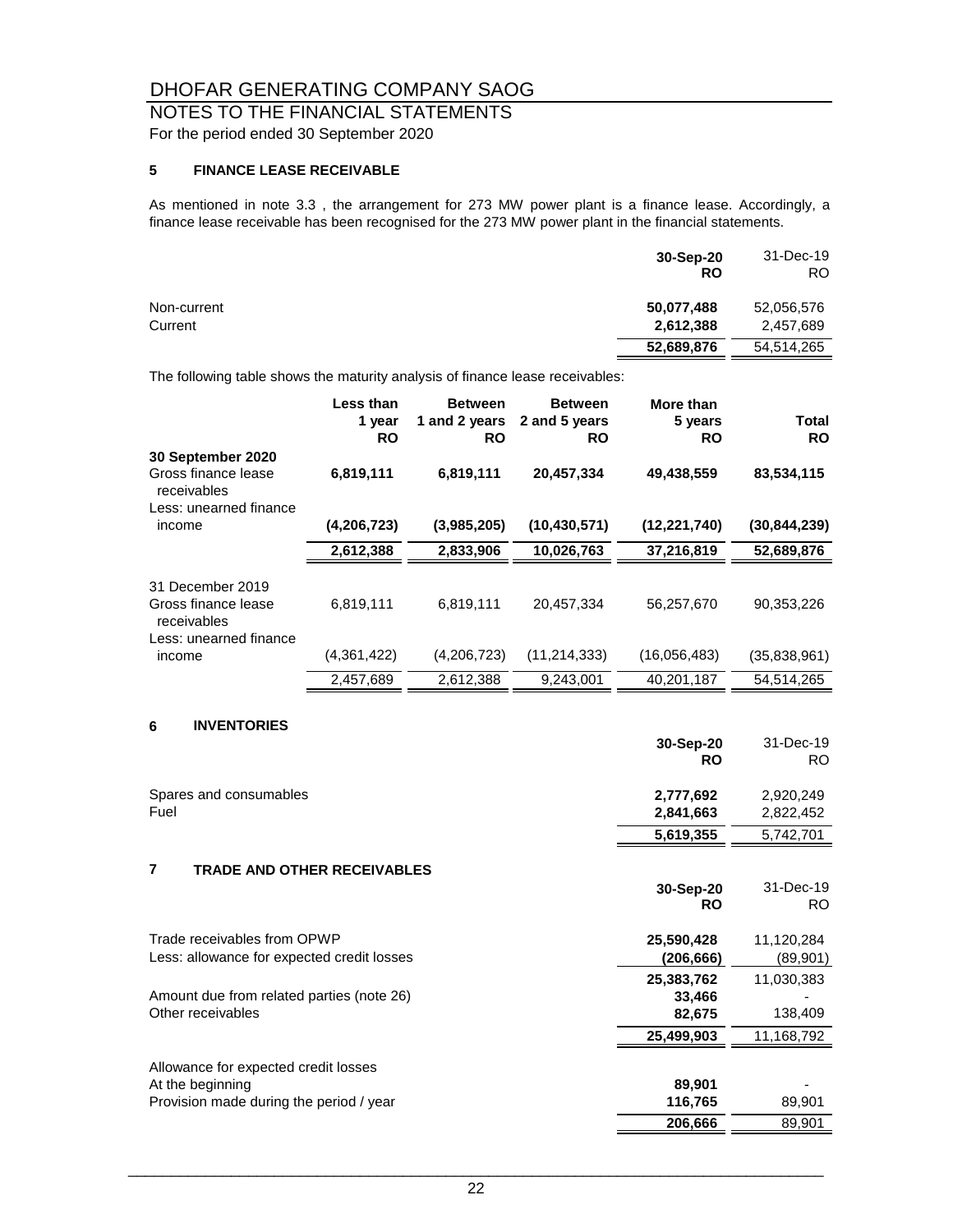# DHOFAR GENERATING COMPANY SAOG

## NOTES TO THE FINANCIAL STATEMENTS

For the period ended 30 September 2020

### 5 FINANCE LEASE RECEIVABLE

As mentioned in note 3.3 , the arrangement for 273 MW power plant is a finance lease. Accordingly, a finance lease receivable has been recognised for the 273 MW power plant in the financial statements.

| | **30-Sep-20 RO** | 31-Dec-19 RO |
|---|---|---|
| Non-current | **50,077,488** | 52,056,576 |
| Current | **2,612,388** | 2,457,689 |
| | **52,689,876** | 54,514,265 |

The following table shows the maturity analysis of finance lease receivables:

| | **Less than 1 year RO** | **Between 1 and 2 years RO** | **Between 2 and 5 years RO** | **More than 5 years RO** | **Total RO** |
|---|---|---|---|---|---|
| **30 September 2020** | | | | | |
| Gross finance lease receivables | **6,819,111** | **6,819,111** | **20,457,334** | **49,438,559** | **83,534,115** |
| Less: unearned finance income | **(4,206,723)** | **(3,985,205)** | **(10,430,571)** | **(12,221,740)** | **(30,844,239)** |
| | **2,612,388** | **2,833,906** | **10,026,763** | **37,216,819** | **52,689,876** |
| 31 December 2019 | | | | | |
| Gross finance lease receivables | 6,819,111 | 6,819,111 | 20,457,334 | 56,257,670 | 90,353,226 |
| Less: unearned finance income | (4,361,422) | (4,206,723) | (11,214,333) | (16,056,483) | (35,838,961) |
| | 2,457,689 | 2,612,388 | 9,243,001 | 40,201,187 | 54,514,265 |

### 6 INVENTORIES

| | **30-Sep-20 RO** | 31-Dec-19 RO |
|---|---|---|
| Spares and consumables | **2,777,692** | 2,920,249 |
| Fuel | **2,841,663** | 2,822,452 |
| | **5,619,355** | 5,742,701 |

### 7 TRADE AND OTHER RECEIVABLES

| | **30-Sep-20 RO** | 31-Dec-19 RO |
|---|---|---|
| Trade receivables from OPWP | **25,590,428** | 11,120,284 |
| Less: allowance for expected credit losses | **(206,666)** | (89,901) |
| | **25,383,762** | 11,030,383 |
| Amount due from related parties (note 26) | **33,466** | - |
| Other receivables | **82,675** | 138,409 |
| | **25,499,903** | 11,168,792 |
| Allowance for expected credit losses | | |
| At the beginning | **89,901** | - |
| Provision made during the period / year | **116,765** | 89,901 |
| | **206,666** | 89,901 |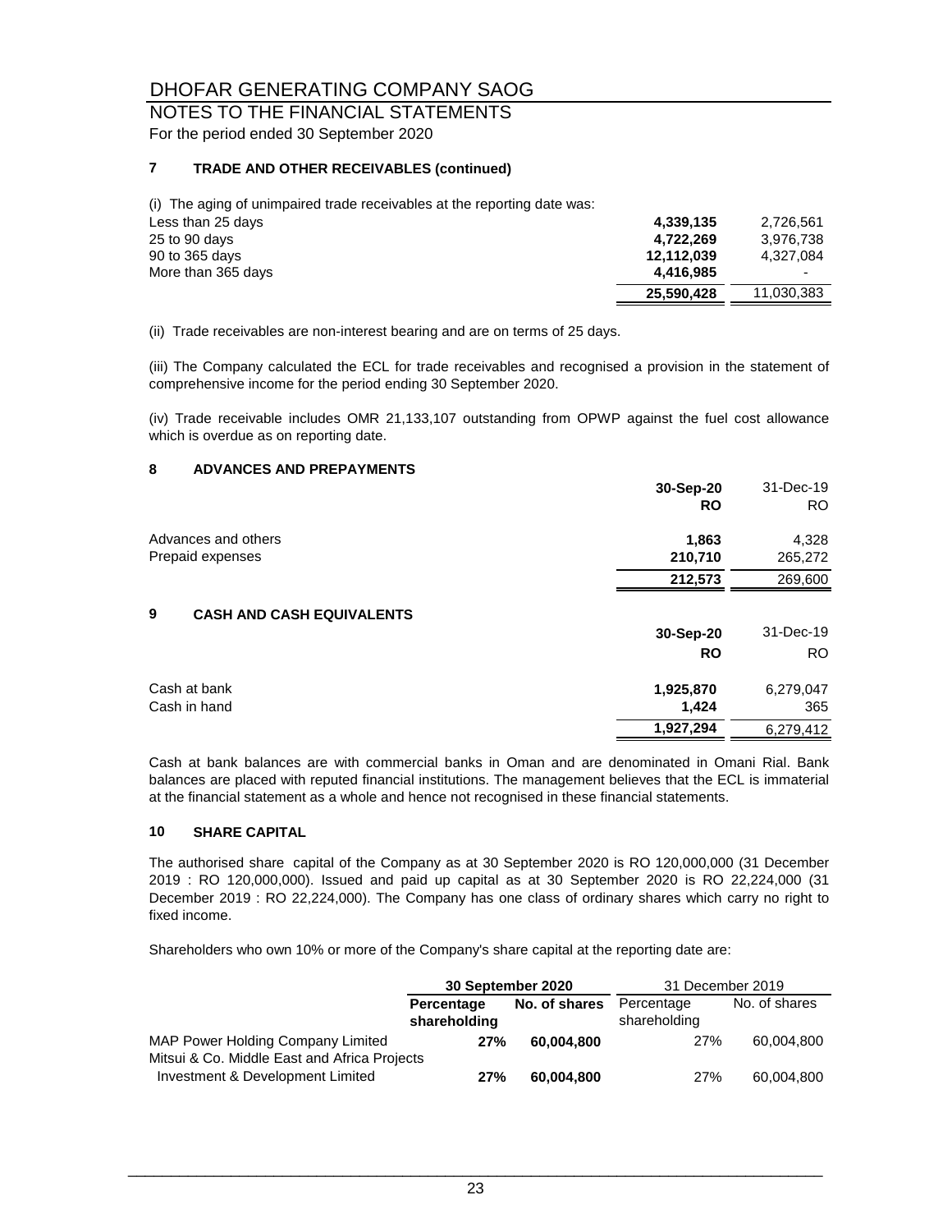# DHOFAR GENERATING COMPANY SAOG

## NOTES TO THE FINANCIAL STATEMENTS

For the period ended 30 September 2020

### 7 TRADE AND OTHER RECEIVABLES (continued)

(i) The aging of unimpaired trade receivables at the reporting date was:

| | | |
|---|---|---|
| Less than 25 days | **4,339,135** | 2,726,561 |
| 25 to 90 days | **4,722,269** | 3,976,738 |
| 90 to 365 days | **12,112,039** | 4,327,084 |
| More than 365 days | **4,416,985** | - |
| | **25,590,428** | 11,030,383 |

(ii) Trade receivables are non-interest bearing and are on terms of 25 days.

(iii) The Company calculated the ECL for trade receivables and recognised a provision in the statement of comprehensive income for the period ending 30 September 2020.

(iv) Trade receivable includes OMR 21,133,107 outstanding from OPWP against the fuel cost allowance which is overdue as on reporting date.

### 8 ADVANCES AND PREPAYMENTS

| | **30-Sep-20** | 31-Dec-19 |
|---|---|---|
| | **RO** | RO |
| Advances and others | **1,863** | 4,328 |
| Prepaid expenses | **210,710** | 265,272 |
| | **212,573** | 269,600 |

### 9 CASH AND CASH EQUIVALENTS

| | **30-Sep-20** | 31-Dec-19 |
|---|---|---|
| | **RO** | RO |
| Cash at bank | **1,925,870** | 6,279,047 |
| Cash in hand | **1,424** | 365 |
| | **1,927,294** | 6,279,412 |

Cash at bank balances are with commercial banks in Oman and are denominated in Omani Rial. Bank balances are placed with reputed financial institutions. The management believes that the ECL is immaterial at the financial statement as a whole and hence not recognised in these financial statements.

### 10 SHARE CAPITAL

The authorised share capital of the Company as at 30 September 2020 is RO 120,000,000 (31 December 2019 : RO 120,000,000). Issued and paid up capital as at 30 September 2020 is RO 22,224,000 (31 December 2019 : RO 22,224,000). The Company has one class of ordinary shares which carry no right to fixed income.

Shareholders who own 10% or more of the Company's share capital at the reporting date are:

| | **30 September 2020** | | 31 December 2019 | |
|---|---|---|---|---|
| | **Percentage shareholding** | **No. of shares** | Percentage shareholding | No. of shares |
| MAP Power Holding Company Limited | **27%** | **60,004,800** | 27% | 60,004,800 |
| Mitsui & Co. Middle East and Africa Projects Investment & Development Limited | **27%** | **60,004,800** | 27% | 60,004,800 |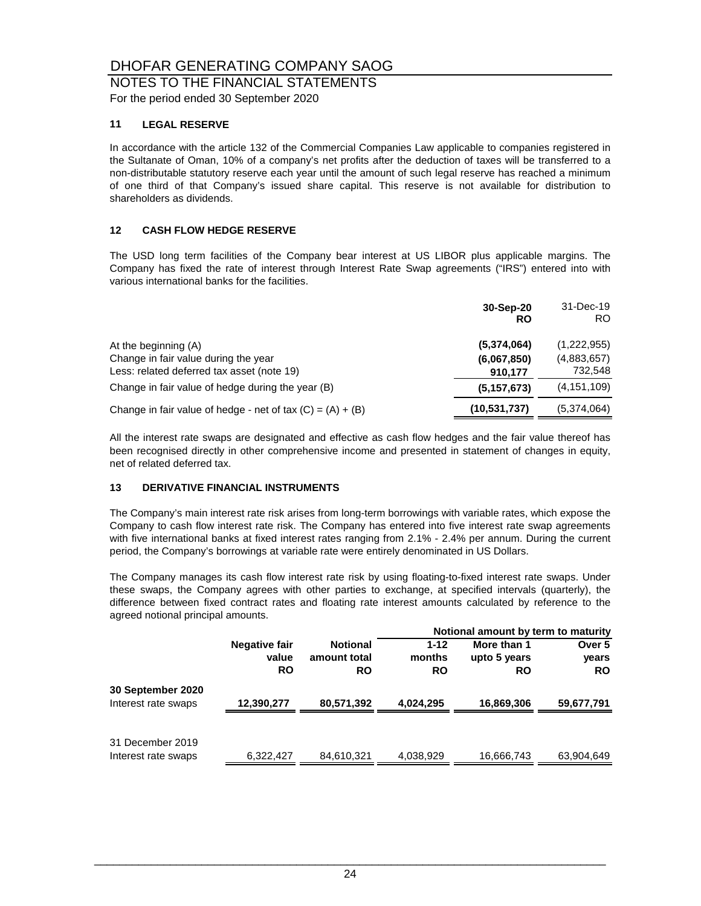# DHOFAR GENERATING COMPANY SAOG

## NOTES TO THE FINANCIAL STATEMENTS

For the period ended 30 September 2020

### 11 LEGAL RESERVE

In accordance with the article 132 of the Commercial Companies Law applicable to companies registered in the Sultanate of Oman, 10% of a company's net profits after the deduction of taxes will be transferred to a non-distributable statutory reserve each year until the amount of such legal reserve has reached a minimum of one third of that Company's issued share capital. This reserve is not available for distribution to shareholders as dividends.

### 12 CASH FLOW HEDGE RESERVE

The USD long term facilities of the Company bear interest at US LIBOR plus applicable margins. The Company has fixed the rate of interest through Interest Rate Swap agreements ("IRS") entered into with various international banks for the facilities.

| | **30-Sep-20 RO** | 31-Dec-19 RO |
|---|---|---|
| At the beginning (A) | **(5,374,064)** | (1,222,955) |
| Change in fair value during the year | **(6,067,850)** | (4,883,657) |
| Less: related deferred tax asset (note 19) | **910,177** | 732,548 |
| Change in fair value of hedge during the year (B) | **(5,157,673)** | (4,151,109) |
| Change in fair value of hedge - net of tax (C) = (A) + (B) | **(10,531,737)** | (5,374,064) |

All the interest rate swaps are designated and effective as cash flow hedges and the fair value thereof has been recognised directly in other comprehensive income and presented in statement of changes in equity, net of related deferred tax.

### 13 DERIVATIVE FINANCIAL INSTRUMENTS

The Company's main interest rate risk arises from long-term borrowings with variable rates, which expose the Company to cash flow interest rate risk. The Company has entered into five interest rate swap agreements with five international banks at fixed interest rates ranging from 2.1% - 2.4% per annum. During the current period, the Company's borrowings at variable rate were entirely denominated in US Dollars.

The Company manages its cash flow interest rate risk by using floating-to-fixed interest rate swaps. Under these swaps, the Company agrees with other parties to exchange, at specified intervals (quarterly), the difference between fixed contract rates and floating rate interest amounts calculated by reference to the agreed notional principal amounts.

| | | | **Notional amount by term to maturity** | | |
|---|---|---|---|---|---|
| | **Negative fair value RO** | **Notional amount total RO** | **1-12 months RO** | **More than 1 upto 5 years RO** | **Over 5 years RO** |
| **30 September 2020** | | | | | |
| Interest rate swaps | **12,390,277** | **80,571,392** | **4,024,295** | **16,869,306** | **59,677,791** |
| 31 December 2019 | | | | | |
| Interest rate swaps | 6,322,427 | 84,610,321 | 4,038,929 | 16,666,743 | 63,904,649 |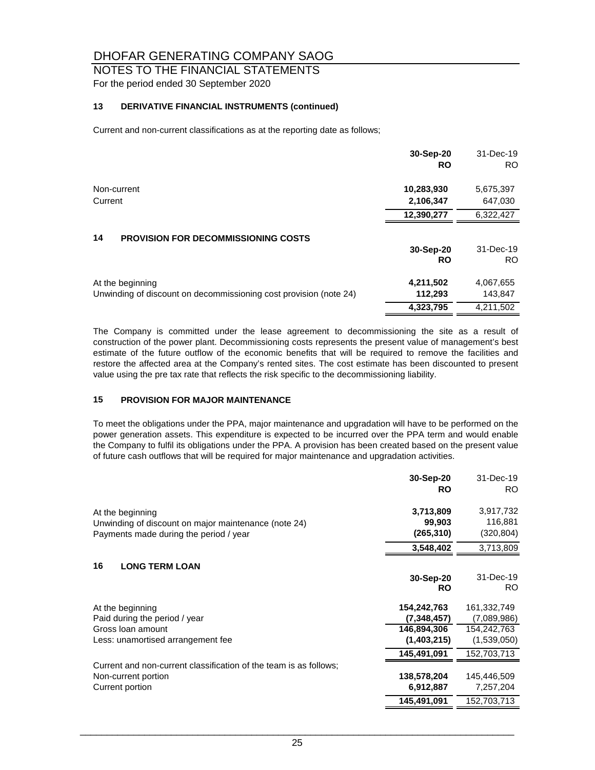# DHOFAR GENERATING COMPANY SAOG

## NOTES TO THE FINANCIAL STATEMENTS

For the period ended 30 September 2020

### 13 DERIVATIVE FINANCIAL INSTRUMENTS (continued)

Current and non-current classifications as at the reporting date as follows;

| | **30-Sep-20** **RO** | 31-Dec-19 RO |
|---|---|---|
| Non-current | **10,283,930** | 5,675,397 |
| Current | **2,106,347** | 647,030 |
| | **12,390,277** | 6,322,427 |

### 14 PROVISION FOR DECOMMISSIONING COSTS

| | **30-Sep-20** **RO** | 31-Dec-19 RO |
|---|---|---|
| At the beginning | **4,211,502** | 4,067,655 |
| Unwinding of discount on decommissioning cost provision (note 24) | **112,293** | 143,847 |
| | **4,323,795** | 4,211,502 |

The Company is committed under the lease agreement to decommissioning the site as a result of construction of the power plant. Decommissioning costs represents the present value of management's best estimate of the future outflow of the economic benefits that will be required to remove the facilities and restore the affected area at the Company's rented sites. The cost estimate has been discounted to present value using the pre tax rate that reflects the risk specific to the decommissioning liability.

### 15 PROVISION FOR MAJOR MAINTENANCE

To meet the obligations under the PPA, major maintenance and upgradation will have to be performed on the power generation assets. This expenditure is expected to be incurred over the PPA term and would enable the Company to fulfil its obligations under the PPA. A provision has been created based on the present value of future cash outflows that will be required for major maintenance and upgradation activities.

| | **30-Sep-20** **RO** | 31-Dec-19 RO |
|---|---|---|
| At the beginning | **3,713,809** | 3,917,732 |
| Unwinding of discount on major maintenance (note 24) | **99,903** | 116,881 |
| Payments made during the period / year | **(265,310)** | (320,804) |
| | **3,548,402** | 3,713,809 |

### 16 LONG TERM LOAN

| | **30-Sep-20** **RO** | 31-Dec-19 RO |
|---|---|---|
| At the beginning | **154,242,763** | 161,332,749 |
| Paid during the period / year | **(7,348,457)** | (7,089,986) |
| Gross loan amount | **146,894,306** | 154,242,763 |
| Less: unamortised arrangement fee | **(1,403,215)** | (1,539,050) |
| | **145,491,091** | 152,703,713 |
| Current and non-current classification of the team is as follows; | | |
| Non-current portion | **138,578,204** | 145,446,509 |
| Current portion | **6,912,887** | 7,257,204 |
| | **145,491,091** | 152,703,713 |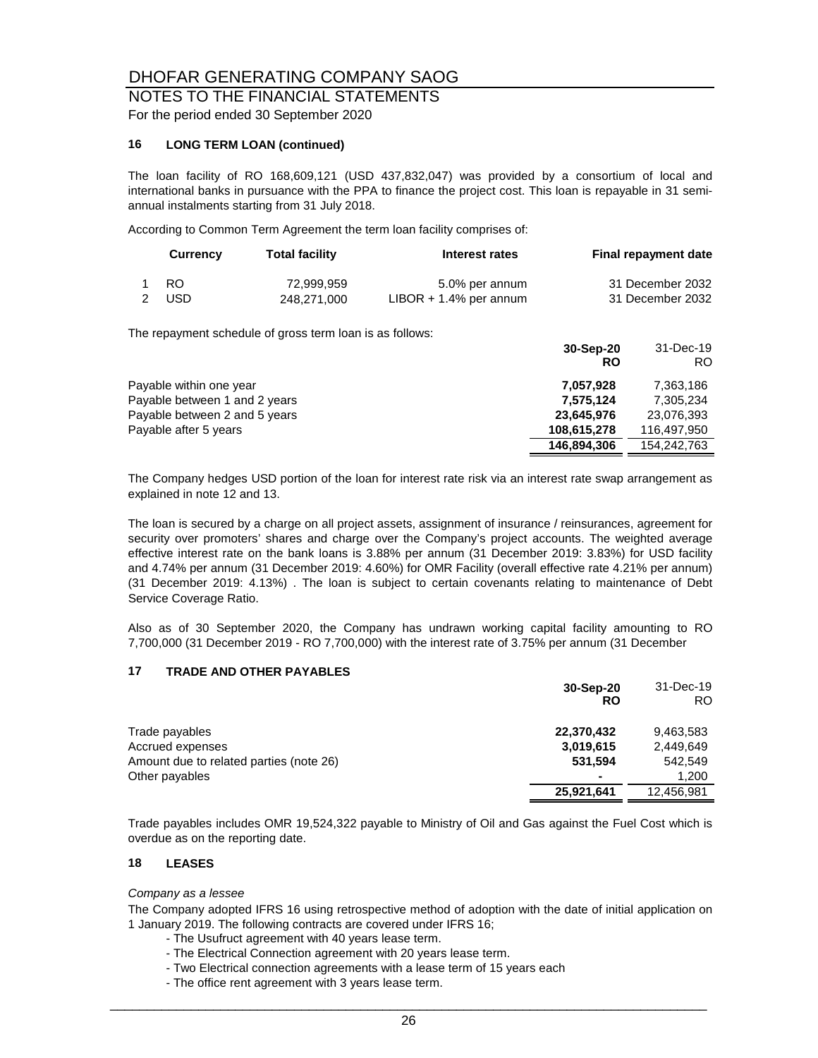### 16 LONG TERM LOAN (continued)

The loan facility of RO 168,609,121 (USD 437,832,047) was provided by a consortium of local and international banks in pursuance with the PPA to finance the project cost. This loan is repayable in 31 semi-annual instalments starting from 31 July 2018.

According to Common Term Agreement the term loan facility comprises of:

| | Currency | Total facility | Interest rates | Final repayment date |
|---|---|---|---|---|
| 1 | RO | 72,999,959 | 5.0% per annum | 31 December 2032 |
| 2 | USD | 248,271,000 | LIBOR + 1.4% per annum | 31 December 2032 |

The repayment schedule of gross term loan is as follows:

| | **30-Sep-20** **RO** | 31-Dec-19 RO |
|---|---|---|
| Payable within one year | **7,057,928** | 7,363,186 |
| Payable between 1 and 2 years | **7,575,124** | 7,305,234 |
| Payable between 2 and 5 years | **23,645,976** | 23,076,393 |
| Payable after 5 years | **108,615,278** | 116,497,950 |
| | **146,894,306** | 154,242,763 |

The Company hedges USD portion of the loan for interest rate risk via an interest rate swap arrangement as explained in note 12 and 13.

The loan is secured by a charge on all project assets, assignment of insurance / reinsurances, agreement for security over promoters' shares and charge over the Company's project accounts. The weighted average effective interest rate on the bank loans is 3.88% per annum (31 December 2019: 3.83%) for USD facility and 4.74% per annum (31 December 2019: 4.60%) for OMR Facility (overall effective rate 4.21% per annum) (31 December 2019: 4.13%) . The loan is subject to certain covenants relating to maintenance of Debt Service Coverage Ratio.

Also as of 30 September 2020, the Company has undrawn working capital facility amounting to RO 7,700,000 (31 December 2019 - RO 7,700,000) with the interest rate of 3.75% per annum (31 December

### 17 TRADE AND OTHER PAYABLES

| | **30-Sep-20** **RO** | 31-Dec-19 RO |
|---|---|---|
| Trade payables | **22,370,432** | 9,463,583 |
| Accrued expenses | **3,019,615** | 2,449,649 |
| Amount due to related parties (note 26) | **531,594** | 542,549 |
| Other payables | **-** | 1,200 |
| | **25,921,641** | 12,456,981 |

Trade payables includes OMR 19,524,322 payable to Ministry of Oil and Gas against the Fuel Cost which is overdue as on the reporting date.

### 18 LEASES

*Company as a lessee*

The Company adopted IFRS 16 using retrospective method of adoption with the date of initial application on 1 January 2019. The following contracts are covered under IFRS 16;

- The Usufruct agreement with 40 years lease term.
- The Electrical Connection agreement with 20 years lease term.
- Two Electrical connection agreements with a lease term of 15 years each
- The office rent agreement with 3 years lease term.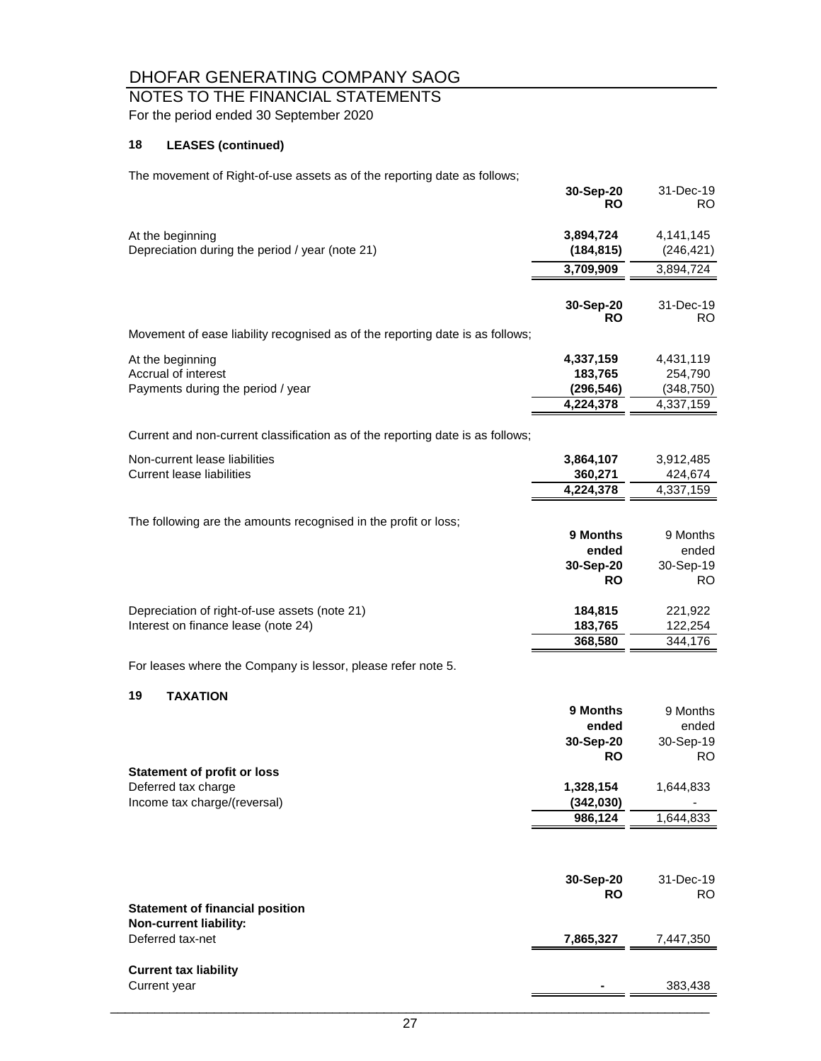# DHOFAR GENERATING COMPANY SAOG

## NOTES TO THE FINANCIAL STATEMENTS

For the period ended 30 September 2020

### 18 LEASES (continued)

The movement of Right-of-use assets as of the reporting date as follows;

| | 30-Sep-20 RO | 31-Dec-19 RO |
|---|---|---|
| At the beginning | 3,894,724 | 4,141,145 |
| Depreciation during the period / year (note 21) | (184,815) | (246,421) |
| | 3,709,909 | 3,894,724 |

Movement of ease liability recognised as of the reporting date is as follows;

| | 30-Sep-20 RO | 31-Dec-19 RO |
|---|---|---|
| At the beginning | 4,337,159 | 4,431,119 |
| Accrual of interest | 183,765 | 254,790 |
| Payments during the period / year | (296,546) | (348,750) |
| | 4,224,378 | 4,337,159 |

Current and non-current classification as of the reporting date is as follows;

| | | |
|---|---|---|
| Non-current lease liabilities | 3,864,107 | 3,912,485 |
| Current lease liabilities | 360,271 | 424,674 |
| | 4,224,378 | 4,337,159 |

The following are the amounts recognised in the profit or loss;

| | 9 Months ended 30-Sep-20 RO | 9 Months ended 30-Sep-19 RO |
|---|---|---|
| Depreciation of right-of-use assets (note 21) | 184,815 | 221,922 |
| Interest on finance lease (note 24) | 183,765 | 122,254 |
| | 368,580 | 344,176 |

For leases where the Company is lessor, please refer note 5.

### 19 TAXATION

| | 9 Months ended 30-Sep-20 RO | 9 Months ended 30-Sep-19 RO |
|---|---|---|
| **Statement of profit or loss** | | |
| Deferred tax charge | 1,328,154 | 1,644,833 |
| Income tax charge/(reversal) | (342,030) | - |
| | 986,124 | 1,644,833 |

| | 30-Sep-20 RO | 31-Dec-19 RO |
|---|---|---|
| **Statement of financial position** | | |
| **Non-current liability:** | | |
| Deferred tax-net | 7,865,327 | 7,447,350 |
| **Current tax liability** | | |
| Current year | - | 383,438 |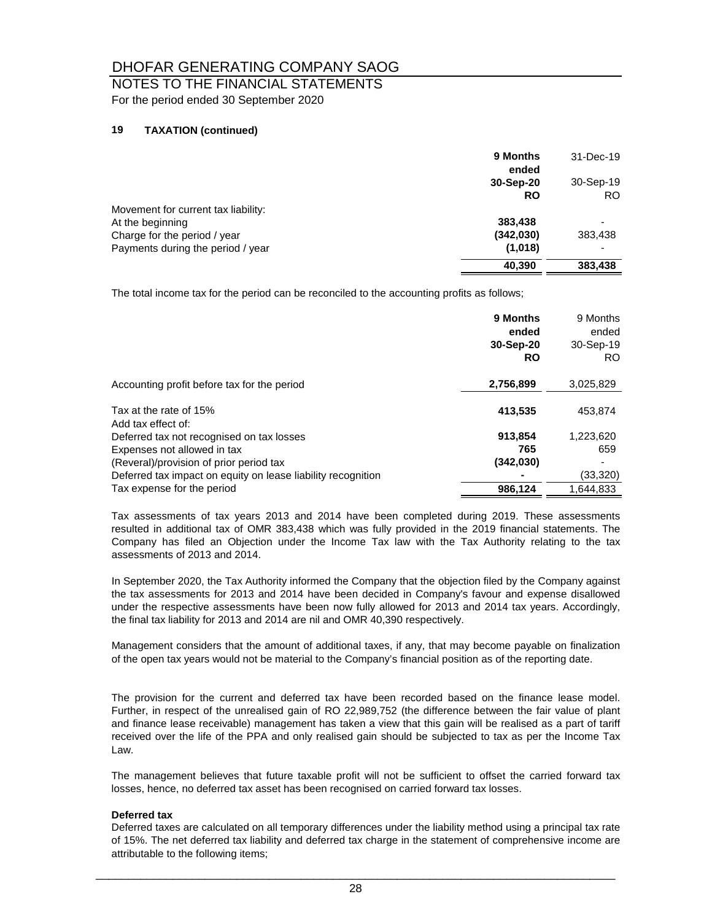# DHOFAR GENERATING COMPANY SAOG

## NOTES TO THE FINANCIAL STATEMENTS

For the period ended 30 September 2020

### 19 TAXATION (continued)

| | **9 Months ended 30-Sep-20 RO** | 31-Dec-19 30-Sep-19 RO |
|---|---|---|
| Movement for current tax liability: | | |
| At the beginning | **383,438** | - |
| Charge for the period / year | **(342,030)** | 383,438 |
| Payments during the period / year | **(1,018)** | - |
| | **40,390** | **383,438** |

The total income tax for the period can be reconciled to the accounting profits as follows;

| | **9 Months ended 30-Sep-20 RO** | 9 Months ended 30-Sep-19 RO |
|---|---|---|
| Accounting profit before tax for the period | **2,756,899** | 3,025,829 |
| Tax at the rate of 15% | **413,535** | 453,874 |
| Add tax effect of: | | |
| Deferred tax not recognised on tax losses | **913,854** | 1,223,620 |
| Expenses not allowed in tax | **765** | 659 |
| (Reveral)/provision of prior period tax | **(342,030)** | - |
| Deferred tax impact on equity on lease liability recognition | **-** | (33,320) |
| Tax expense for the period | **986,124** | 1,644,833 |

Tax assessments of tax years 2013 and 2014 have been completed during 2019. These assessments resulted in additional tax of OMR 383,438 which was fully provided in the 2019 financial statements. The Company has filed an Objection under the Income Tax law with the Tax Authority relating to the tax assessments of 2013 and 2014.

In September 2020, the Tax Authority informed the Company that the objection filed by the Company against the tax assessments for 2013 and 2014 have been decided in Company's favour and expense disallowed under the respective assessments have been now fully allowed for 2013 and 2014 tax years. Accordingly, the final tax liability for 2013 and 2014 are nil and OMR 40,390 respectively.

Management considers that the amount of additional taxes, if any, that may become payable on finalization of the open tax years would not be material to the Company's financial position as of the reporting date.

The provision for the current and deferred tax have been recorded based on the finance lease model. Further, in respect of the unrealised gain of RO 22,989,752 (the difference between the fair value of plant and finance lease receivable) management has taken a view that this gain will be realised as a part of tariff received over the life of the PPA and only realised gain should be subjected to tax as per the Income Tax Law.

The management believes that future taxable profit will not be sufficient to offset the carried forward tax losses, hence, no deferred tax asset has been recognised on carried forward tax losses.

**Deferred tax**

Deferred taxes are calculated on all temporary differences under the liability method using a principal tax rate of 15%. The net deferred tax liability and deferred tax charge in the statement of comprehensive income are attributable to the following items;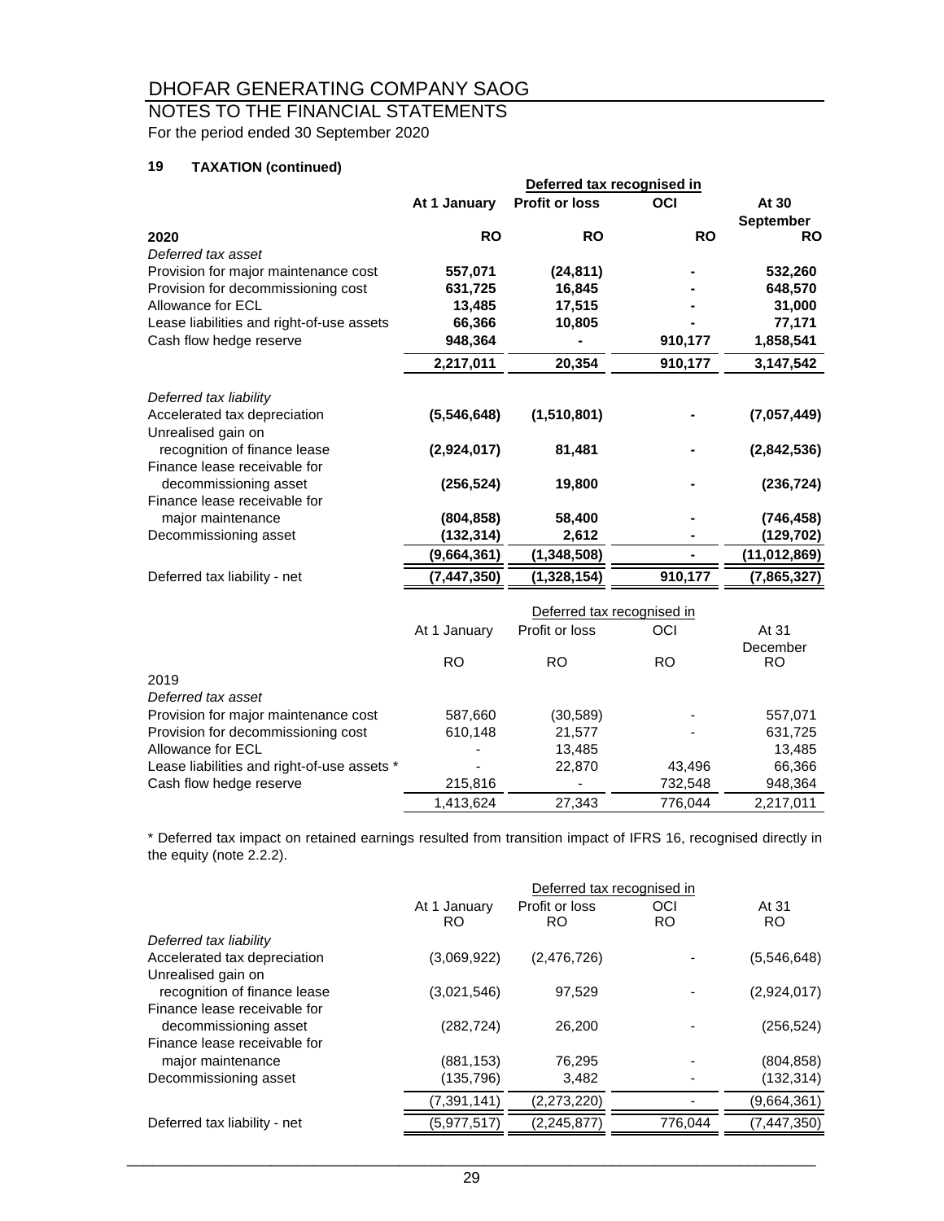# DHOFAR GENERATING COMPANY SAOG

## NOTES TO THE FINANCIAL STATEMENTS

For the period ended 30 September 2020

### 19 TAXATION (continued)

| | At 1 January | Deferred tax recognised in Profit or loss | Deferred tax recognised in OCI | At 30 September |
|---|---|---|---|---|
| **2020** | **RO** | **RO** | **RO** | **RO** |
| *Deferred tax asset* | | | | |
| Provision for major maintenance cost | **557,071** | **(24,811)** | **-** | **532,260** |
| Provision for decommissioning cost | **631,725** | **16,845** | **-** | **648,570** |
| Allowance for ECL | **13,485** | **17,515** | **-** | **31,000** |
| Lease liabilities and right-of-use assets | **66,366** | **10,805** | **-** | **77,171** |
| Cash flow hedge reserve | **948,364** | **-** | **910,177** | **1,858,541** |
| | **2,217,011** | **20,354** | **910,177** | **3,147,542** |
| *Deferred tax liability* | | | | |
| Accelerated tax depreciation | **(5,546,648)** | **(1,510,801)** | **-** | **(7,057,449)** |
| Unrealised gain on recognition of finance lease | **(2,924,017)** | **81,481** | **-** | **(2,842,536)** |
| Finance lease receivable for decommissioning asset | **(256,524)** | **19,800** | **-** | **(236,724)** |
| Finance lease receivable for major maintenance | **(804,858)** | **58,400** | **-** | **(746,458)** |
| Decommissioning asset | **(132,314)** | **2,612** | **-** | **(129,702)** |
| | **(9,664,361)** | **(1,348,508)** | **-** | **(11,012,869)** |
| Deferred tax liability - net | **(7,447,350)** | **(1,328,154)** | **910,177** | **(7,865,327)** |

| | At 1 January | Deferred tax recognised in Profit or loss | Deferred tax recognised in OCI | At 31 December |
|---|---|---|---|---|
| | RO | RO | RO | RO |
| 2019 | | | | |
| *Deferred tax asset* | | | | |
| Provision for major maintenance cost | 587,660 | (30,589) | - | 557,071 |
| Provision for decommissioning cost | 610,148 | 21,577 | - | 631,725 |
| Allowance for ECL | - | 13,485 | | 13,485 |
| Lease liabilities and right-of-use assets * | - | 22,870 | 43,496 | 66,366 |
| Cash flow hedge reserve | 215,816 | - | 732,548 | 948,364 |
| | 1,413,624 | 27,343 | 776,044 | 2,217,011 |

* Deferred tax impact on retained earnings resulted from transition impact of IFRS 16, recognised directly in the equity (note 2.2.2).

| | At 1 January | Deferred tax recognised in Profit or loss | Deferred tax recognised in OCI | At 31 |
|---|---|---|---|---|
| | RO | RO | RO | RO |
| *Deferred tax liability* | | | | |
| Accelerated tax depreciation | (3,069,922) | (2,476,726) | - | (5,546,648) |
| Unrealised gain on recognition of finance lease | (3,021,546) | 97,529 | - | (2,924,017) |
| Finance lease receivable for decommissioning asset | (282,724) | 26,200 | - | (256,524) |
| Finance lease receivable for major maintenance | (881,153) | 76,295 | - | (804,858) |
| Decommissioning asset | (135,796) | 3,482 | - | (132,314) |
| | (7,391,141) | (2,273,220) | - | (9,664,361) |
| Deferred tax liability - net | (5,977,517) | (2,245,877) | 776,044 | (7,447,350) |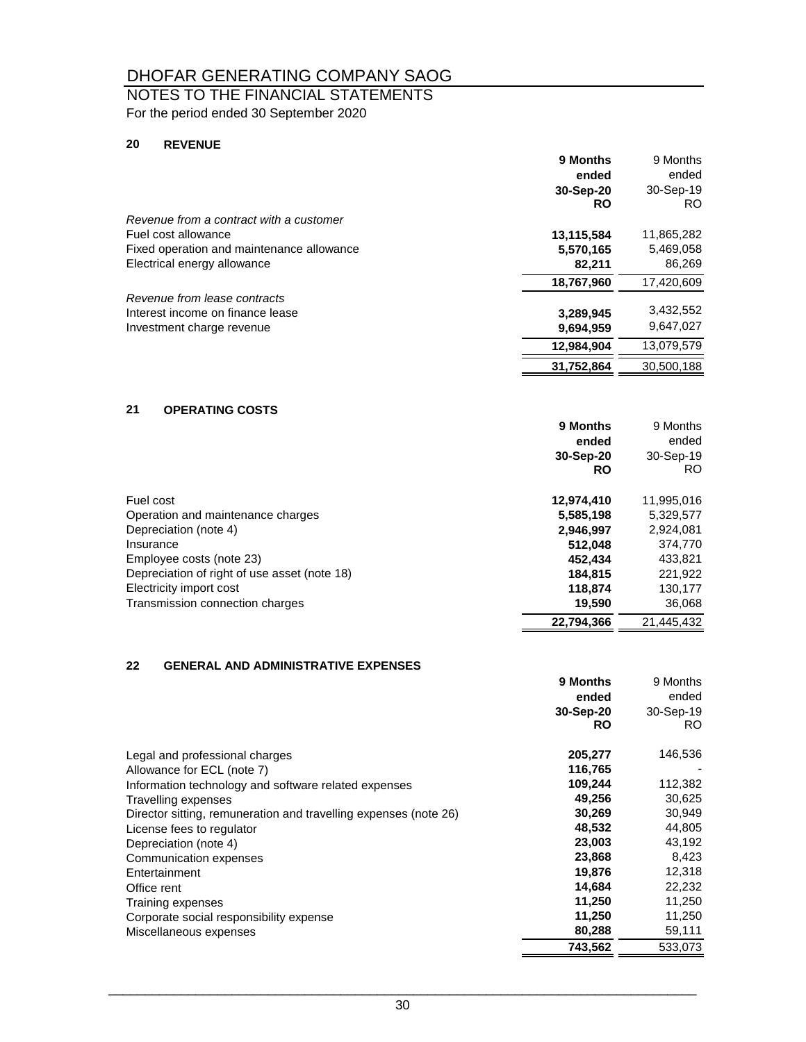# DHOFAR GENERATING COMPANY SAOG

## NOTES TO THE FINANCIAL STATEMENTS

For the period ended 30 September 2020

### 20 REVENUE

| | **9 Months ended 30-Sep-20 RO** | 9 Months ended 30-Sep-19 RO |
|---|---|---|
| *Revenue from a contract with a customer* | | |
| Fuel cost allowance | **13,115,584** | 11,865,282 |
| Fixed operation and maintenance allowance | **5,570,165** | 5,469,058 |
| Electrical energy allowance | **82,211** | 86,269 |
| | **18,767,960** | 17,420,609 |
| *Revenue from lease contracts* | | |
| Interest income on finance lease | **3,289,945** | 3,432,552 |
| Investment charge revenue | **9,694,959** | 9,647,027 |
| | **12,984,904** | 13,079,579 |
| | **31,752,864** | 30,500,188 |

### 21 OPERATING COSTS

| | **9 Months ended 30-Sep-20 RO** | 9 Months ended 30-Sep-19 RO |
|---|---|---|
| Fuel cost | **12,974,410** | 11,995,016 |
| Operation and maintenance charges | **5,585,198** | 5,329,577 |
| Depreciation (note 4) | **2,946,997** | 2,924,081 |
| Insurance | **512,048** | 374,770 |
| Employee costs (note 23) | **452,434** | 433,821 |
| Depreciation of right of use asset (note 18) | **184,815** | 221,922 |
| Electricity import cost | **118,874** | 130,177 |
| Transmission connection charges | **19,590** | 36,068 |
| | **22,794,366** | 21,445,432 |

### 22 GENERAL AND ADMINISTRATIVE EXPENSES

| | **9 Months ended 30-Sep-20 RO** | 9 Months ended 30-Sep-19 RO |
|---|---|---|
| Legal and professional charges | **205,277** | 146,536 |
| Allowance for ECL (note 7) | **116,765** | - |
| Information technology and software related expenses | **109,244** | 112,382 |
| Travelling expenses | **49,256** | 30,625 |
| Director sitting, remuneration and travelling expenses (note 26) | **30,269** | 30,949 |
| License fees to regulator | **48,532** | 44,805 |
| Depreciation (note 4) | **23,003** | 43,192 |
| Communication expenses | **23,868** | 8,423 |
| Entertainment | **19,876** | 12,318 |
| Office rent | **14,684** | 22,232 |
| Training expenses | **11,250** | 11,250 |
| Corporate social responsibility expense | **11,250** | 11,250 |
| Miscellaneous expenses | **80,288** | 59,111 |
| | **743,562** | 533,073 |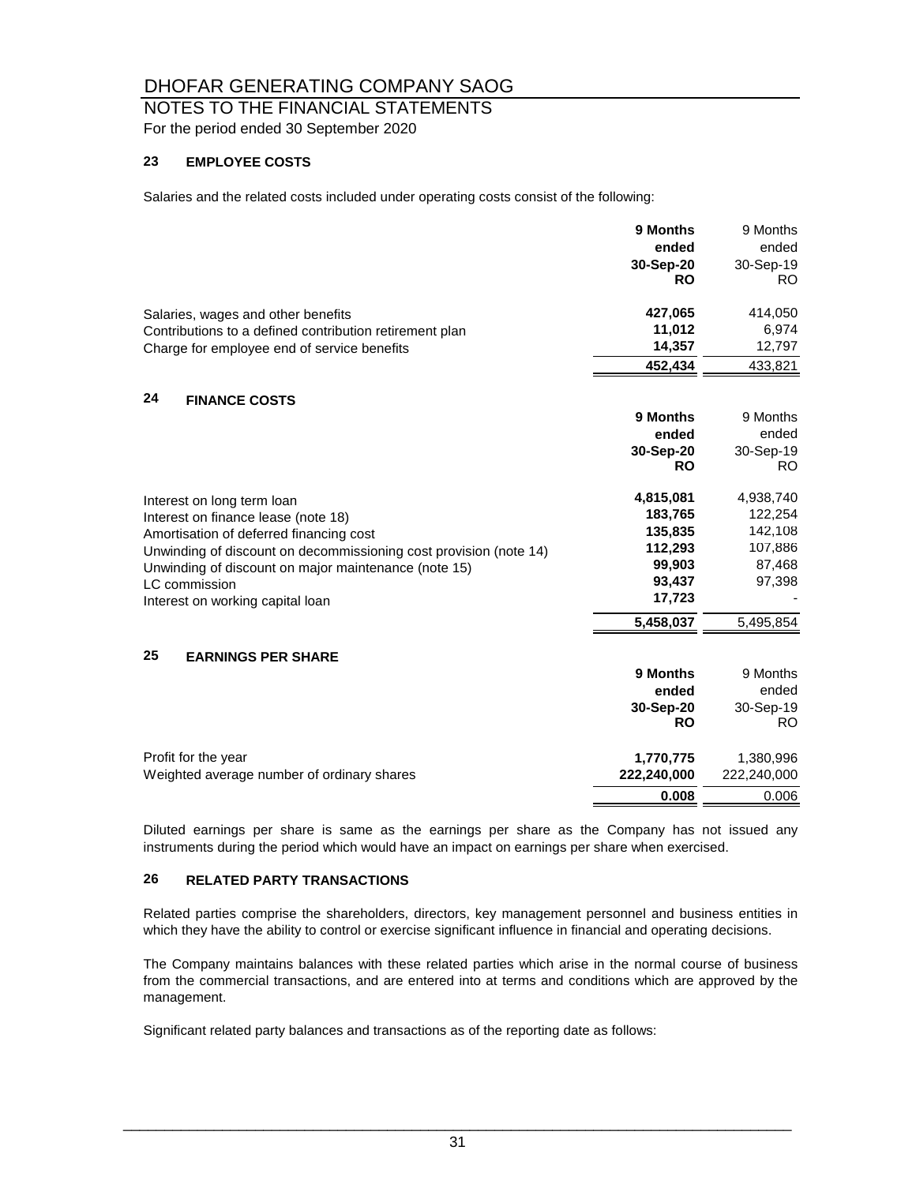# DHOFAR GENERATING COMPANY SAOG

## NOTES TO THE FINANCIAL STATEMENTS

For the period ended 30 September 2020

### 23 EMPLOYEE COSTS

Salaries and the related costs included under operating costs consist of the following:

| | **9 Months ended 30-Sep-20 RO** | 9 Months ended 30-Sep-19 RO |
|---|---|---|
| Salaries, wages and other benefits | **427,065** | 414,050 |
| Contributions to a defined contribution retirement plan | **11,012** | 6,974 |
| Charge for employee end of service benefits | **14,357** | 12,797 |
| | **452,434** | 433,821 |

### 24 FINANCE COSTS

| | **9 Months ended 30-Sep-20 RO** | 9 Months ended 30-Sep-19 RO |
|---|---|---|
| Interest on long term loan | **4,815,081** | 4,938,740 |
| Interest on finance lease (note 18) | **183,765** | 122,254 |
| Amortisation of deferred financing cost | **135,835** | 142,108 |
| Unwinding of discount on decommissioning cost provision (note 14) | **112,293** | 107,886 |
| Unwinding of discount on major maintenance (note 15) | **99,903** | 87,468 |
| LC commission | **93,437** | 97,398 |
| Interest on working capital loan | **17,723** | - |
| | **5,458,037** | 5,495,854 |

### 25 EARNINGS PER SHARE

| | **9 Months ended 30-Sep-20 RO** | 9 Months ended 30-Sep-19 RO |
|---|---|---|
| Profit for the year | **1,770,775** | 1,380,996 |
| Weighted average number of ordinary shares | **222,240,000** | 222,240,000 |
| | **0.008** | 0.006 |

Diluted earnings per share is same as the earnings per share as the Company has not issued any instruments during the period which would have an impact on earnings per share when exercised.

### 26 RELATED PARTY TRANSACTIONS

Related parties comprise the shareholders, directors, key management personnel and business entities in which they have the ability to control or exercise significant influence in financial and operating decisions.

The Company maintains balances with these related parties which arise in the normal course of business from the commercial transactions, and are entered into at terms and conditions which are approved by the management.

Significant related party balances and transactions as of the reporting date as follows: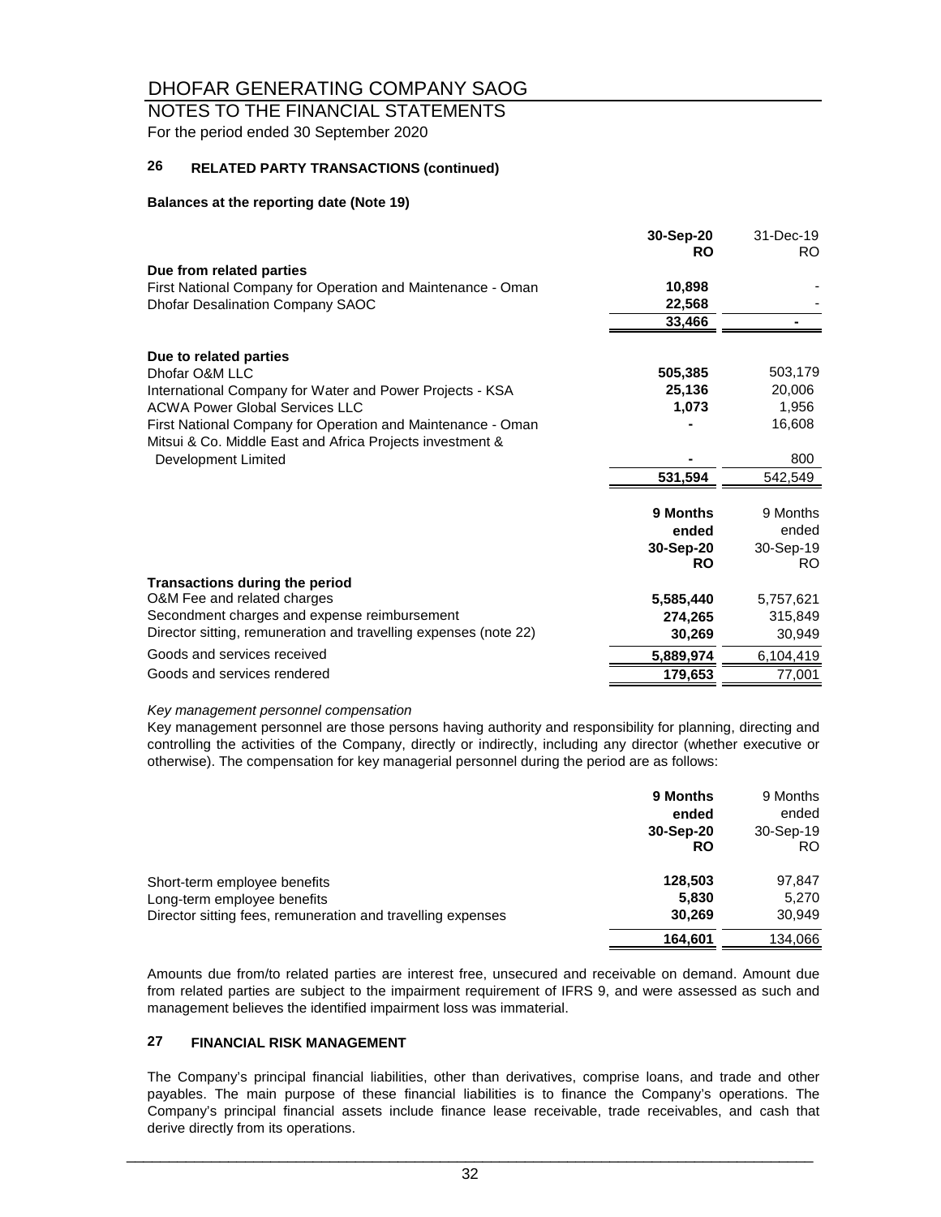# DHOFAR GENERATING COMPANY SAOG

## NOTES TO THE FINANCIAL STATEMENTS

For the period ended 30 September 2020

### 26 RELATED PARTY TRANSACTIONS (continued)

**Balances at the reporting date (Note 19)**

| | 30-Sep-20 RO | 31-Dec-19 RO |
|---|---|---|
| **Due from related parties** | | |
| First National Company for Operation and Maintenance - Oman | 10,898 | - |
| Dhofar Desalination Company SAOC | 22,568 | - |
| | 33,466 | - |
| **Due to related parties** | | |
| Dhofar O&M LLC | 505,385 | 503,179 |
| International Company for Water and Power Projects - KSA | 25,136 | 20,006 |
| ACWA Power Global Services LLC | 1,073 | 1,956 |
| First National Company for Operation and Maintenance - Oman | - | 16,608 |
| Mitsui & Co. Middle East and Africa Projects investment & Development Limited | - | 800 |
| | 531,594 | 542,549 |

| | 9 Months ended 30-Sep-20 RO | 9 Months ended 30-Sep-19 RO |
|---|---|---|
| **Transactions during the period** | | |
| O&M Fee and related charges | 5,585,440 | 5,757,621 |
| Secondment charges and expense reimbursement | 274,265 | 315,849 |
| Director sitting, remuneration and travelling expenses (note 22) | 30,269 | 30,949 |
| Goods and services received | 5,889,974 | 6,104,419 |
| Goods and services rendered | 179,653 | 77,001 |

*Key management personnel compensation*

Key management personnel are those persons having authority and responsibility for planning, directing and controlling the activities of the Company, directly or indirectly, including any director (whether executive or otherwise). The compensation for key managerial personnel during the period are as follows:

| | 9 Months ended 30-Sep-20 RO | 9 Months ended 30-Sep-19 RO |
|---|---|---|
| Short-term employee benefits | 128,503 | 97,847 |
| Long-term employee benefits | 5,830 | 5,270 |
| Director sitting fees, remuneration and travelling expenses | 30,269 | 30,949 |
| | 164,601 | 134,066 |

Amounts due from/to related parties are interest free, unsecured and receivable on demand. Amount due from related parties are subject to the impairment requirement of IFRS 9, and were assessed as such and management believes the identified impairment loss was immaterial.

### 27 FINANCIAL RISK MANAGEMENT

The Company's principal financial liabilities, other than derivatives, comprise loans, and trade and other payables. The main purpose of these financial liabilities is to finance the Company's operations. The Company's principal financial assets include finance lease receivable, trade receivables, and cash that derive directly from its operations.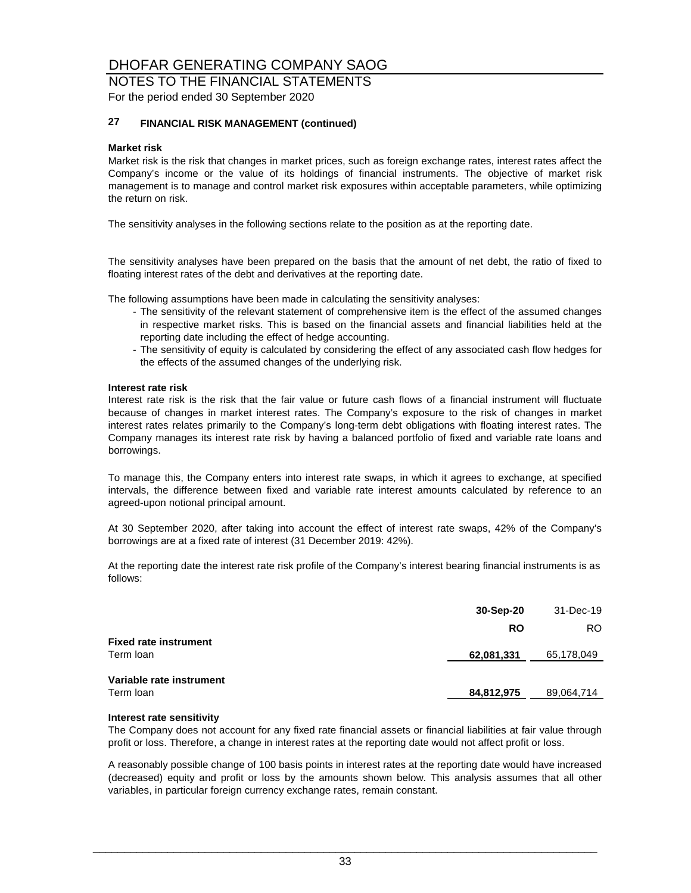# DHOFAR GENERATING COMPANY SAOG

## NOTES TO THE FINANCIAL STATEMENTS

For the period ended 30 September 2020

### 27 FINANCIAL RISK MANAGEMENT (continued)

**Market risk**

Market risk is the risk that changes in market prices, such as foreign exchange rates, interest rates affect the Company's income or the value of its holdings of financial instruments. The objective of market risk management is to manage and control market risk exposures within acceptable parameters, while optimizing the return on risk.

The sensitivity analyses in the following sections relate to the position as at the reporting date.

The sensitivity analyses have been prepared on the basis that the amount of net debt, the ratio of fixed to floating interest rates of the debt and derivatives at the reporting date.

The following assumptions have been made in calculating the sensitivity analyses:

- The sensitivity of the relevant statement of comprehensive item is the effect of the assumed changes in respective market risks. This is based on the financial assets and financial liabilities held at the reporting date including the effect of hedge accounting.
- The sensitivity of equity is calculated by considering the effect of any associated cash flow hedges for the effects of the assumed changes of the underlying risk.

**Interest rate risk**

Interest rate risk is the risk that the fair value or future cash flows of a financial instrument will fluctuate because of changes in market interest rates. The Company's exposure to the risk of changes in market interest rates relates primarily to the Company's long-term debt obligations with floating interest rates. The Company manages its interest rate risk by having a balanced portfolio of fixed and variable rate loans and borrowings.

To manage this, the Company enters into interest rate swaps, in which it agrees to exchange, at specified intervals, the difference between fixed and variable rate interest amounts calculated by reference to an agreed-upon notional principal amount.

At 30 September 2020, after taking into account the effect of interest rate swaps, 42% of the Company's borrowings are at a fixed rate of interest (31 December 2019: 42%).

At the reporting date the interest rate risk profile of the Company's interest bearing financial instruments is as follows:

| | **30-Sep-20** | 31-Dec-19 |
|---|---|---|
| | **RO** | RO |
| **Fixed rate instrument** | | |
| Term loan | **62,081,331** | 65,178,049 |
| **Variable rate instrument** | | |
| Term loan | **84,812,975** | 89,064,714 |

**Interest rate sensitivity**

The Company does not account for any fixed rate financial assets or financial liabilities at fair value through profit or loss. Therefore, a change in interest rates at the reporting date would not affect profit or loss.

A reasonably possible change of 100 basis points in interest rates at the reporting date would have increased (decreased) equity and profit or loss by the amounts shown below. This analysis assumes that all other variables, in particular foreign currency exchange rates, remain constant.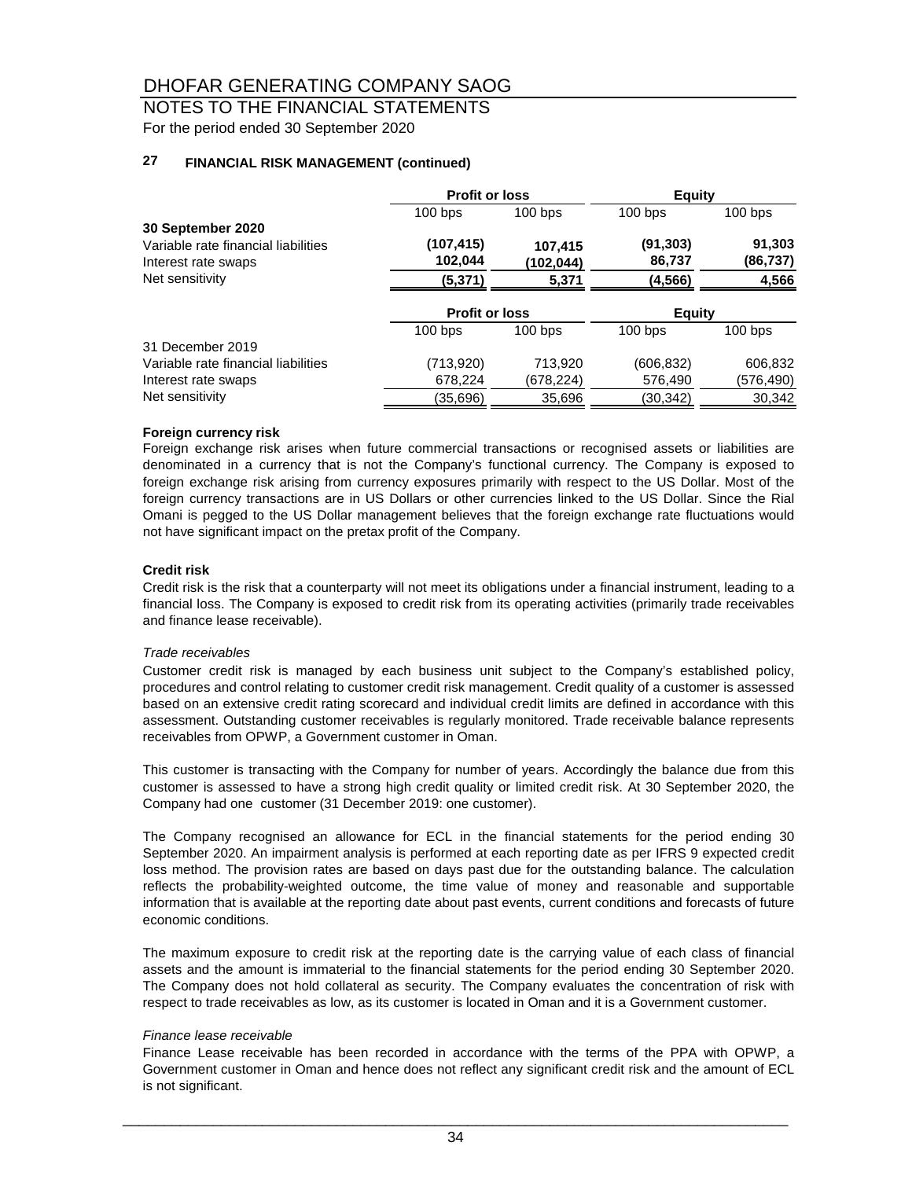# DHOFAR GENERATING COMPANY SAOG

## NOTES TO THE FINANCIAL STATEMENTS

For the period ended 30 September 2020

### 27 FINANCIAL RISK MANAGEMENT (continued)

| | Profit or loss | | Equity | |
|---|---|---|---|---|
| | 100 bps | 100 bps | 100 bps | 100 bps |
| **30 September 2020** | | | | |
| Variable rate financial liabilities | **(107,415)** | **107,415** | **(91,303)** | **91,303** |
| Interest rate swaps | **102,044** | **(102,044)** | **86,737** | **(86,737)** |
| Net sensitivity | **(5,371)** | **5,371** | **(4,566)** | **4,566** |

| | Profit or loss | | Equity | |
|---|---|---|---|---|
| | 100 bps | 100 bps | 100 bps | 100 bps |
| 31 December 2019 | | | | |
| Variable rate financial liabilities | (713,920) | 713,920 | (606,832) | 606,832 |
| Interest rate swaps | 678,224 | (678,224) | 576,490 | (576,490) |
| Net sensitivity | (35,696) | 35,696 | (30,342) | 30,342 |

**Foreign currency risk**

Foreign exchange risk arises when future commercial transactions or recognised assets or liabilities are denominated in a currency that is not the Company's functional currency. The Company is exposed to foreign exchange risk arising from currency exposures primarily with respect to the US Dollar. Most of the foreign currency transactions are in US Dollars or other currencies linked to the US Dollar. Since the Rial Omani is pegged to the US Dollar management believes that the foreign exchange rate fluctuations would not have significant impact on the pretax profit of the Company.

**Credit risk**

Credit risk is the risk that a counterparty will not meet its obligations under a financial instrument, leading to a financial loss. The Company is exposed to credit risk from its operating activities (primarily trade receivables and finance lease receivable).

*Trade receivables*

Customer credit risk is managed by each business unit subject to the Company's established policy, procedures and control relating to customer credit risk management. Credit quality of a customer is assessed based on an extensive credit rating scorecard and individual credit limits are defined in accordance with this assessment. Outstanding customer receivables is regularly monitored. Trade receivable balance represents receivables from OPWP, a Government customer in Oman.

This customer is transacting with the Company for number of years. Accordingly the balance due from this customer is assessed to have a strong high credit quality or limited credit risk. At 30 September 2020, the Company had one customer (31 December 2019: one customer).

The Company recognised an allowance for ECL in the financial statements for the period ending 30 September 2020. An impairment analysis is performed at each reporting date as per IFRS 9 expected credit loss method. The provision rates are based on days past due for the outstanding balance. The calculation reflects the probability-weighted outcome, the time value of money and reasonable and supportable information that is available at the reporting date about past events, current conditions and forecasts of future economic conditions.

The maximum exposure to credit risk at the reporting date is the carrying value of each class of financial assets and the amount is immaterial to the financial statements for the period ending 30 September 2020. The Company does not hold collateral as security. The Company evaluates the concentration of risk with respect to trade receivables as low, as its customer is located in Oman and it is a Government customer.

*Finance lease receivable*

Finance Lease receivable has been recorded in accordance with the terms of the PPA with OPWP, a Government customer in Oman and hence does not reflect any significant credit risk and the amount of ECL is not significant.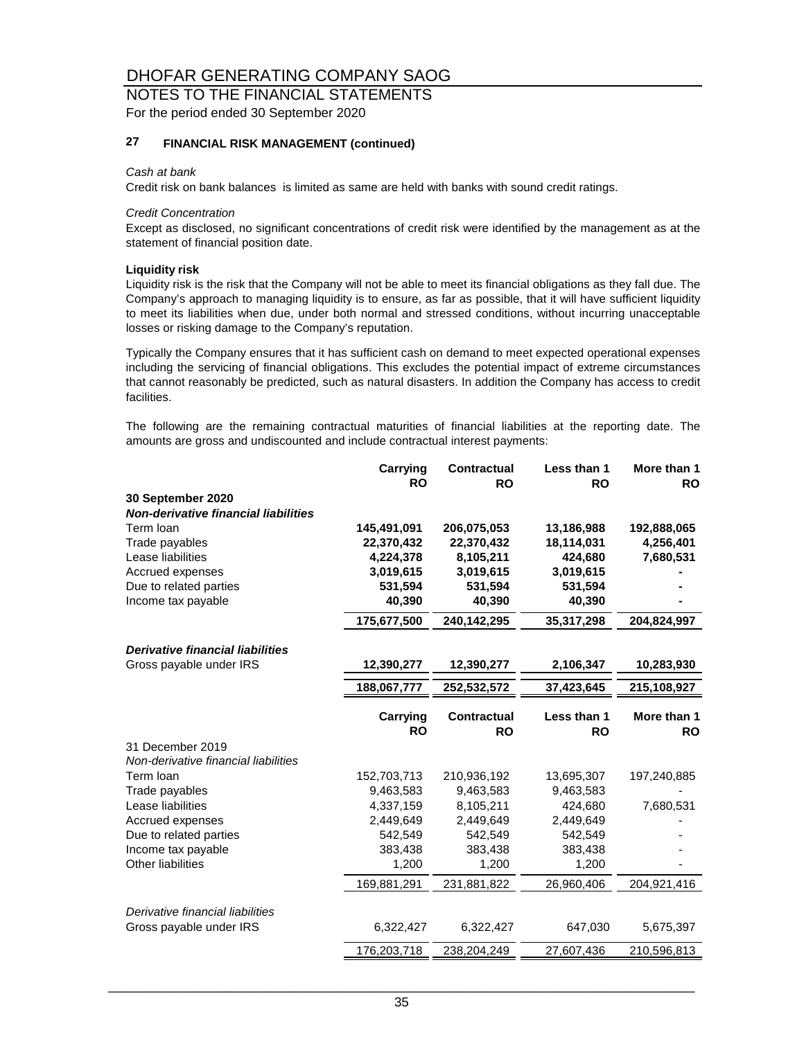# DHOFAR GENERATING COMPANY SAOG

## NOTES TO THE FINANCIAL STATEMENTS

For the period ended 30 September 2020

### 27 FINANCIAL RISK MANAGEMENT (continued)

*Cash at bank*

Credit risk on bank balances is limited as same are held with banks with sound credit ratings.

*Credit Concentration*

Except as disclosed, no significant concentrations of credit risk were identified by the management as at the statement of financial position date.

**Liquidity risk**

Liquidity risk is the risk that the Company will not be able to meet its financial obligations as they fall due. The Company's approach to managing liquidity is to ensure, as far as possible, that it will have sufficient liquidity to meet its liabilities when due, under both normal and stressed conditions, without incurring unacceptable losses or risking damage to the Company's reputation.

Typically the Company ensures that it has sufficient cash on demand to meet expected operational expenses including the servicing of financial obligations. This excludes the potential impact of extreme circumstances that cannot reasonably be predicted, such as natural disasters. In addition the Company has access to credit facilities.

The following are the remaining contractual maturities of financial liabilities at the reporting date. The amounts are gross and undiscounted and include contractual interest payments:

| | **Carrying RO** | **Contractual RO** | **Less than 1 RO** | **More than 1 RO** |
|---|---|---|---|---|
| **30 September 2020** | | | | |
| ***Non-derivative financial liabilities*** | | | | |
| Term loan | **145,491,091** | **206,075,053** | **13,186,988** | **192,888,065** |
| Trade payables | **22,370,432** | **22,370,432** | **18,114,031** | **4,256,401** |
| Lease liabilities | **4,224,378** | **8,105,211** | **424,680** | **7,680,531** |
| Accrued expenses | **3,019,615** | **3,019,615** | **3,019,615** | **-** |
| Due to related parties | **531,594** | **531,594** | **531,594** | **-** |
| Income tax payable | **40,390** | **40,390** | **40,390** | **-** |
| | **175,677,500** | **240,142,295** | **35,317,298** | **204,824,997** |
| ***Derivative financial liabilities*** | | | | |
| Gross payable under IRS | **12,390,277** | **12,390,277** | **2,106,347** | **10,283,930** |
| | **188,067,777** | **252,532,572** | **37,423,645** | **215,108,927** |

| | **Carrying RO** | **Contractual RO** | **Less than 1 RO** | **More than 1 RO** |
|---|---|---|---|---|
| 31 December 2019 | | | | |
| *Non-derivative financial liabilities* | | | | |
| Term loan | 152,703,713 | 210,936,192 | 13,695,307 | 197,240,885 |
| Trade payables | 9,463,583 | 9,463,583 | 9,463,583 | - |
| Lease liabilities | 4,337,159 | 8,105,211 | 424,680 | 7,680,531 |
| Accrued expenses | 2,449,649 | 2,449,649 | 2,449,649 | - |
| Due to related parties | 542,549 | 542,549 | 542,549 | - |
| Income tax payable | 383,438 | 383,438 | 383,438 | - |
| Other liabilities | 1,200 | 1,200 | 1,200 | - |
| | 169,881,291 | 231,881,822 | 26,960,406 | 204,921,416 |
| *Derivative financial liabilities* | | | | |
| Gross payable under IRS | 6,322,427 | 6,322,427 | 647,030 | 5,675,397 |
| | 176,203,718 | 238,204,249 | 27,607,436 | 210,596,813 |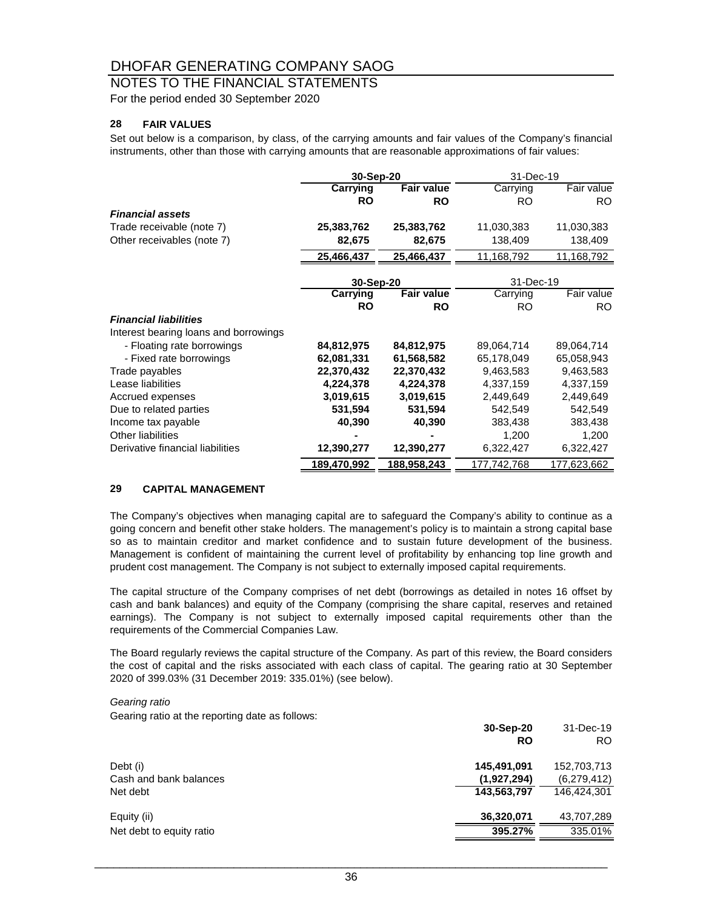# DHOFAR GENERATING COMPANY SAOG

## NOTES TO THE FINANCIAL STATEMENTS

For the period ended 30 September 2020

### 28 FAIR VALUES

Set out below is a comparison, by class, of the carrying amounts and fair values of the Company's financial instruments, other than those with carrying amounts that are reasonable approximations of fair values:

| | 30-Sep-20 | | 31-Dec-19 | |
|---|---|---|---|---|
| | **Carrying** | **Fair value** | Carrying | Fair value |
| | **RO** | **RO** | RO | RO |
| ***Financial assets*** | | | | |
| Trade receivable (note 7) | **25,383,762** | **25,383,762** | 11,030,383 | 11,030,383 |
| Other receivables (note 7) | **82,675** | **82,675** | 138,409 | 138,409 |
| | **25,466,437** | **25,466,437** | 11,168,792 | 11,168,792 |

| | 30-Sep-20 | | 31-Dec-19 | |
|---|---|---|---|---|
| | **Carrying** | **Fair value** | Carrying | Fair value |
| | **RO** | **RO** | RO | RO |
| ***Financial liabilities*** | | | | |
| Interest bearing loans and borrowings | | | | |
| - Floating rate borrowings | **84,812,975** | **84,812,975** | 89,064,714 | 89,064,714 |
| - Fixed rate borrowings | **62,081,331** | **61,568,582** | 65,178,049 | 65,058,943 |
| Trade payables | **22,370,432** | **22,370,432** | 9,463,583 | 9,463,583 |
| Lease liabilities | **4,224,378** | **4,224,378** | 4,337,159 | 4,337,159 |
| Accrued expenses | **3,019,615** | **3,019,615** | 2,449,649 | 2,449,649 |
| Due to related parties | **531,594** | **531,594** | 542,549 | 542,549 |
| Income tax payable | **40,390** | **40,390** | 383,438 | 383,438 |
| Other liabilities | **-** | **-** | 1,200 | 1,200 |
| Derivative financial liabilities | **12,390,277** | **12,390,277** | 6,322,427 | 6,322,427 |
| | **189,470,992** | **188,958,243** | 177,742,768 | 177,623,662 |

### 29 CAPITAL MANAGEMENT

The Company's objectives when managing capital are to safeguard the Company's ability to continue as a going concern and benefit other stake holders. The management's policy is to maintain a strong capital base so as to maintain creditor and market confidence and to sustain future development of the business. Management is confident of maintaining the current level of profitability by enhancing top line growth and prudent cost management. The Company is not subject to externally imposed capital requirements.

The capital structure of the Company comprises of net debt (borrowings as detailed in notes 16 offset by cash and bank balances) and equity of the Company (comprising the share capital, reserves and retained earnings). The Company is not subject to externally imposed capital requirements other than the requirements of the Commercial Companies Law.

The Board regularly reviews the capital structure of the Company. As part of this review, the Board considers the cost of capital and the risks associated with each class of capital. The gearing ratio at 30 September 2020 of 399.03% (31 December 2019: 335.01%) (see below).

*Gearing ratio*

Gearing ratio at the reporting date as follows:

| | 30-Sep-20 | 31-Dec-19 |
|---|---|---|
| | **RO** | RO |
| Debt (i) | **145,491,091** | 152,703,713 |
| Cash and bank balances | **(1,927,294)** | (6,279,412) |
| Net debt | **143,563,797** | 146,424,301 |
| Equity (ii) | **36,320,071** | 43,707,289 |
| Net debt to equity ratio | **395.27%** | 335.01% |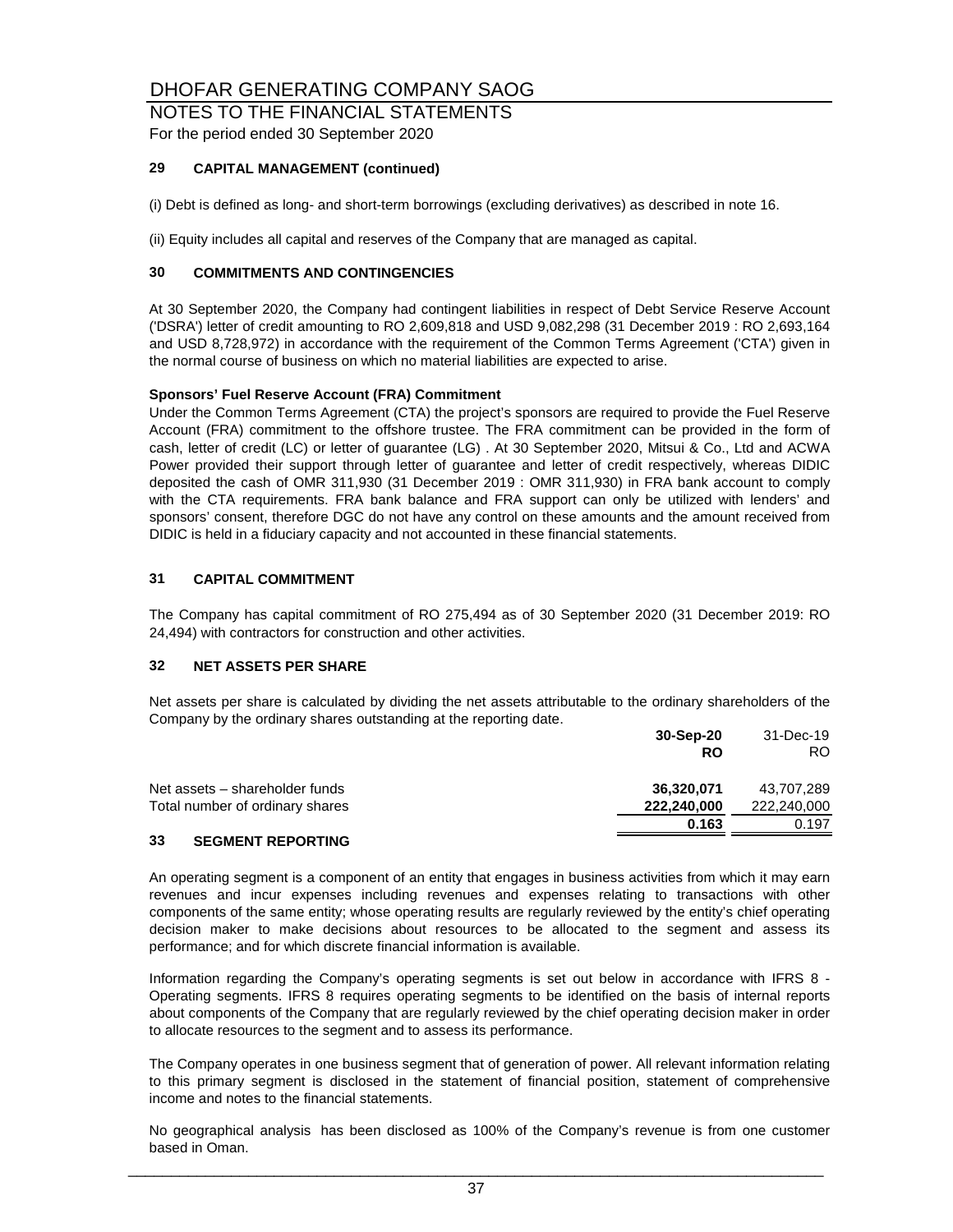# DHOFAR GENERATING COMPANY SAOG

## NOTES TO THE FINANCIAL STATEMENTS

For the period ended 30 September 2020

### 29 CAPITAL MANAGEMENT (continued)

(i) Debt is defined as long- and short-term borrowings (excluding derivatives) as described in note 16.

(ii) Equity includes all capital and reserves of the Company that are managed as capital.

### 30 COMMITMENTS AND CONTINGENCIES

At 30 September 2020, the Company had contingent liabilities in respect of Debt Service Reserve Account ('DSRA') letter of credit amounting to RO 2,609,818 and USD 9,082,298 (31 December 2019 : RO 2,693,164 and USD 8,728,972) in accordance with the requirement of the Common Terms Agreement ('CTA') given in the normal course of business on which no material liabilities are expected to arise.

**Sponsors' Fuel Reserve Account (FRA) Commitment**

Under the Common Terms Agreement (CTA) the project's sponsors are required to provide the Fuel Reserve Account (FRA) commitment to the offshore trustee. The FRA commitment can be provided in the form of cash, letter of credit (LC) or letter of guarantee (LG) . At 30 September 2020, Mitsui & Co., Ltd and ACWA Power provided their support through letter of guarantee and letter of credit respectively, whereas DIDIC deposited the cash of OMR 311,930 (31 December 2019 : OMR 311,930) in FRA bank account to comply with the CTA requirements. FRA bank balance and FRA support can only be utilized with lenders' and sponsors' consent, therefore DGC do not have any control on these amounts and the amount received from DIDIC is held in a fiduciary capacity and not accounted in these financial statements.

### 31 CAPITAL COMMITMENT

The Company has capital commitment of RO 275,494 as of 30 September 2020 (31 December 2019: RO 24,494) with contractors for construction and other activities.

### 32 NET ASSETS PER SHARE

Net assets per share is calculated by dividing the net assets attributable to the ordinary shareholders of the Company by the ordinary shares outstanding at the reporting date.

| | **30-Sep-20** | 31-Dec-19 |
|---|---|---|
| | **RO** | RO |
| Net assets – shareholder funds | **36,320,071** | 43,707,289 |
| Total number of ordinary shares | **222,240,000** | 222,240,000 |
| | **0.163** | 0.197 |

### 33 SEGMENT REPORTING

An operating segment is a component of an entity that engages in business activities from which it may earn revenues and incur expenses including revenues and expenses relating to transactions with other components of the same entity; whose operating results are regularly reviewed by the entity's chief operating decision maker to make decisions about resources to be allocated to the segment and assess its performance; and for which discrete financial information is available.

Information regarding the Company's operating segments is set out below in accordance with IFRS 8 - Operating segments. IFRS 8 requires operating segments to be identified on the basis of internal reports about components of the Company that are regularly reviewed by the chief operating decision maker in order to allocate resources to the segment and to assess its performance.

The Company operates in one business segment that of generation of power. All relevant information relating to this primary segment is disclosed in the statement of financial position, statement of comprehensive income and notes to the financial statements.

No geographical analysis has been disclosed as 100% of the Company's revenue is from one customer based in Oman.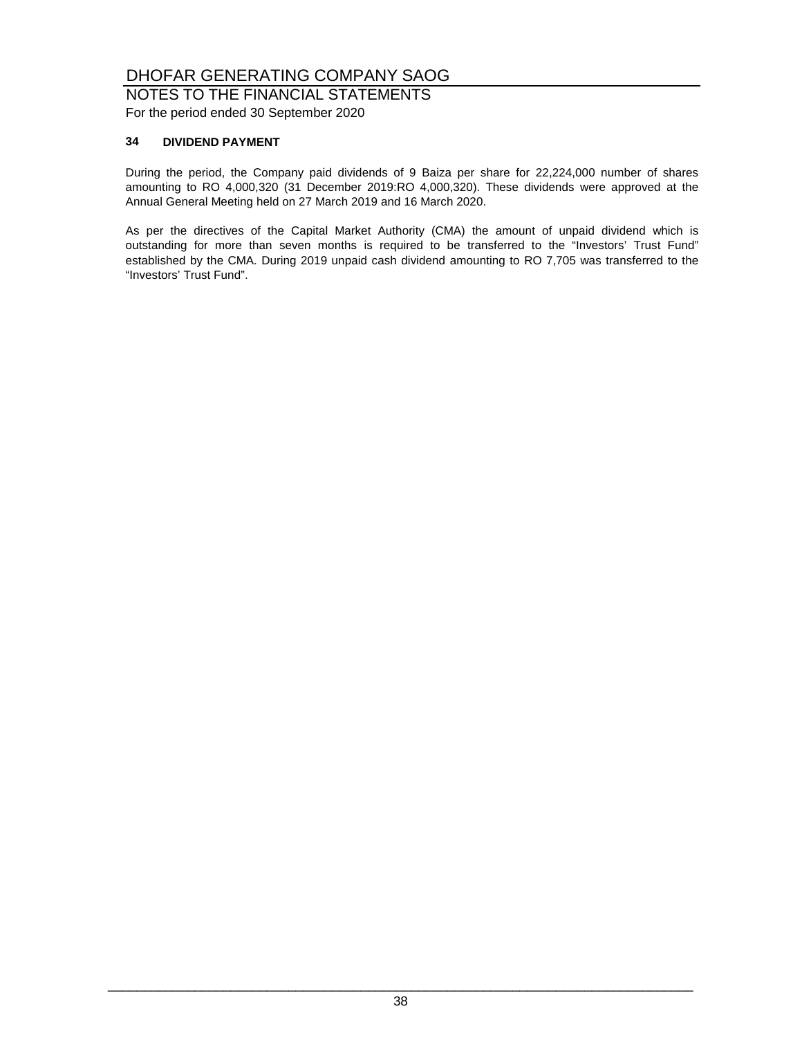## 34 DIVIDEND PAYMENT

During the period, the Company paid dividends of 9 Baiza per share for 22,224,000 number of shares amounting to RO 4,000,320 (31 December 2019:RO 4,000,320). These dividends were approved at the Annual General Meeting held on 27 March 2019 and 16 March 2020.

As per the directives of the Capital Market Authority (CMA) the amount of unpaid dividend which is outstanding for more than seven months is required to be transferred to the "Investors' Trust Fund" established by the CMA. During 2019 unpaid cash dividend amounting to RO 7,705 was transferred to the "Investors' Trust Fund".